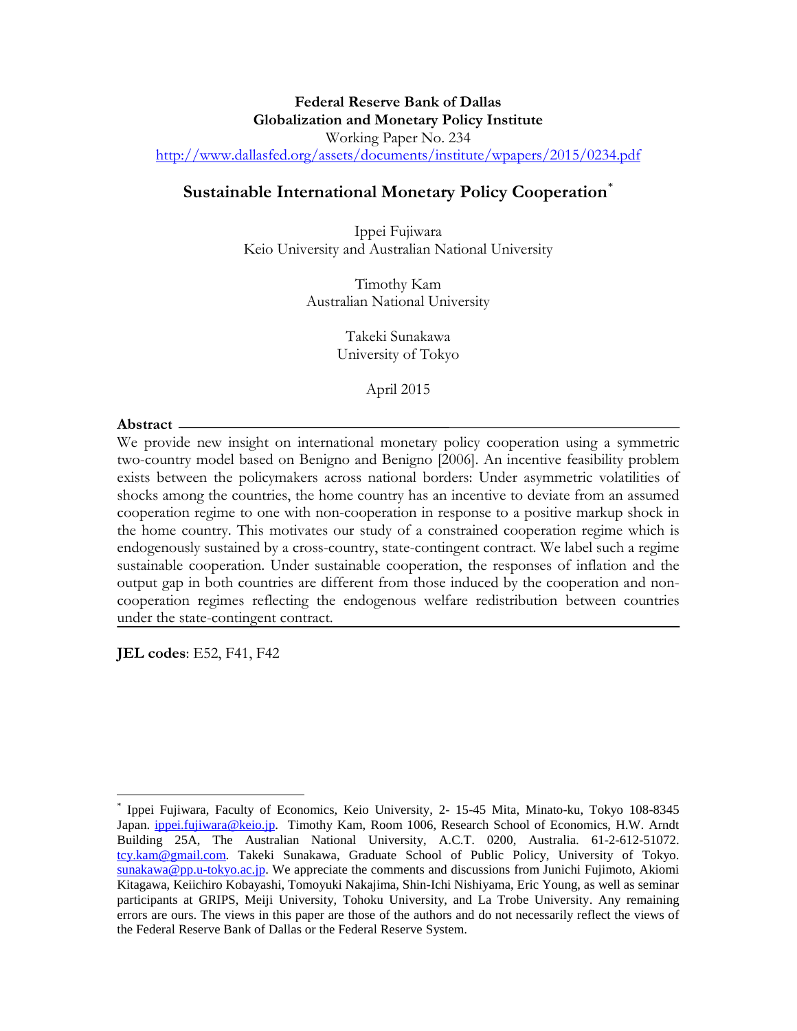**Federal Reserve Bank of Dallas**
**Globalization and Monetary Policy Institute**
Working Paper No. 234
http://www.dallasfed.org/assets/documents/institute/wpapers/2015/0234.pdf

# Sustainable International Monetary Policy Cooperation[*]

Ippei Fujiwara
Keio University and Australian National University

Timothy Kam
Australian National University

Takeki Sunakawa
University of Tokyo

April 2015

**Abstract**

We provide new insight on international monetary policy cooperation using a symmetric two-country model based on Benigno and Benigno [2006]. An incentive feasibility problem exists between the policymakers across national borders: Under asymmetric volatilities of shocks among the countries, the home country has an incentive to deviate from an assumed cooperation regime to one with non-cooperation in response to a positive markup shock in the home country. This motivates our study of a constrained cooperation regime which is endogenously sustained by a cross-country, state-contingent contract. We label such a regime sustainable cooperation. Under sustainable cooperation, the responses of inflation and the output gap in both countries are different from those induced by the cooperation and non-cooperation regimes reflecting the endogenous welfare redistribution between countries under the state-contingent contract.

**JEL codes**: E52, F41, F42

---

[*] Ippei Fujiwara, Faculty of Economics, Keio University, 2- 15-45 Mita, Minato-ku, Tokyo 108-8345 Japan. ippei.fujiwara@keio.jp. Timothy Kam, Room 1006, Research School of Economics, H.W. Arndt Building 25A, The Australian National University, A.C.T. 0200, Australia. 61-2-612-51072. tcy.kam@gmail.com. Takeki Sunakawa, Graduate School of Public Policy, University of Tokyo. sunakawa@pp.u-tokyo.ac.jp. We appreciate the comments and discussions from Junichi Fujimoto, Akiomi Kitagawa, Keiichiro Kobayashi, Tomoyuki Nakajima, Shin-Ichi Nishiyama, Eric Young, as well as seminar participants at GRIPS, Meiji University, Tohoku University, and La Trobe University. Any remaining errors are ours. The views in this paper are those of the authors and do not necessarily reflect the views of the Federal Reserve Bank of Dallas or the Federal Reserve System.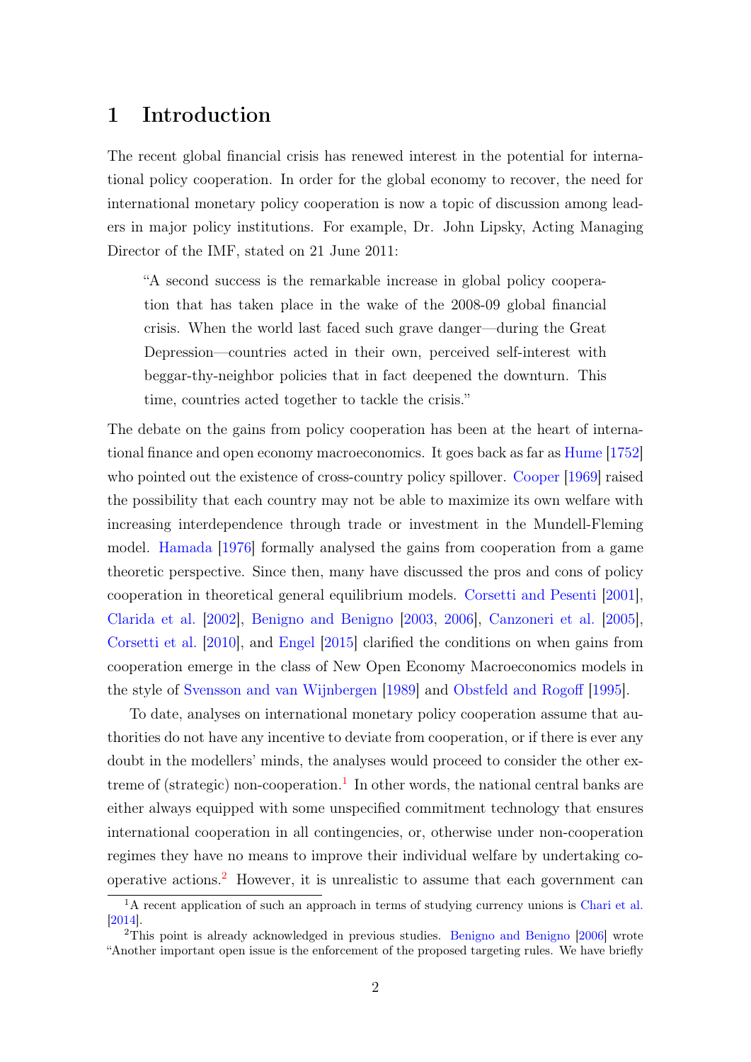# 1 Introduction

The recent global financial crisis has renewed interest in the potential for international policy cooperation. In order for the global economy to recover, the need for international monetary policy cooperation is now a topic of discussion among leaders in major policy institutions. For example, Dr. John Lipsky, Acting Managing Director of the IMF, stated on 21 June 2011:

> "A second success is the remarkable increase in global policy cooperation that has taken place in the wake of the 2008-09 global financial crisis. When the world last faced such grave danger—during the Great Depression—countries acted in their own, perceived self-interest with beggar-thy-neighbor policies that in fact deepened the downturn. This time, countries acted together to tackle the crisis."

The debate on the gains from policy cooperation has been at the heart of international finance and open economy macroeconomics. It goes back as far as Hume [1752] who pointed out the existence of cross-country policy spillover. Cooper [1969] raised the possibility that each country may not be able to maximize its own welfare with increasing interdependence through trade or investment in the Mundell-Fleming model. Hamada [1976] formally analysed the gains from cooperation from a game theoretic perspective. Since then, many have discussed the pros and cons of policy cooperation in theoretical general equilibrium models. Corsetti and Pesenti [2001], Clarida et al. [2002], Benigno and Benigno [2003, 2006], Canzoneri et al. [2005], Corsetti et al. [2010], and Engel [2015] clarified the conditions on when gains from cooperation emerge in the class of New Open Economy Macroeconomics models in the style of Svensson and van Wijnbergen [1989] and Obstfeld and Rogoff [1995].

To date, analyses on international monetary policy cooperation assume that authorities do not have any incentive to deviate from cooperation, or if there is ever any doubt in the modellers' minds, the analyses would proceed to consider the other extreme of (strategic) non-cooperation.[1] In other words, the national central banks are either always equipped with some unspecified commitment technology that ensures international cooperation in all contingencies, or, otherwise under non-cooperation regimes they have no means to improve their individual welfare by undertaking cooperative actions.[2] However, it is unrealistic to assume that each government can

[1] A recent application of such an approach in terms of studying currency unions is Chari et al. [2014].

[2] This point is already acknowledged in previous studies. Benigno and Benigno [2006] wrote "Another important open issue is the enforcement of the proposed targeting rules. We have briefly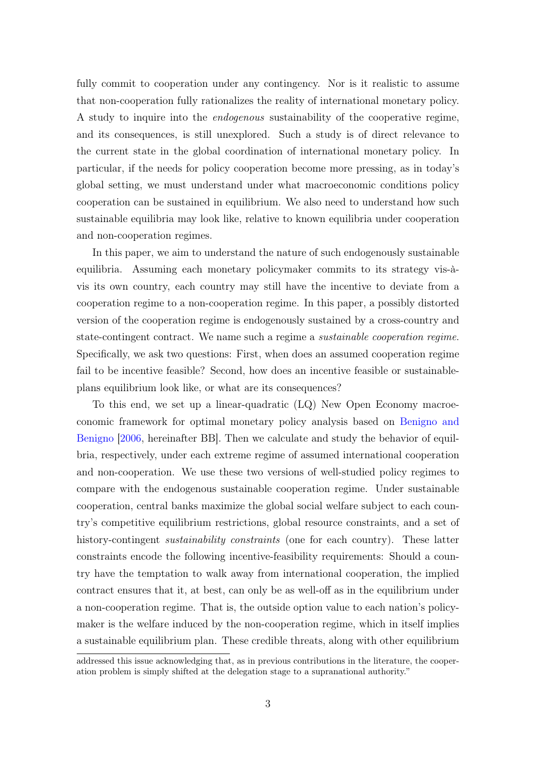fully commit to cooperation under any contingency. Nor is it realistic to assume that non-cooperation fully rationalizes the reality of international monetary policy. A study to inquire into the *endogenous* sustainability of the cooperative regime, and its consequences, is still unexplored. Such a study is of direct relevance to the current state in the global coordination of international monetary policy. In particular, if the needs for policy cooperation become more pressing, as in today's global setting, we must understand under what macroeconomic conditions policy cooperation can be sustained in equilibrium. We also need to understand how such sustainable equilibria may look like, relative to known equilibria under cooperation and non-cooperation regimes.

In this paper, we aim to understand the nature of such endogenously sustainable equilibria. Assuming each monetary policymaker commits to its strategy vis-à-vis its own country, each country may still have the incentive to deviate from a cooperation regime to a non-cooperation regime. In this paper, a possibly distorted version of the cooperation regime is endogenously sustained by a cross-country and state-contingent contract. We name such a regime a *sustainable cooperation regime*. Specifically, we ask two questions: First, when does an assumed cooperation regime fail to be incentive feasible? Second, how does an incentive feasible or sustainable-plans equilibrium look like, or what are its consequences?

To this end, we set up a linear-quadratic (LQ) New Open Economy macroeconomic framework for optimal monetary policy analysis based on Benigno and Benigno [2006, hereinafter BB]. Then we calculate and study the behavior of equilibria, respectively, under each extreme regime of assumed international cooperation and non-cooperation. We use these two versions of well-studied policy regimes to compare with the endogenous sustainable cooperation regime. Under sustainable cooperation, central banks maximize the global social welfare subject to each country's competitive equilibrium restrictions, global resource constraints, and a set of history-contingent *sustainability constraints* (one for each country). These latter constraints encode the following incentive-feasibility requirements: Should a country have the temptation to walk away from international cooperation, the implied contract ensures that it, at best, can only be as well-off as in the equilibrium under a non-cooperation regime. That is, the outside option value to each nation's policymaker is the welfare induced by the non-cooperation regime, which in itself implies a sustainable equilibrium plan. These credible threats, along with other equilibrium

addressed this issue acknowledging that, as in previous contributions in the literature, the cooperation problem is simply shifted at the delegation stage to a supranational authority."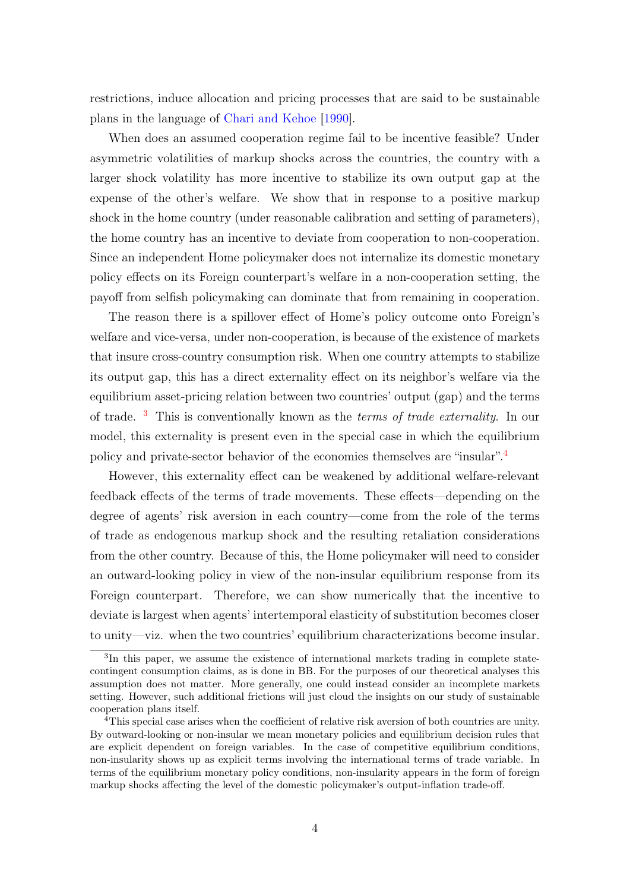restrictions, induce allocation and pricing processes that are said to be sustainable plans in the language of Chari and Kehoe [1990].

When does an assumed cooperation regime fail to be incentive feasible? Under asymmetric volatilities of markup shocks across the countries, the country with a larger shock volatility has more incentive to stabilize its own output gap at the expense of the other's welfare. We show that in response to a positive markup shock in the home country (under reasonable calibration and setting of parameters), the home country has an incentive to deviate from cooperation to non-cooperation. Since an independent Home policymaker does not internalize its domestic monetary policy effects on its Foreign counterpart's welfare in a non-cooperation setting, the payoff from selfish policymaking can dominate that from remaining in cooperation.

The reason there is a spillover effect of Home's policy outcome onto Foreign's welfare and vice-versa, under non-cooperation, is because of the existence of markets that insure cross-country consumption risk. When one country attempts to stabilize its output gap, this has a direct externality effect on its neighbor's welfare via the equilibrium asset-pricing relation between two countries' output (gap) and the terms of trade. [3] This is conventionally known as the *terms of trade externality*. In our model, this externality is present even in the special case in which the equilibrium policy and private-sector behavior of the economies themselves are "insular".[4]

However, this externality effect can be weakened by additional welfare-relevant feedback effects of the terms of trade movements. These effects—depending on the degree of agents' risk aversion in each country—come from the role of the terms of trade as endogenous markup shock and the resulting retaliation considerations from the other country. Because of this, the Home policymaker will need to consider an outward-looking policy in view of the non-insular equilibrium response from its Foreign counterpart. Therefore, we can show numerically that the incentive to deviate is largest when agents' intertemporal elasticity of substitution becomes closer to unity—viz. when the two countries' equilibrium characterizations become insular.

---

[3] In this paper, we assume the existence of international markets trading in complete state-contingent consumption claims, as is done in BB. For the purposes of our theoretical analyses this assumption does not matter. More generally, one could instead consider an incomplete markets setting. However, such additional frictions will just cloud the insights on our study of sustainable cooperation plans itself.

[4] This special case arises when the coefficient of relative risk aversion of both countries are unity. By outward-looking or non-insular we mean monetary policies and equilibrium decision rules that are explicit dependent on foreign variables. In the case of competitive equilibrium conditions, non-insularity shows up as explicit terms involving the international terms of trade variable. In terms of the equilibrium monetary policy conditions, non-insularity appears in the form of foreign markup shocks affecting the level of the domestic policymaker's output-inflation trade-off.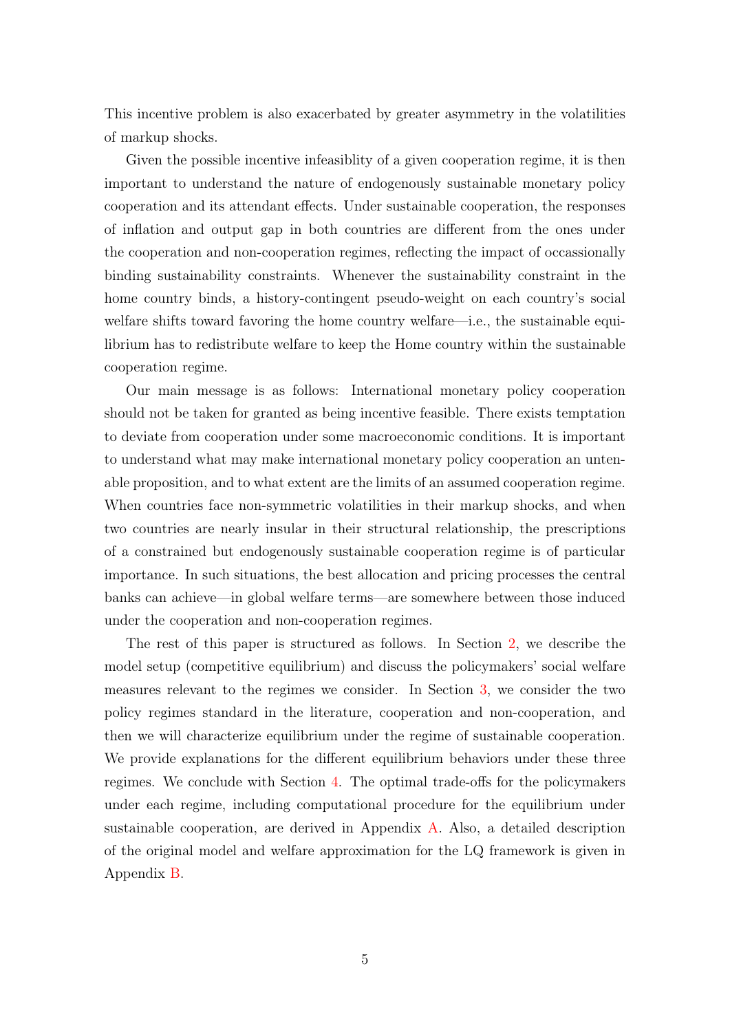This incentive problem is also exacerbated by greater asymmetry in the volatilities of markup shocks.

Given the possible incentive infeasiblity of a given cooperation regime, it is then important to understand the nature of endogenously sustainable monetary policy cooperation and its attendant effects. Under sustainable cooperation, the responses of inflation and output gap in both countries are different from the ones under the cooperation and non-cooperation regimes, reflecting the impact of occassionally binding sustainability constraints. Whenever the sustainability constraint in the home country binds, a history-contingent pseudo-weight on each country's social welfare shifts toward favoring the home country welfare—i.e., the sustainable equilibrium has to redistribute welfare to keep the Home country within the sustainable cooperation regime.

Our main message is as follows: International monetary policy cooperation should not be taken for granted as being incentive feasible. There exists temptation to deviate from cooperation under some macroeconomic conditions. It is important to understand what may make international monetary policy cooperation an untenable proposition, and to what extent are the limits of an assumed cooperation regime. When countries face non-symmetric volatilities in their markup shocks, and when two countries are nearly insular in their structural relationship, the prescriptions of a constrained but endogenously sustainable cooperation regime is of particular importance. In such situations, the best allocation and pricing processes the central banks can achieve—in global welfare terms—are somewhere between those induced under the cooperation and non-cooperation regimes.

The rest of this paper is structured as follows. In Section 2, we describe the model setup (competitive equilibrium) and discuss the policymakers' social welfare measures relevant to the regimes we consider. In Section 3, we consider the two policy regimes standard in the literature, cooperation and non-cooperation, and then we will characterize equilibrium under the regime of sustainable cooperation. We provide explanations for the different equilibrium behaviors under these three regimes. We conclude with Section 4. The optimal trade-offs for the policymakers under each regime, including computational procedure for the equilibrium under sustainable cooperation, are derived in Appendix A. Also, a detailed description of the original model and welfare approximation for the LQ framework is given in Appendix B.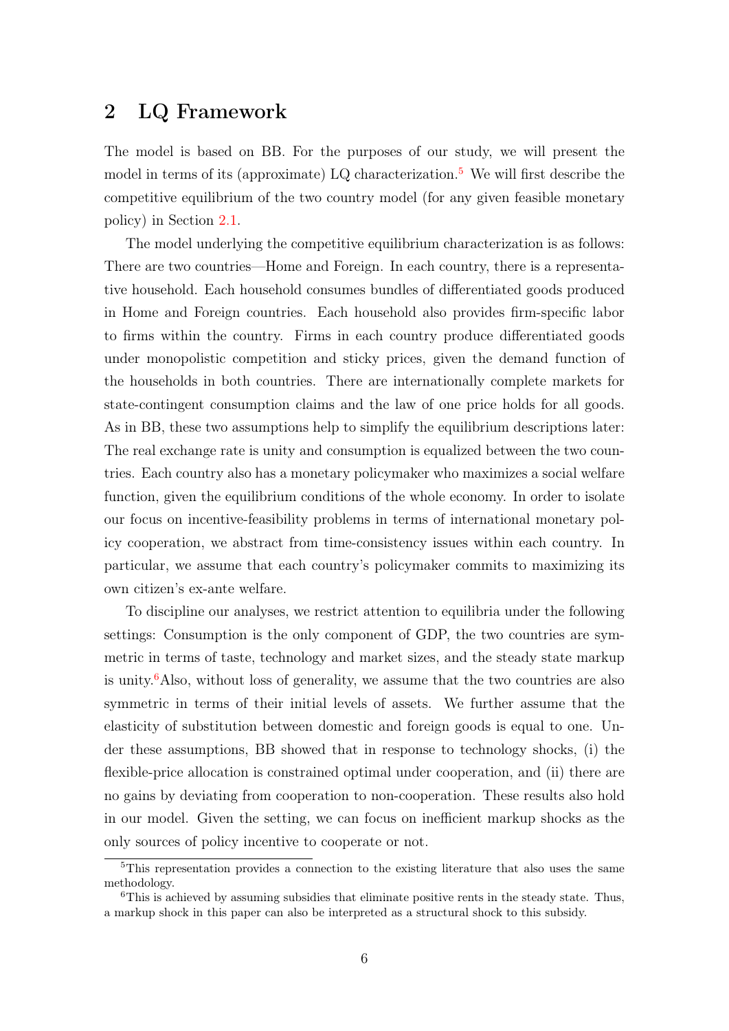## 2 LQ Framework

The model is based on BB. For the purposes of our study, we will present the model in terms of its (approximate) LQ characterization.[5] We will first describe the competitive equilibrium of the two country model (for any given feasible monetary policy) in Section 2.1.

The model underlying the competitive equilibrium characterization is as follows: There are two countries—Home and Foreign. In each country, there is a representative household. Each household consumes bundles of differentiated goods produced in Home and Foreign countries. Each household also provides firm-specific labor to firms within the country. Firms in each country produce differentiated goods under monopolistic competition and sticky prices, given the demand function of the households in both countries. There are internationally complete markets for state-contingent consumption claims and the law of one price holds for all goods. As in BB, these two assumptions help to simplify the equilibrium descriptions later: The real exchange rate is unity and consumption is equalized between the two countries. Each country also has a monetary policymaker who maximizes a social welfare function, given the equilibrium conditions of the whole economy. In order to isolate our focus on incentive-feasibility problems in terms of international monetary policy cooperation, we abstract from time-consistency issues within each country. In particular, we assume that each country's policymaker commits to maximizing its own citizen's ex-ante welfare.

To discipline our analyses, we restrict attention to equilibria under the following settings: Consumption is the only component of GDP, the two countries are symmetric in terms of taste, technology and market sizes, and the steady state markup is unity.[6] Also, without loss of generality, we assume that the two countries are also symmetric in terms of their initial levels of assets. We further assume that the elasticity of substitution between domestic and foreign goods is equal to one. Under these assumptions, BB showed that in response to technology shocks, (i) the flexible-price allocation is constrained optimal under cooperation, and (ii) there are no gains by deviating from cooperation to non-cooperation. These results also hold in our model. Given the setting, we can focus on inefficient markup shocks as the only sources of policy incentive to cooperate or not.

[5] This representation provides a connection to the existing literature that also uses the same methodology.

[6] This is achieved by assuming subsidies that eliminate positive rents in the steady state. Thus, a markup shock in this paper can also be interpreted as a structural shock to this subsidy.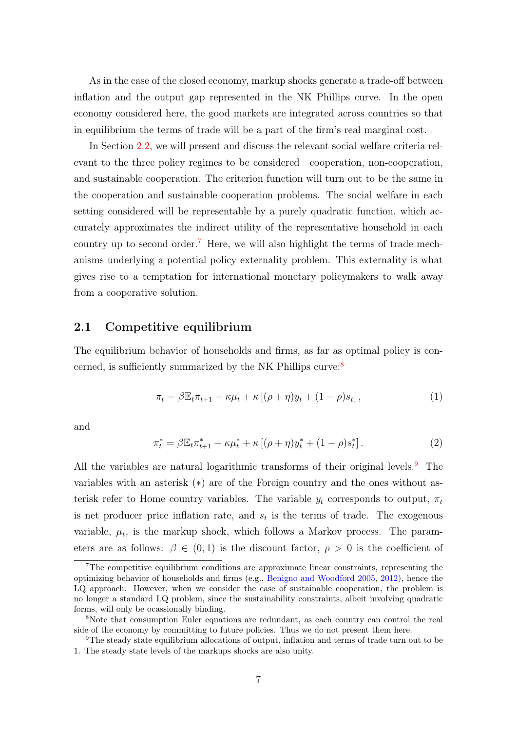As in the case of the closed economy, markup shocks generate a trade-off between inflation and the output gap represented in the NK Phillips curve. In the open economy considered here, the good markets are integrated across countries so that in equilibrium the terms of trade will be a part of the firm's real marginal cost.

In Section 2.2, we will present and discuss the relevant social welfare criteria relevant to the three policy regimes to be considered—cooperation, non-cooperation, and sustainable cooperation. The criterion function will turn out to be the same in the cooperation and sustainable cooperation problems. The social welfare in each setting considered will be representable by a purely quadratic function, which accurately approximates the indirect utility of the representative household in each country up to second order.[7] Here, we will also highlight the terms of trade mechanisms underlying a potential policy externality problem. This externality is what gives rise to a temptation for international monetary policymakers to walk away from a cooperative solution.

## 2.1 Competitive equilibrium

The equilibrium behavior of households and firms, as far as optimal policy is concerned, is sufficiently summarized by the NK Phillips curve:[8]

$$\pi_t = \beta \mathbb{E}_t \pi_{t+1} + \kappa \mu_t + \kappa \left[ (\rho + \eta) y_t + (1 - \rho) s_t \right], \tag{1}$$

and

$$\pi_t^* = \beta \mathbb{E}_t \pi_{t+1}^* + \kappa \mu_t^* + \kappa \left[ (\rho + \eta) y_t^* + (1 - \rho) s_t^* \right]. \tag{2}$$

All the variables are natural logarithmic transforms of their original levels.[9] The variables with an asterisk ($*$) are of the Foreign country and the ones without asterisk refer to Home country variables. The variable $y_t$ corresponds to output, $\pi_t$ is net producer price inflation rate, and $s_t$ is the terms of trade. The exogenous variable, $\mu_t$, is the markup shock, which follows a Markov process. The parameters are as follows: $\beta \in (0, 1)$ is the discount factor, $\rho > 0$ is the coefficient of

---

[7] The competitive equilibrium conditions are approximate linear constraints, representing the optimizing behavior of households and firms (e.g., Benigno and Woodford 2005, 2012), hence the LQ approach. However, when we consider the case of sustainable cooperation, the problem is no longer a standard LQ problem, since the sustainability constraints, albeit involving quadratic forms, will only be ocassionally binding.

[8] Note that consumption Euler equations are redundant, as each country can control the real side of the economy by committing to future policies. Thus we do not present them here.

[9] The steady state equilibrium allocations of output, inflation and terms of trade turn out to be 1. The steady state levels of the markups shocks are also unity.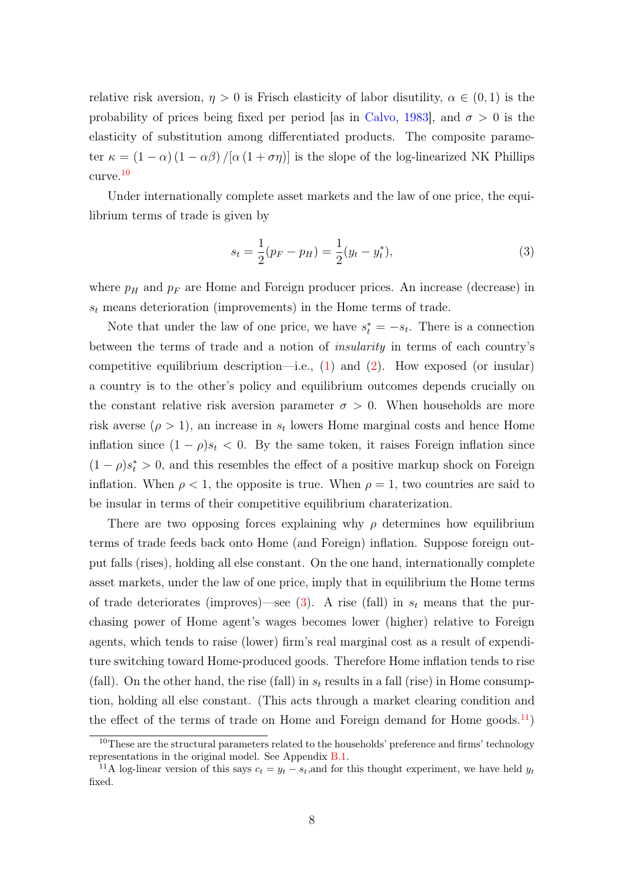relative risk aversion, $\eta > 0$ is Frisch elasticity of labor disutility, $\alpha \in (0, 1)$ is the probability of prices being fixed per period [as in Calvo, 1983], and $\sigma > 0$ is the elasticity of substitution among differentiated products. The composite parameter $\kappa = (1-\alpha)(1-\alpha\beta)/[\alpha(1+\sigma\eta)]$ is the slope of the log-linearized NK Phillips curve.[10]

Under internationally complete asset markets and the law of one price, the equilibrium terms of trade is given by

$$s_t = \frac{1}{2}(p_F - p_H) = \frac{1}{2}(y_t - y_t^*), \tag{3}$$

where $p_H$ and $p_F$ are Home and Foreign producer prices. An increase (decrease) in $s_t$ means deterioration (improvements) in the Home terms of trade.

Note that under the law of one price, we have $s_t^* = -s_t$. There is a connection between the terms of trade and a notion of *insularity* in terms of each country's competitive equilibrium description—i.e., (1) and (2). How exposed (or insular) a country is to the other's policy and equilibrium outcomes depends crucially on the constant relative risk aversion parameter $\sigma > 0$. When households are more risk averse ($\rho > 1$), an increase in $s_t$ lowers Home marginal costs and hence Home inflation since $(1-\rho)s_t < 0$. By the same token, it raises Foreign inflation since $(1-\rho)s_t^* > 0$, and this resembles the effect of a positive markup shock on Foreign inflation. When $\rho < 1$, the opposite is true. When $\rho = 1$, two countries are said to be insular in terms of their competitive equilibrium charaterization.

There are two opposing forces explaining why $\rho$ determines how equilibrium terms of trade feeds back onto Home (and Foreign) inflation. Suppose foreign output falls (rises), holding all else constant. On the one hand, internationally complete asset markets, under the law of one price, imply that in equilibrium the Home terms of trade deteriorates (improves)—see (3). A rise (fall) in $s_t$ means that the purchasing power of Home agent's wages becomes lower (higher) relative to Foreign agents, which tends to raise (lower) firm's real marginal cost as a result of expenditure switching toward Home-produced goods. Therefore Home inflation tends to rise (fall). On the other hand, the rise (fall) in $s_t$ results in a fall (rise) in Home consumption, holding all else constant. (This acts through a market clearing condition and the effect of the terms of trade on Home and Foreign demand for Home goods.[11])

[10] These are the structural parameters related to the households' preference and firms' technology representations in the original model. See Appendix B.1.

[11] A log-linear version of this says $c_t = y_t - s_t$, and for this thought experiment, we have held $y_t$ fixed.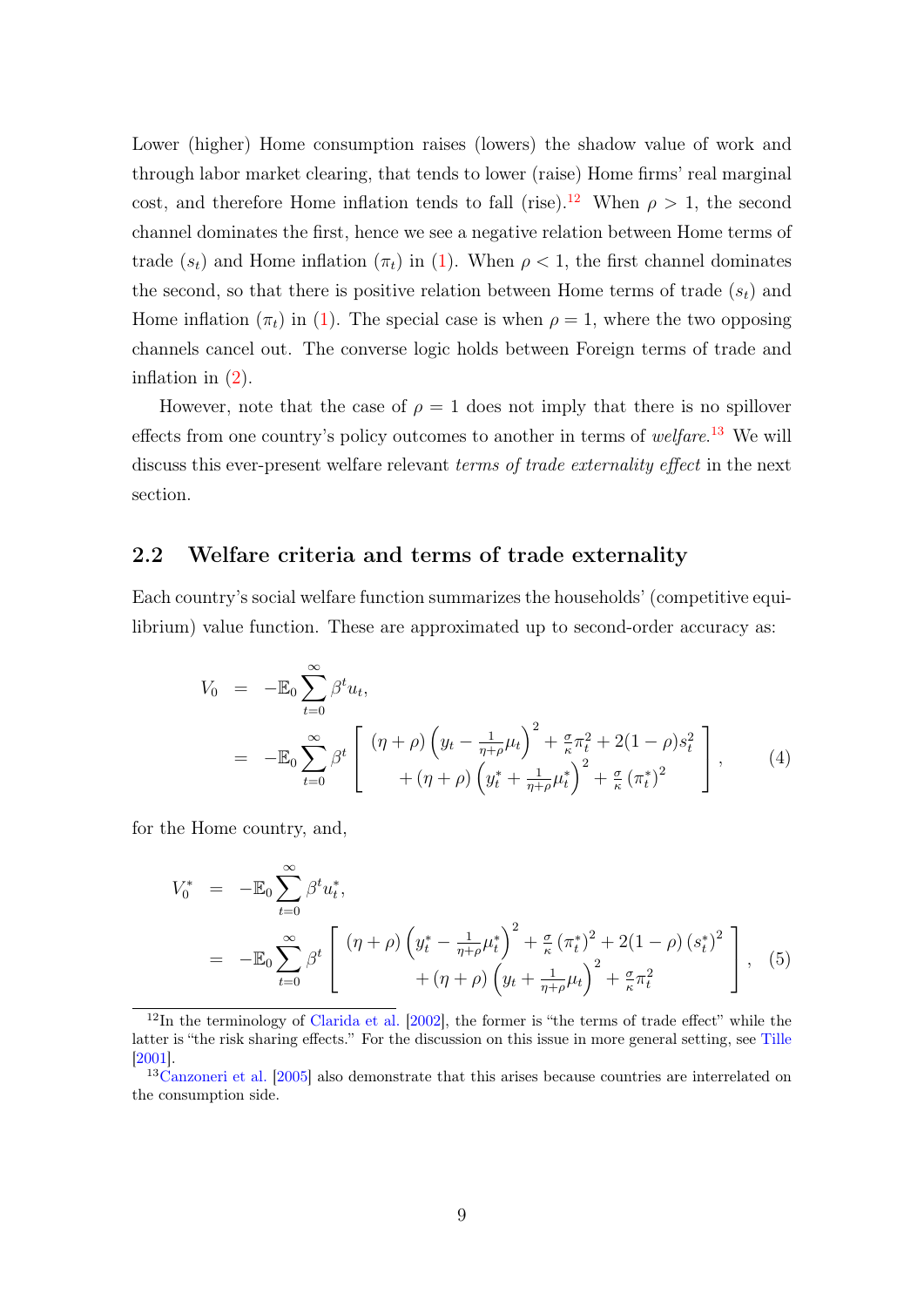Lower (higher) Home consumption raises (lowers) the shadow value of work and through labor market clearing, that tends to lower (raise) Home firms' real marginal cost, and therefore Home inflation tends to fall (rise).[12] When $\rho > 1$, the second channel dominates the first, hence we see a negative relation between Home terms of trade ($s_t$) and Home inflation ($\pi_t$) in (1). When $\rho < 1$, the first channel dominates the second, so that there is positive relation between Home terms of trade ($s_t$) and Home inflation ($\pi_t$) in (1). The special case is when $\rho = 1$, where the two opposing channels cancel out. The converse logic holds between Foreign terms of trade and inflation in (2).

However, note that the case of $\rho = 1$ does not imply that there is no spillover effects from one country's policy outcomes to another in terms of *welfare*.[13] We will discuss this ever-present welfare relevant *terms of trade externality effect* in the next section.

## 2.2 Welfare criteria and terms of trade externality

Each country's social welfare function summarizes the households' (competitive equilibrium) value function. These are approximated up to second-order accuracy as:

$$
\begin{aligned}
V_0 &= -\mathbb{E}_0 \sum_{t=0}^{\infty} \beta^t u_t, \\
&= -\mathbb{E}_0 \sum_{t=0}^{\infty} \beta^t \left[ \begin{array}{c} (\eta+\rho)\left(y_t - \frac{1}{\eta+\rho}\mu_t\right)^2 + \frac{\sigma}{\kappa}\pi_t^2 + 2(1-\rho)s_t^2 \\ + (\eta+\rho)\left(y_t^* + \frac{1}{\eta+\rho}\mu_t^*\right)^2 + \frac{\sigma}{\kappa}\left(\pi_t^*\right)^2 \end{array} \right],
\end{aligned}
\tag{4}
$$

for the Home country, and,

$$
\begin{aligned}
V_0^* &= -\mathbb{E}_0 \sum_{t=0}^{\infty} \beta^t u_t^*, \\
&= -\mathbb{E}_0 \sum_{t=0}^{\infty} \beta^t \left[ \begin{array}{c} (\eta+\rho)\left(y_t^* - \frac{1}{\eta+\rho}\mu_t^*\right)^2 + \frac{\sigma}{\kappa}\left(\pi_t^*\right)^2 + 2(1-\rho)\left(s_t^*\right)^2 \\ + (\eta+\rho)\left(y_t + \frac{1}{\eta+\rho}\mu_t\right)^2 + \frac{\sigma}{\kappa}\pi_t^2 \end{array} \right],
\end{aligned}
\tag{5}
$$

[12] In the terminology of Clarida et al. [2002], the former is "the terms of trade effect" while the latter is "the risk sharing effects." For the discussion on this issue in more general setting, see Tille [2001].

[13] Canzoneri et al. [2005] also demonstrate that this arises because countries are interrelated on the consumption side.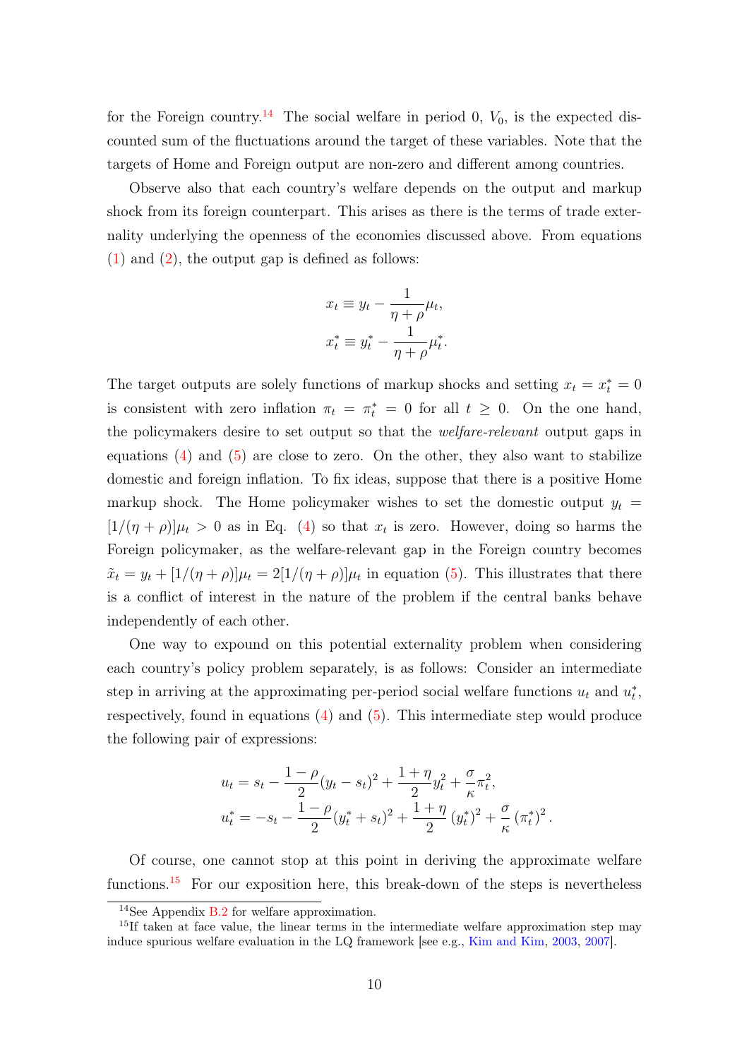for the Foreign country.[14] The social welfare in period 0, $V_0$, is the expected discounted sum of the fluctuations around the target of these variables. Note that the targets of Home and Foreign output are non-zero and different among countries.

Observe also that each country's welfare depends on the output and markup shock from its foreign counterpart. This arises as there is the terms of trade externality underlying the openness of the economies discussed above. From equations (1) and (2), the output gap is defined as follows:

$$x_t \equiv y_t - \frac{1}{\eta+\rho}\mu_t,$$
$$x_t^* \equiv y_t^* - \frac{1}{\eta+\rho}\mu_t^*.$$

The target outputs are solely functions of markup shocks and setting $x_t = x_t^* = 0$ is consistent with zero inflation $\pi_t = \pi_t^* = 0$ for all $t \geq 0$. On the one hand, the policymakers desire to set output so that the *welfare-relevant* output gaps in equations (4) and (5) are close to zero. On the other, they also want to stabilize domestic and foreign inflation. To fix ideas, suppose that there is a positive Home markup shock. The Home policymaker wishes to set the domestic output $y_t = [1/(\eta+\rho)]\mu_t > 0$ as in Eq. (4) so that $x_t$ is zero. However, doing so harms the Foreign policymaker, as the welfare-relevant gap in the Foreign country becomes $\tilde{x}_t = y_t + [1/(\eta+\rho)]\mu_t = 2[1/(\eta+\rho)]\mu_t$ in equation (5). This illustrates that there is a conflict of interest in the nature of the problem if the central banks behave independently of each other.

One way to expound on this potential externality problem when considering each country's policy problem separately, is as follows: Consider an intermediate step in arriving at the approximating per-period social welfare functions $u_t$ and $u_t^*$, respectively, found in equations (4) and (5). This intermediate step would produce the following pair of expressions:

$$u_t = s_t - \frac{1-\rho}{2}(y_t - s_t)^2 + \frac{1+\eta}{2}y_t^2 + \frac{\sigma}{\kappa}\pi_t^2,$$
$$u_t^* = -s_t - \frac{1-\rho}{2}(y_t^* + s_t)^2 + \frac{1+\eta}{2}\left(y_t^*\right)^2 + \frac{\sigma}{\kappa}\left(\pi_t^*\right)^2.$$

Of course, one cannot stop at this point in deriving the approximate welfare functions.[15] For our exposition here, this break-down of the steps is nevertheless

[14] See Appendix B.2 for welfare approximation.

[15] If taken at face value, the linear terms in the intermediate welfare approximation step may induce spurious welfare evaluation in the LQ framework [see e.g., Kim and Kim, 2003, 2007].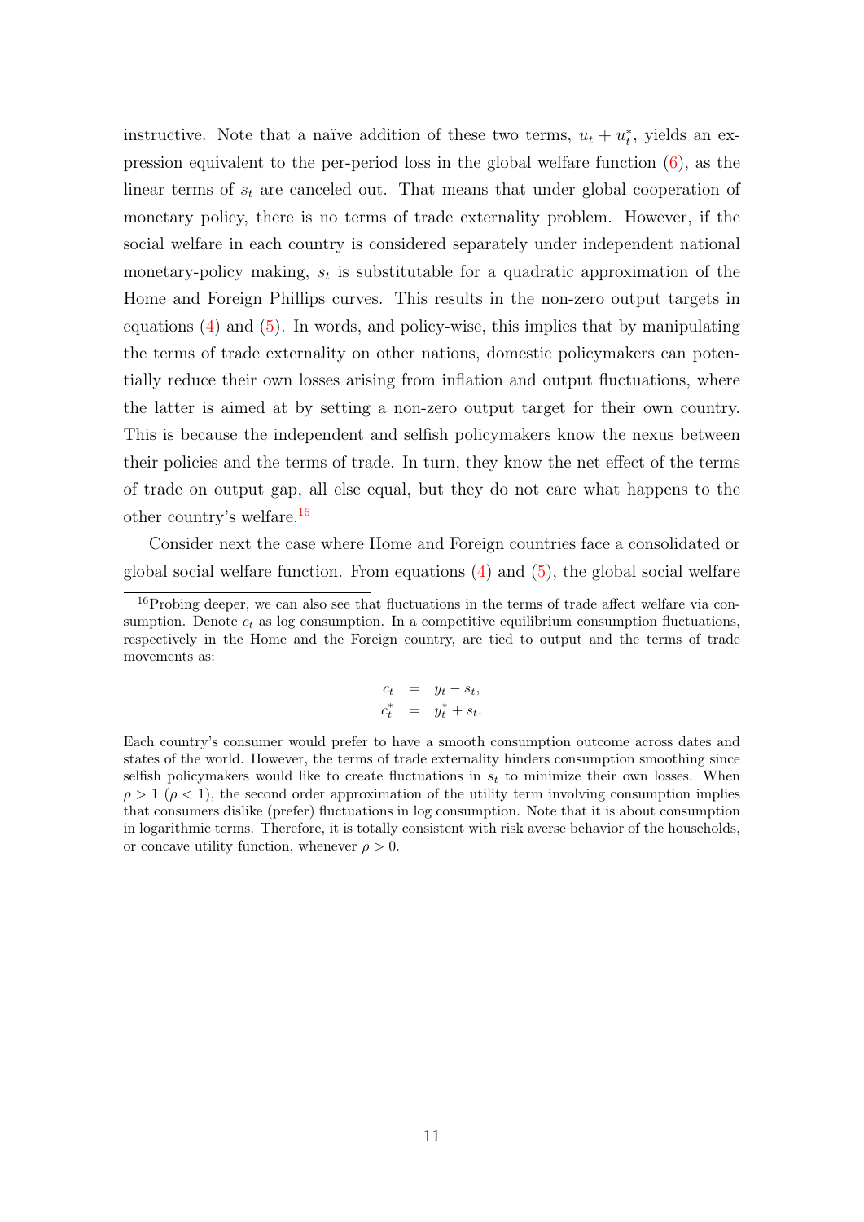instructive. Note that a naïve addition of these two terms, $u_t + u_t^*$, yields an expression equivalent to the per-period loss in the global welfare function (6), as the linear terms of $s_t$ are canceled out. That means that under global cooperation of monetary policy, there is no terms of trade externality problem. However, if the social welfare in each country is considered separately under independent national monetary-policy making, $s_t$ is substitutable for a quadratic approximation of the Home and Foreign Phillips curves. This results in the non-zero output targets in equations (4) and (5). In words, and policy-wise, this implies that by manipulating the terms of trade externality on other nations, domestic policymakers can potentially reduce their own losses arising from inflation and output fluctuations, where the latter is aimed at by setting a non-zero output target for their own country. This is because the independent and selfish policymakers know the nexus between their policies and the terms of trade. In turn, they know the net effect of the terms of trade on output gap, all else equal, but they do not care what happens to the other country's welfare.[16]

Consider next the case where Home and Foreign countries face a consolidated or global social welfare function. From equations (4) and (5), the global social welfare

[16] Probing deeper, we can also see that fluctuations in the terms of trade affect welfare via consumption. Denote $c_t$ as log consumption. In a competitive equilibrium consumption fluctuations, respectively in the Home and the Foreign country, are tied to output and the terms of trade movements as:

$$
\begin{aligned}
c_t &= y_t - s_t, \\
c_t^* &= y_t^* + s_t.
\end{aligned}
$$

Each country's consumer would prefer to have a smooth consumption outcome across dates and states of the world. However, the terms of trade externality hinders consumption smoothing since selfish policymakers would like to create fluctuations in $s_t$ to minimize their own losses. When $\rho > 1$ ($\rho < 1$), the second order approximation of the utility term involving consumption implies that consumers dislike (prefer) fluctuations in log consumption. Note that it is about consumption in logarithmic terms. Therefore, it is totally consistent with risk averse behavior of the households, or concave utility function, whenever $\rho > 0$.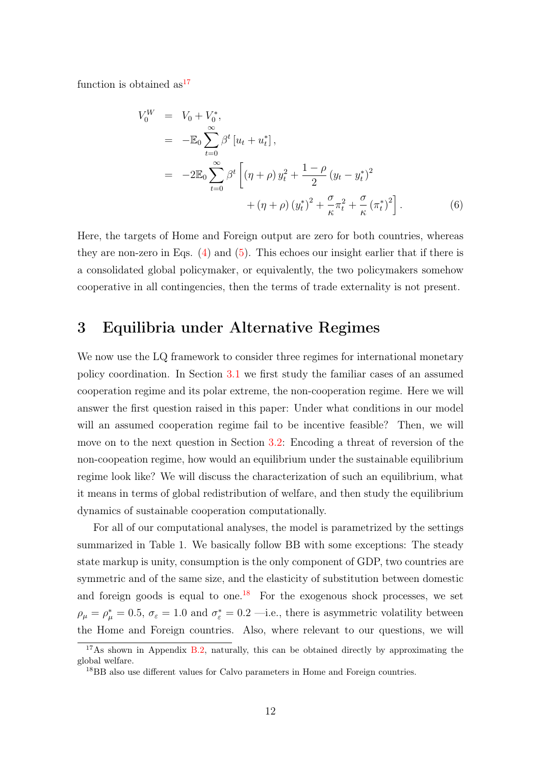function is obtained as[17]

$$
\begin{aligned}
V_0^W &= V_0 + V_0^*, \\
&= -\mathbb{E}_0 \sum_{t=0}^{\infty} \beta^t \left[ u_t + u_t^* \right], \\
&= -2\mathbb{E}_0 \sum_{t=0}^{\infty} \beta^t \left[ (\eta + \rho) y_t^2 + \frac{1-\rho}{2} (y_t - y_t^*)^2 \right. \\
&\qquad \left. + (\eta + \rho) (y_t^*)^2 + \frac{\sigma}{\kappa} \pi_t^2 + \frac{\sigma}{\kappa} (\pi_t^*)^2 \right].
\end{aligned} \tag{6}
$$

Here, the targets of Home and Foreign output are zero for both countries, whereas they are non-zero in Eqs. (4) and (5). This echoes our insight earlier that if there is a consolidated global policymaker, or equivalently, the two policymakers somehow cooperative in all contingencies, then the terms of trade externality is not present.

# 3 Equilibria under Alternative Regimes

We now use the LQ framework to consider three regimes for international monetary policy coordination. In Section 3.1 we first study the familiar cases of an assumed cooperation regime and its polar extreme, the non-cooperation regime. Here we will answer the first question raised in this paper: Under what conditions in our model will an assumed cooperation regime fail to be incentive feasible? Then, we will move on to the next question in Section 3.2: Encoding a threat of reversion of the non-coopeation regime, how would an equilibrium under the sustainable equilibrium regime look like? We will discuss the characterization of such an equilibrium, what it means in terms of global redistribution of welfare, and then study the equilibrium dynamics of sustainable cooperation computationally.

For all of our computational analyses, the model is parametrized by the settings summarized in Table 1. We basically follow BB with some exceptions: The steady state markup is unity, consumption is the only component of GDP, two countries are symmetric and of the same size, and the elasticity of substitution between domestic and foreign goods is equal to one.[18] For the exogenous shock processes, we set $\rho_\mu = \rho_\mu^* = 0.5$, $\sigma_\varepsilon = 1.0$ and $\sigma_\varepsilon^* = 0.2$ —i.e., there is asymmetric volatility between the Home and Foreign countries. Also, where relevant to our questions, we will

[17] As shown in Appendix B.2, naturally, this can be obtained directly by approximating the global welfare.

[18] BB also use different values for Calvo parameters in Home and Foreign countries.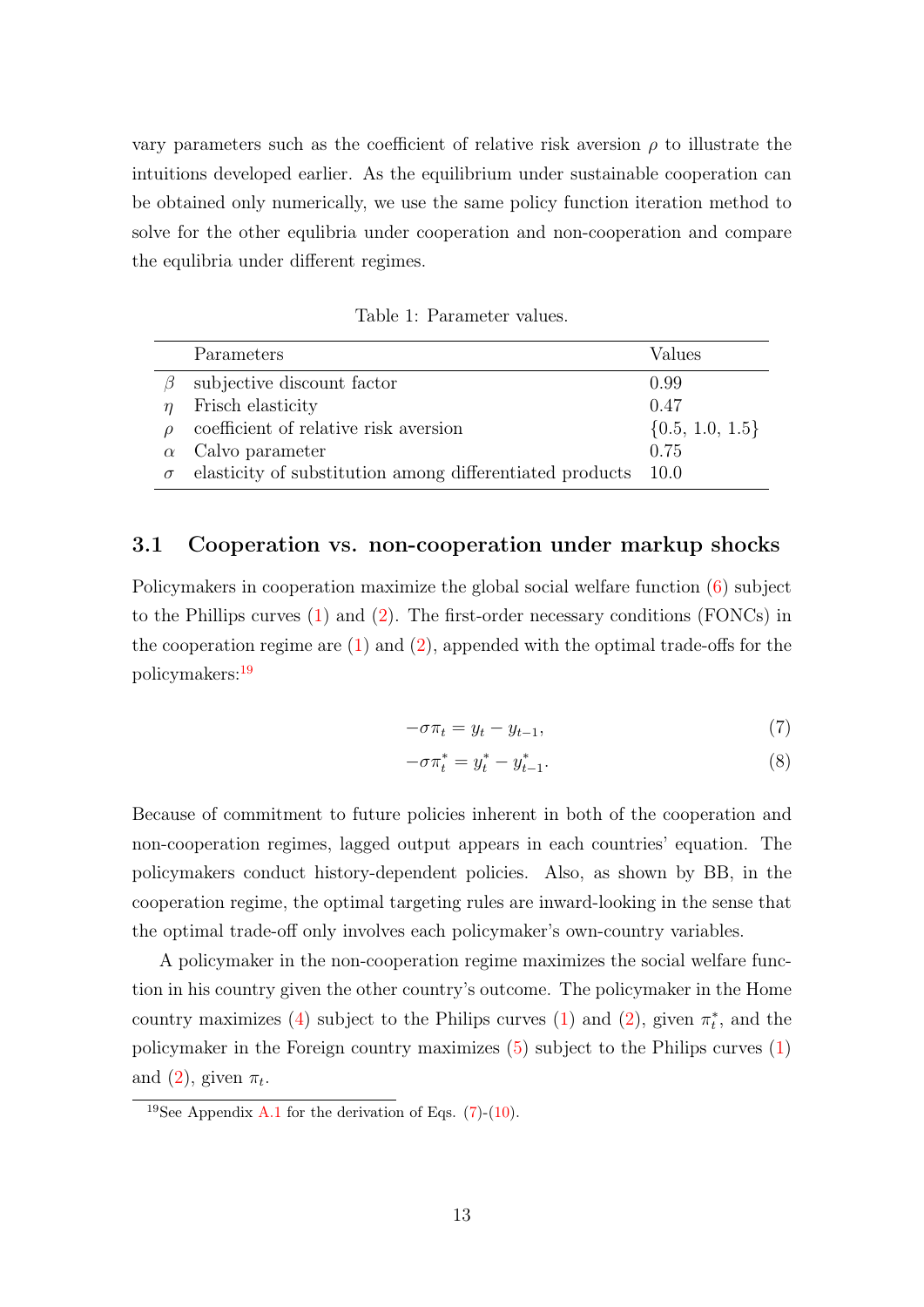vary parameters such as the coefficient of relative risk aversion $\rho$ to illustrate the intuitions developed earlier. As the equilibrium under sustainable cooperation can be obtained only numerically, we use the same policy function iteration method to solve for the other equlibria under cooperation and non-cooperation and compare the equlibria under different regimes.

Table 1: Parameter values.

| | Parameters | Values |
|---|---|---|
| $\beta$ | subjective discount factor | 0.99 |
| $\eta$ | Frisch elasticity | 0.47 |
| $\rho$ | coefficient of relative risk aversion | {0.5, 1.0, 1.5} |
| $\alpha$ | Calvo parameter | 0.75 |
| $\sigma$ | elasticity of substitution among differentiated products | 10.0 |

## 3.1 Cooperation vs. non-cooperation under markup shocks

Policymakers in cooperation maximize the global social welfare function (6) subject to the Phillips curves (1) and (2). The first-order necessary conditions (FONCs) in the cooperation regime are (1) and (2), appended with the optimal trade-offs for the policymakers:[19]

$$-\sigma\pi_t = y_t - y_{t-1}, \tag{7}$$

$$-\sigma\pi_t^* = y_t^* - y_{t-1}^*. \tag{8}$$

Because of commitment to future policies inherent in both of the cooperation and non-cooperation regimes, lagged output appears in each countries' equation. The policymakers conduct history-dependent policies. Also, as shown by BB, in the cooperation regime, the optimal targeting rules are inward-looking in the sense that the optimal trade-off only involves each policymaker's own-country variables.

A policymaker in the non-cooperation regime maximizes the social welfare function in his country given the other country's outcome. The policymaker in the Home country maximizes (4) subject to the Philips curves (1) and (2), given $\pi_t^*$, and the policymaker in the Foreign country maximizes (5) subject to the Philips curves (1) and (2), given $\pi_t$.

[19] See Appendix A.1 for the derivation of Eqs. (7)-(10).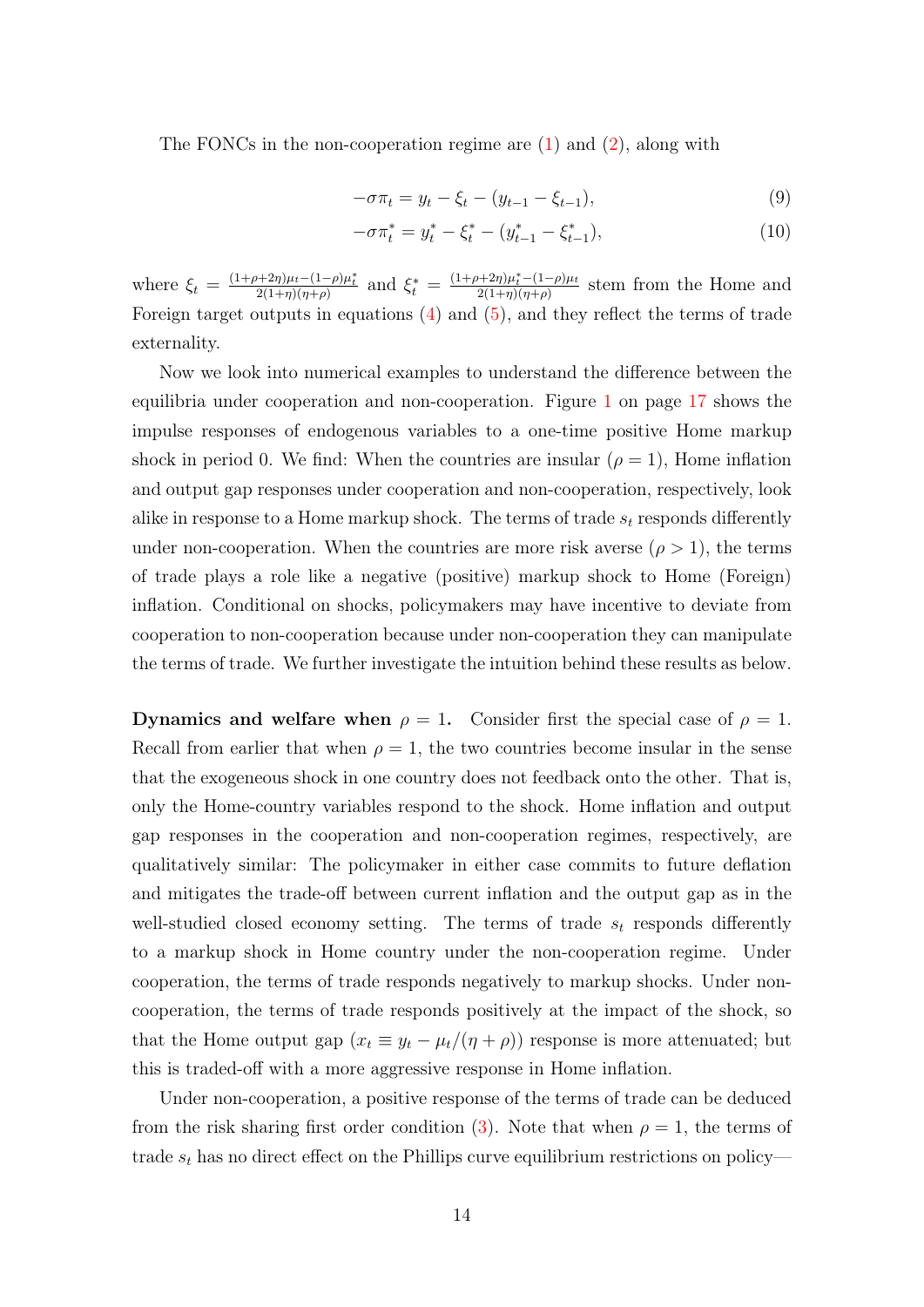The FONCs in the non-cooperation regime are (1) and (2), along with

$$-\sigma \pi_t = y_t - \xi_t - (y_{t-1} - \xi_{t-1}), \tag{9}$$

$$-\sigma \pi_t^* = y_t^* - \xi_t^* - (y_{t-1}^* - \xi_{t-1}^*), \tag{10}$$

where $\xi_t = \frac{(1+\rho+2\eta)\mu_t - (1-\rho)\mu_t^*}{2(1+\eta)(\eta+\rho)}$ and $\xi_t^* = \frac{(1+\rho+2\eta)\mu_t^* - (1-\rho)\mu_t}{2(1+\eta)(\eta+\rho)}$ stem from the Home and Foreign target outputs in equations (4) and (5), and they reflect the terms of trade externality.

Now we look into numerical examples to understand the difference between the equilibria under cooperation and non-cooperation. Figure 1 on page 17 shows the impulse responses of endogenous variables to a one-time positive Home markup shock in period 0. We find: When the countries are insular ($\rho = 1$), Home inflation and output gap responses under cooperation and non-cooperation, respectively, look alike in response to a Home markup shock. The terms of trade $s_t$ responds differently under non-cooperation. When the countries are more risk averse ($\rho > 1$), the terms of trade plays a role like a negative (positive) markup shock to Home (Foreign) inflation. Conditional on shocks, policymakers may have incentive to deviate from cooperation to non-cooperation because under non-cooperation they can manipulate the terms of trade. We further investigate the intuition behind these results as below.

**Dynamics and welfare when $\rho = 1$.** Consider first the special case of $\rho = 1$. Recall from earlier that when $\rho = 1$, the two countries become insular in the sense that the exogeneous shock in one country does not feedback onto the other. That is, only the Home-country variables respond to the shock. Home inflation and output gap responses in the cooperation and non-cooperation regimes, respectively, are qualitatively similar: The policymaker in either case commits to future deflation and mitigates the trade-off between current inflation and the output gap as in the well-studied closed economy setting. The terms of trade $s_t$ responds differently to a markup shock in Home country under the non-cooperation regime. Under cooperation, the terms of trade responds negatively to markup shocks. Under non-cooperation, the terms of trade responds positively at the impact of the shock, so that the Home output gap ($x_t \equiv y_t - \mu_t/(\eta + \rho)$) response is more attenuated; but this is traded-off with a more aggressive response in Home inflation.

Under non-cooperation, a positive response of the terms of trade can be deduced from the risk sharing first order condition (3). Note that when $\rho = 1$, the terms of trade $s_t$ has no direct effect on the Phillips curve equilibrium restrictions on policy—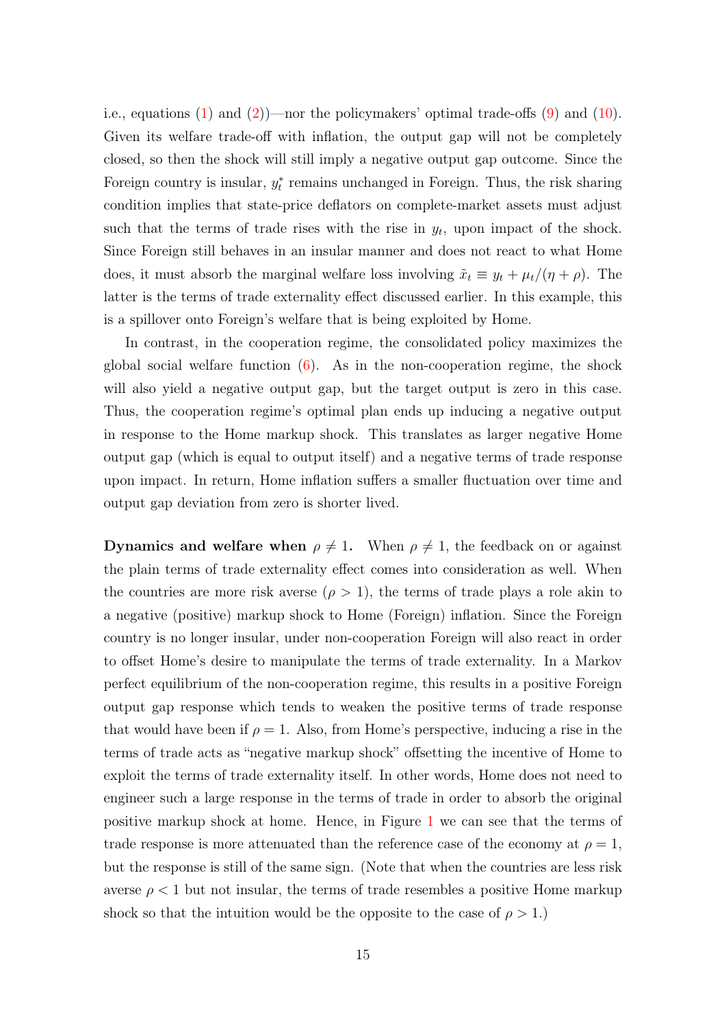i.e., equations (1) and (2))—nor the policymakers' optimal trade-offs (9) and (10). Given its welfare trade-off with inflation, the output gap will not be completely closed, so then the shock will still imply a negative output gap outcome. Since the Foreign country is insular, $y_t^*$ remains unchanged in Foreign. Thus, the risk sharing condition implies that state-price deflators on complete-market assets must adjust such that the terms of trade rises with the rise in $y_t$, upon impact of the shock. Since Foreign still behaves in an insular manner and does not react to what Home does, it must absorb the marginal welfare loss involving $\tilde{x}_t \equiv y_t + \mu_t/(\eta + \rho)$. The latter is the terms of trade externality effect discussed earlier. In this example, this is a spillover onto Foreign's welfare that is being exploited by Home.

In contrast, in the cooperation regime, the consolidated policy maximizes the global social welfare function (6). As in the non-cooperation regime, the shock will also yield a negative output gap, but the target output is zero in this case. Thus, the cooperation regime's optimal plan ends up inducing a negative output in response to the Home markup shock. This translates as larger negative Home output gap (which is equal to output itself) and a negative terms of trade response upon impact. In return, Home inflation suffers a smaller fluctuation over time and output gap deviation from zero is shorter lived.

**Dynamics and welfare when $\rho \neq 1$.** When $\rho \neq 1$, the feedback on or against the plain terms of trade externality effect comes into consideration as well. When the countries are more risk averse ($\rho > 1$), the terms of trade plays a role akin to a negative (positive) markup shock to Home (Foreign) inflation. Since the Foreign country is no longer insular, under non-cooperation Foreign will also react in order to offset Home's desire to manipulate the terms of trade externality. In a Markov perfect equilibrium of the non-cooperation regime, this results in a positive Foreign output gap response which tends to weaken the positive terms of trade response that would have been if $\rho = 1$. Also, from Home's perspective, inducing a rise in the terms of trade acts as "negative markup shock" offsetting the incentive of Home to exploit the terms of trade externality itself. In other words, Home does not need to engineer such a large response in the terms of trade in order to absorb the original positive markup shock at home. Hence, in Figure 1 we can see that the terms of trade response is more attenuated than the reference case of the economy at $\rho = 1$, but the response is still of the same sign. (Note that when the countries are less risk averse $\rho < 1$ but not insular, the terms of trade resembles a positive Home markup shock so that the intuition would be the opposite to the case of $\rho > 1$.)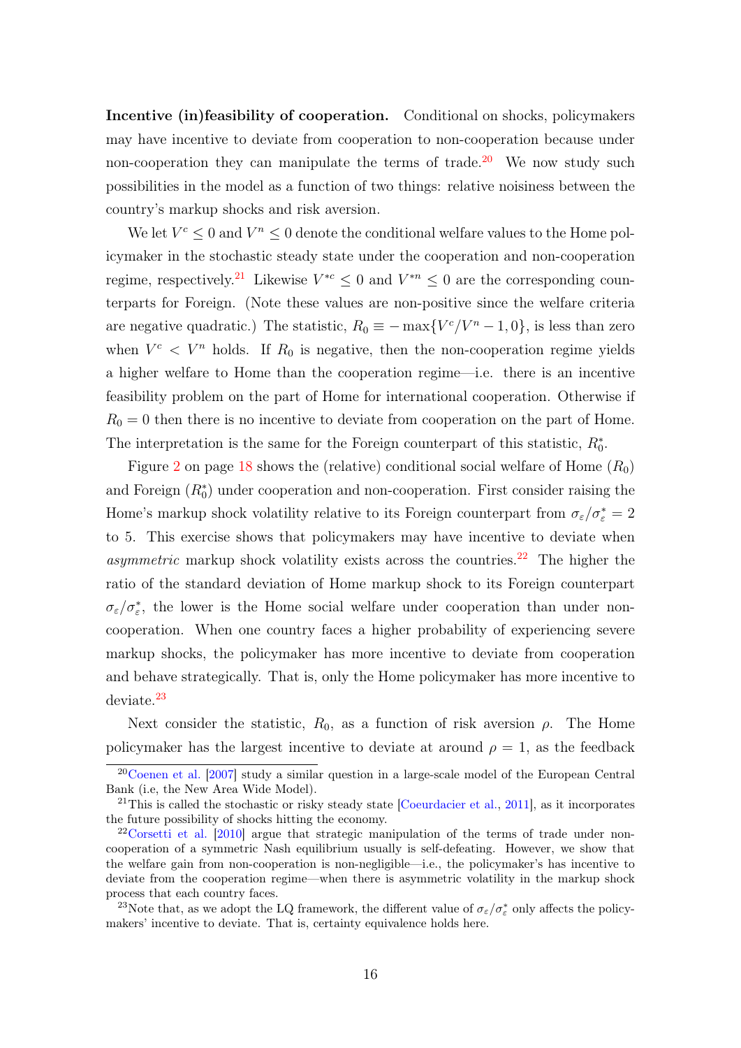**Incentive (in)feasibility of cooperation.** Conditional on shocks, policymakers may have incentive to deviate from cooperation to non-cooperation because under non-cooperation they can manipulate the terms of trade.[20] We now study such possibilities in the model as a function of two things: relative noisiness between the country's markup shocks and risk aversion.

We let $V^c \leq 0$ and $V^n \leq 0$ denote the conditional welfare values to the Home policymaker in the stochastic steady state under the cooperation and non-cooperation regime, respectively.[21] Likewise $V^{*c} \leq 0$ and $V^{*n} \leq 0$ are the corresponding counterparts for Foreign. (Note these values are non-positive since the welfare criteria are negative quadratic.) The statistic, $R_0 \equiv -\max\{V^c/V^n - 1, 0\}$, is less than zero when $V^c < V^n$ holds. If $R_0$ is negative, then the non-cooperation regime yields a higher welfare to Home than the cooperation regime—i.e. there is an incentive feasibility problem on the part of Home for international cooperation. Otherwise if $R_0 = 0$ then there is no incentive to deviate from cooperation on the part of Home. The interpretation is the same for the Foreign counterpart of this statistic, $R_0^*$.

Figure 2 on page 18 shows the (relative) conditional social welfare of Home ($R_0$) and Foreign ($R_0^*$) under cooperation and non-cooperation. First consider raising the Home's markup shock volatility relative to its Foreign counterpart from $\sigma_\varepsilon/\sigma_\varepsilon^* = 2$ to 5. This exercise shows that policymakers may have incentive to deviate when *asymmetric* markup shock volatility exists across the countries.[22] The higher the ratio of the standard deviation of Home markup shock to its Foreign counterpart $\sigma_\varepsilon/\sigma_\varepsilon^*$, the lower is the Home social welfare under cooperation than under non-cooperation. When one country faces a higher probability of experiencing severe markup shocks, the policymaker has more incentive to deviate from cooperation and behave strategically. That is, only the Home policymaker has more incentive to deviate.[23]

Next consider the statistic, $R_0$, as a function of risk aversion $\rho$. The Home policymaker has the largest incentive to deviate at around $\rho = 1$, as the feedback

---

[20] Coenen et al. [2007] study a similar question in a large-scale model of the European Central Bank (i.e, the New Area Wide Model).

[21] This is called the stochastic or risky steady state [Coeurdacier et al., 2011], as it incorporates the future possibility of shocks hitting the economy.

[22] Corsetti et al. [2010] argue that strategic manipulation of the terms of trade under non-cooperation of a symmetric Nash equilibrium usually is self-defeating. However, we show that the welfare gain from non-cooperation is non-negligible—i.e., the policymaker's has incentive to deviate from the cooperation regime—when there is asymmetric volatility in the markup shock process that each country faces.

[23] Note that, as we adopt the LQ framework, the different value of $\sigma_\varepsilon/\sigma_\varepsilon^*$ only affects the policymakers' incentive to deviate. That is, certainty equivalence holds here.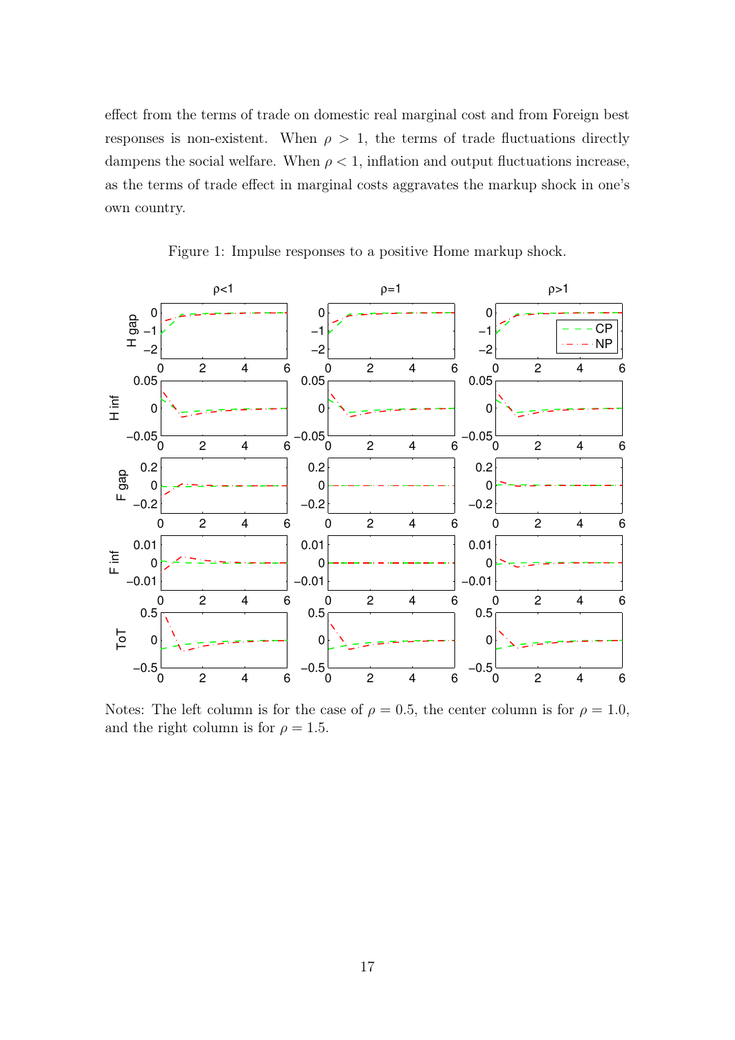effect from the terms of trade on domestic real marginal cost and from Foreign best responses is non-existent. When $\rho > 1$, the terms of trade fluctuations directly dampens the social welfare. When $\rho < 1$, inflation and output fluctuations increase, as the terms of trade effect in marginal costs aggravates the markup shock in one's own country.

Figure 1: Impulse responses to a positive Home markup shock.

Notes: The left column is for the case of $\rho = 0.5$, the center column is for $\rho = 1.0$, and the right column is for $\rho = 1.5$.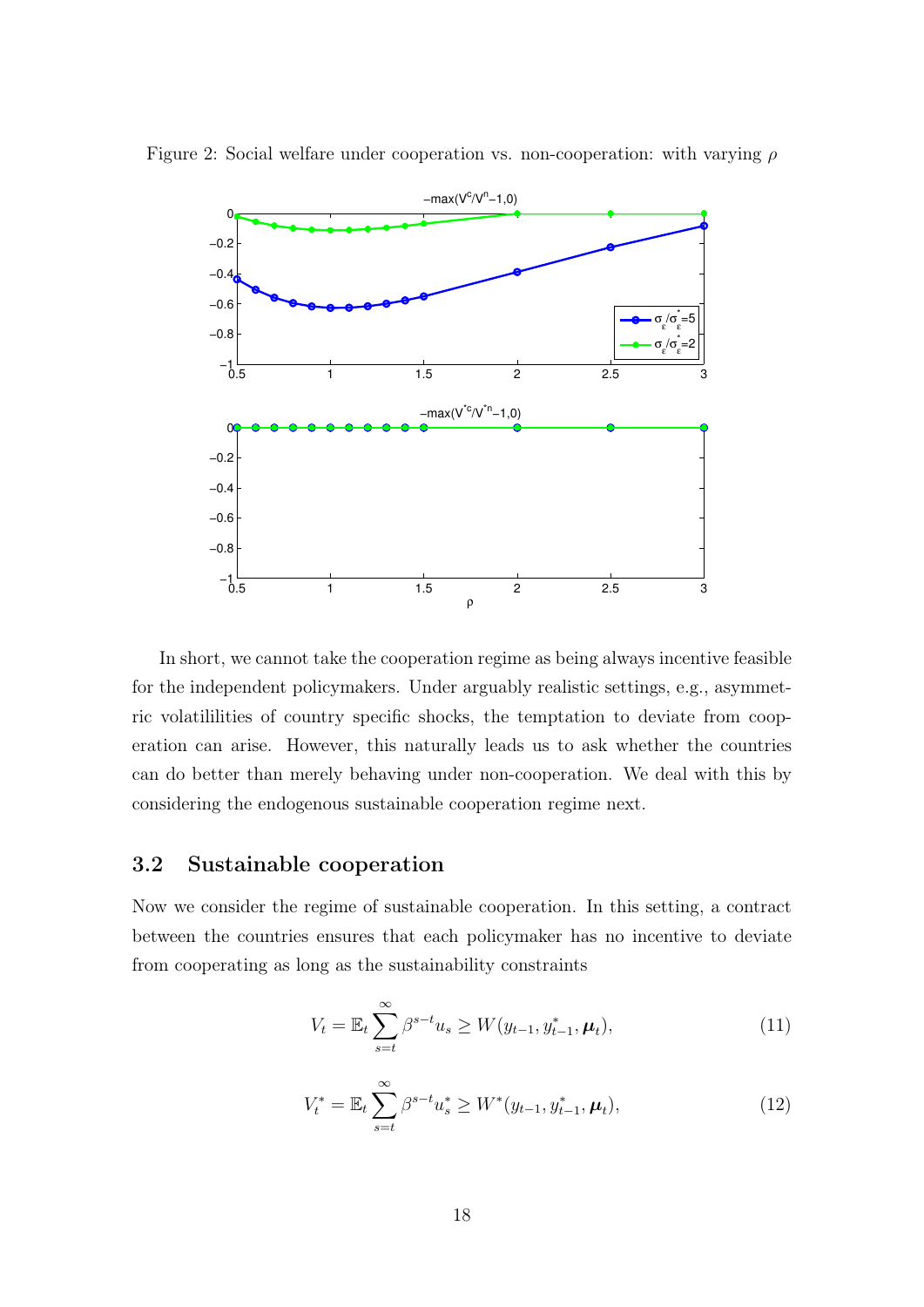Figure 2: Social welfare under cooperation vs. non-cooperation: with varying $\rho$

In short, we cannot take the cooperation regime as being always incentive feasible for the independent policymakers. Under arguably realistic settings, e.g., asymmetric volatililities of country specific shocks, the temptation to deviate from cooperation can arise. However, this naturally leads us to ask whether the countries can do better than merely behaving under non-cooperation. We deal with this by considering the endogenous sustainable cooperation regime next.

## 3.2 Sustainable cooperation

Now we consider the regime of sustainable cooperation. In this setting, a contract between the countries ensures that each policymaker has no incentive to deviate from cooperating as long as the sustainability constraints

$$V_t = \mathbb{E}_t \sum_{s=t}^{\infty} \beta^{s-t} u_s \geq W(y_{t-1}, y_{t-1}^*, \boldsymbol{\mu}_t), \tag{11}$$

$$V_t^* = \mathbb{E}_t \sum_{s=t}^{\infty} \beta^{s-t} u_s^* \geq W^*(y_{t-1}, y_{t-1}^*, \boldsymbol{\mu}_t), \tag{12}$$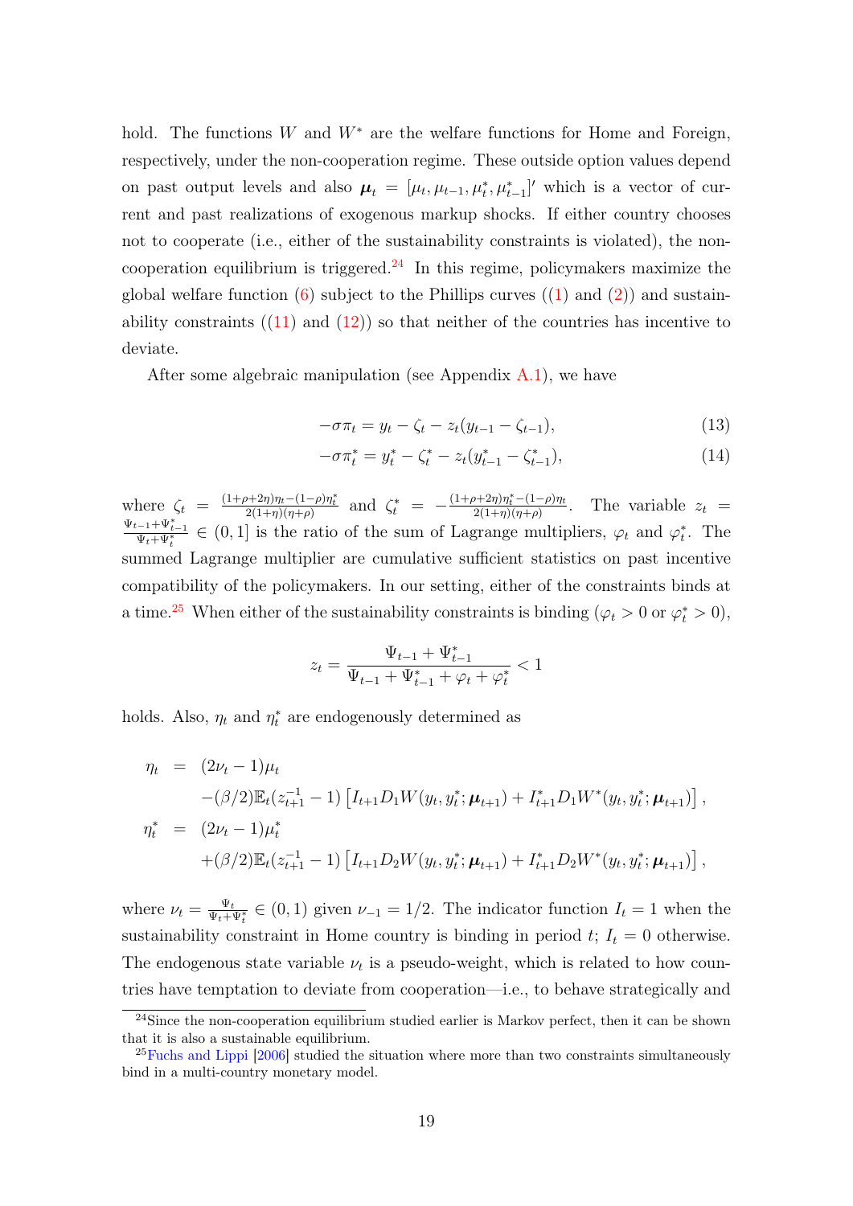hold. The functions $W$ and $W^*$ are the welfare functions for Home and Foreign, respectively, under the non-cooperation regime. These outside option values depend on past output levels and also $\boldsymbol{\mu}_t = [\mu_t, \mu_{t-1}, \mu_t^*, \mu_{t-1}^*]'$ which is a vector of current and past realizations of exogenous markup shocks. If either country chooses not to cooperate (i.e., either of the sustainability constraints is violated), the non-cooperation equilibrium is triggered.[24] In this regime, policymakers maximize the global welfare function (6) subject to the Phillips curves ((1) and (2)) and sustainability constraints ((11) and (12)) so that neither of the countries has incentive to deviate.

After some algebraic manipulation (see Appendix A.1), we have

$$-\sigma\pi_t = y_t - \zeta_t - z_t(y_{t-1} - \zeta_{t-1}), \tag{13}$$

$$-\sigma\pi_t^* = y_t^* - \zeta_t^* - z_t(y_{t-1}^* - \zeta_{t-1}^*), \tag{14}$$

where $\zeta_t = \frac{(1+\rho+2\eta)\eta_t-(1-\rho)\eta_t^*}{2(1+\eta)(\eta+\rho)}$ and $\zeta_t^* = -\frac{(1+\rho+2\eta)\eta_t^*-(1-\rho)\eta_t}{2(1+\eta)(\eta+\rho)}$. The variable $z_t = \frac{\Psi_{t-1}+\Psi_{t-1}^*}{\Psi_t+\Psi_t^*} \in (0,1]$ is the ratio of the sum of Lagrange multipliers, $\varphi_t$ and $\varphi_t^*$. The summed Lagrange multiplier are cumulative sufficient statistics on past incentive compatibility of the policymakers. In our setting, either of the constraints binds at a time.[25] When either of the sustainability constraints is binding ($\varphi_t > 0$ or $\varphi_t^* > 0$),

$$z_t = \frac{\Psi_{t-1} + \Psi_{t-1}^*}{\Psi_{t-1} + \Psi_{t-1}^* + \varphi_t + \varphi_t^*} < 1$$

holds. Also, $\eta_t$ and $\eta_t^*$ are endogenously determined as

$$\begin{aligned}
\eta_t &= (2\nu_t - 1)\mu_t \\
&\quad -(\beta/2)\mathbb{E}_t(z_{t+1}^{-1} - 1)\left[I_{t+1}D_1W(y_t, y_t^*; \boldsymbol{\mu}_{t+1}) + I_{t+1}^* D_1 W^*(y_t, y_t^*; \boldsymbol{\mu}_{t+1})\right], \\
\eta_t^* &= (2\nu_t - 1)\mu_t^* \\
&\quad +(\beta/2)\mathbb{E}_t(z_{t+1}^{-1} - 1)\left[I_{t+1}D_2W(y_t, y_t^*; \boldsymbol{\mu}_{t+1}) + I_{t+1}^* D_2 W^*(y_t, y_t^*; \boldsymbol{\mu}_{t+1})\right],
\end{aligned}$$

where $\nu_t = \frac{\Psi_t}{\Psi_t+\Psi_t^*} \in (0,1)$ given $\nu_{-1} = 1/2$. The indicator function $I_t = 1$ when the sustainability constraint in Home country is binding in period $t$; $I_t = 0$ otherwise. The endogenous state variable $\nu_t$ is a pseudo-weight, which is related to how countries have temptation to deviate from cooperation—i.e., to behave strategically and

[24] Since the non-cooperation equilibrium studied earlier is Markov perfect, then it can be shown that it is also a sustainable equilibrium.

[25] Fuchs and Lippi [2006] studied the situation where more than two constraints simultaneously bind in a multi-country monetary model.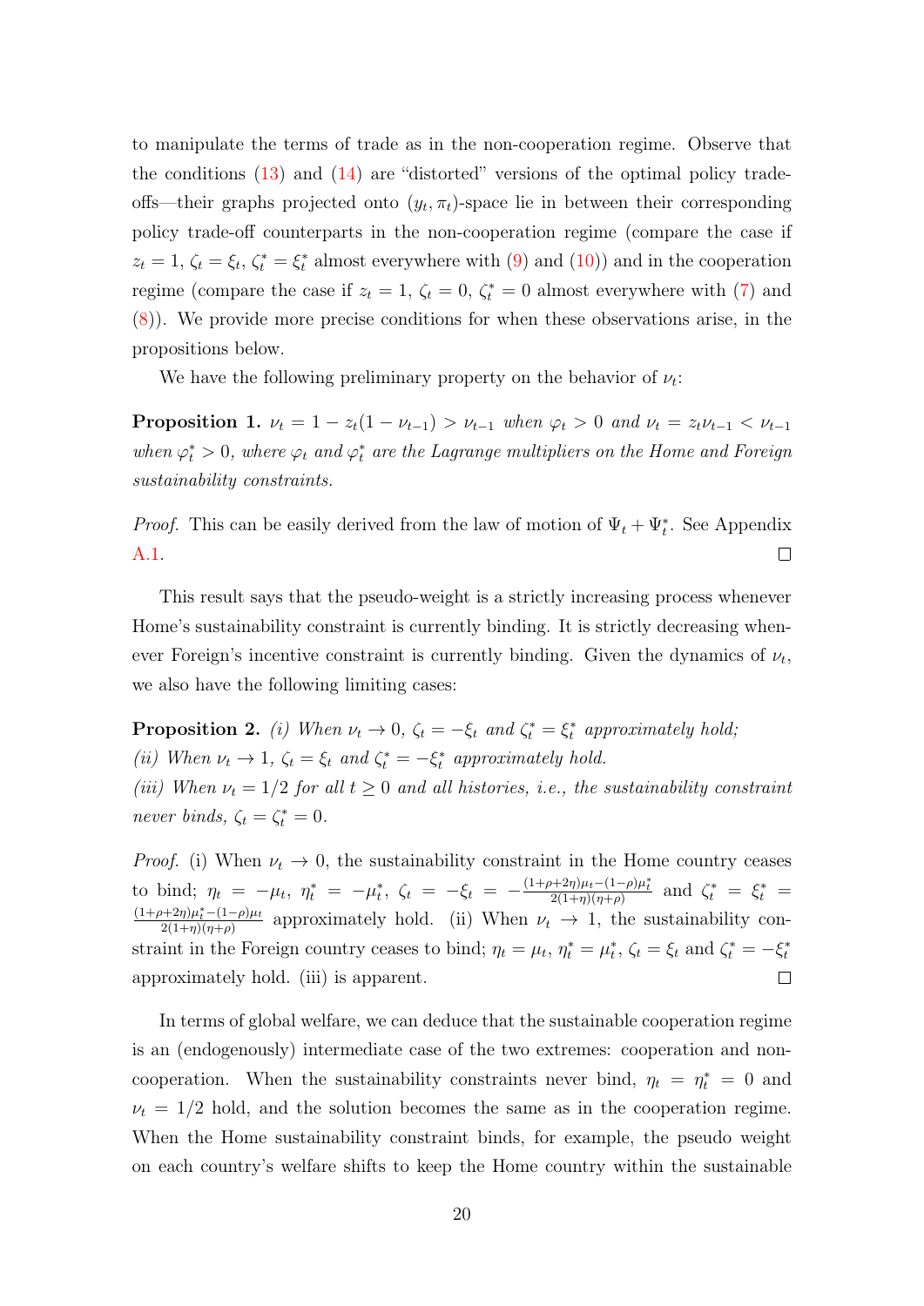to manipulate the terms of trade as in the non-cooperation regime. Observe that the conditions (13) and (14) are "distorted" versions of the optimal policy trade-offs—their graphs projected onto $(y_t, \pi_t)$-space lie in between their corresponding policy trade-off counterparts in the non-cooperation regime (compare the case if $z_t = 1$, $\zeta_t = \xi_t$, $\zeta_t^* = \xi_t^*$ almost everywhere with (9) and (10)) and in the cooperation regime (compare the case if $z_t = 1$, $\zeta_t = 0$, $\zeta_t^* = 0$ almost everywhere with (7) and (8)). We provide more precise conditions for when these observations arise, in the propositions below.

We have the following preliminary property on the behavior of $\nu_t$:

**Proposition 1.** *$\nu_t = 1 - z_t(1 - \nu_{t-1}) > \nu_{t-1}$ when $\varphi_t > 0$ and $\nu_t = z_t \nu_{t-1} < \nu_{t-1}$ when $\varphi_t^* > 0$, where $\varphi_t$ and $\varphi_t^*$ are the Lagrange multipliers on the Home and Foreign sustainability constraints.*

*Proof.* This can be easily derived from the law of motion of $\Psi_t + \Psi_t^*$. See Appendix A.1. □

This result says that the pseudo-weight is a strictly increasing process whenever Home's sustainability constraint is currently binding. It is strictly decreasing whenever Foreign's incentive constraint is currently binding. Given the dynamics of $\nu_t$, we also have the following limiting cases:

**Proposition 2.** *(i) When $\nu_t \to 0$, $\zeta_t = -\xi_t$ and $\zeta_t^* = \xi_t^*$ approximately hold;*
*(ii) When $\nu_t \to 1$, $\zeta_t = \xi_t$ and $\zeta_t^* = -\xi_t^*$ approximately hold.*
*(iii) When $\nu_t = 1/2$ for all $t \geq 0$ and all histories, i.e., the sustainability constraint never binds, $\zeta_t = \zeta_t^* = 0$.*

*Proof.* (i) When $\nu_t \to 0$, the sustainability constraint in the Home country ceases to bind; $\eta_t = -\mu_t$, $\eta_t^* = -\mu_t^*$, $\zeta_t = -\xi_t = -\frac{(1+\rho+2\eta)\mu_t - (1-\rho)\mu_t^*}{2(1+\eta)(\eta+\rho)}$ and $\zeta_t^* = \xi_t^* = \frac{(1+\rho+2\eta)\mu_t^* - (1-\rho)\mu_t}{2(1+\eta)(\eta+\rho)}$ approximately hold. (ii) When $\nu_t \to 1$, the sustainability constraint in the Foreign country ceases to bind; $\eta_t = \mu_t$, $\eta_t^* = \mu_t^*$, $\zeta_t = \xi_t$ and $\zeta_t^* = -\xi_t^*$ approximately hold. (iii) is apparent. □

In terms of global welfare, we can deduce that the sustainable cooperation regime is an (endogenously) intermediate case of the two extremes: cooperation and non-cooperation. When the sustainability constraints never bind, $\eta_t = \eta_t^* = 0$ and $\nu_t = 1/2$ hold, and the solution becomes the same as in the cooperation regime. When the Home sustainability constraint binds, for example, the pseudo weight on each country's welfare shifts to keep the Home country within the sustainable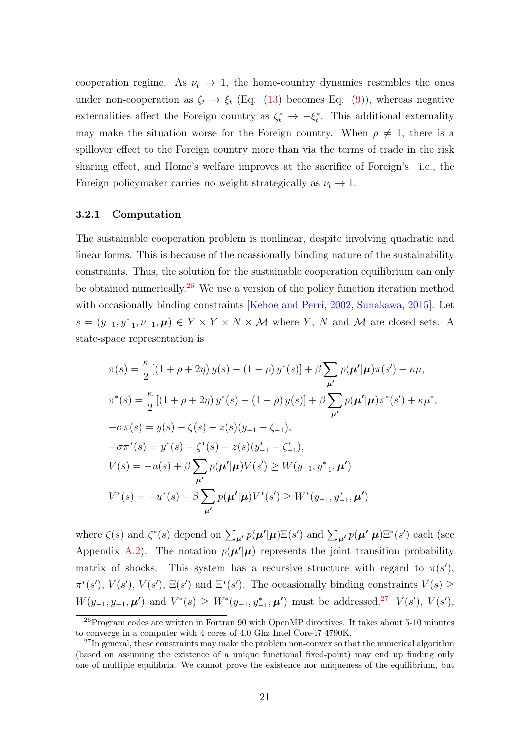cooperation regime. As $\nu_t \to 1$, the home-country dynamics resembles the ones under non-cooperation as $\zeta_t \to \xi_t$ (Eq. (13) becomes Eq. (9)), whereas negative externalities affect the Foreign country as $\zeta_t^* \to -\xi_t^*$. This additional externality may make the situation worse for the Foreign country. When $\rho \neq 1$, there is a spillover effect to the Foreign country more than via the terms of trade in the risk sharing effect, and Home's welfare improves at the sacrifice of Foreign's—i.e., the Foreign policymaker carries no weight strategically as $\nu_t \to 1$.

### 3.2.1 Computation

The sustainable cooperation problem is nonlinear, despite involving quadratic and linear forms. This is because of the ocassionally binding nature of the sustainability constraints. Thus, the solution for the sustainable cooperation equilibrium can only be obtained numerically.[26] We use a version of the policy function iteration method with occasionally binding constraints [Kehoe and Perri, 2002, Sunakawa, 2015]. Let $s = (y_{-1}, y_{-1}^*, \nu_{-1}, \boldsymbol{\mu}) \in Y \times Y \times N \times \mathcal{M}$ where $Y$, $N$ and $\mathcal{M}$ are closed sets. A state-space representation is

$$
\begin{aligned}
\pi(s) &= \frac{\kappa}{2}\left[(1+\rho+2\eta)\, y(s) - (1-\rho)\, y^*(s)\right] + \beta \sum_{\boldsymbol{\mu}'} p(\boldsymbol{\mu}'|\boldsymbol{\mu}) \pi(s') + \kappa\mu, \\
\pi^*(s) &= \frac{\kappa}{2}\left[(1+\rho+2\eta)\, y^*(s) - (1-\rho)\, y(s)\right] + \beta \sum_{\boldsymbol{\mu}'} p(\boldsymbol{\mu}'|\boldsymbol{\mu}) \pi^*(s') + \kappa\mu^*, \\
-\sigma\pi(s) &= y(s) - \zeta(s) - z(s)(y_{-1} - \zeta_{-1}), \\
-\sigma\pi^*(s) &= y^*(s) - \zeta^*(s) - z(s)(y_{-1}^* - \zeta_{-1}^*), \\
V(s) &= -u(s) + \beta \sum_{\boldsymbol{\mu}'} p(\boldsymbol{\mu}'|\boldsymbol{\mu}) V(s') \geq W(y_{-1}, y_{-1}^*, \boldsymbol{\mu}') \\
V^*(s) &= -u^*(s) + \beta \sum_{\boldsymbol{\mu}'} p(\boldsymbol{\mu}'|\boldsymbol{\mu}) V^*(s') \geq W^*(y_{-1}, y_{-1}^*, \boldsymbol{\mu}')
\end{aligned}
$$

where $\zeta(s)$ and $\zeta^*(s)$ depend on $\sum_{\boldsymbol{\mu}'} p(\boldsymbol{\mu}'|\boldsymbol{\mu})\Xi(s')$ and $\sum_{\boldsymbol{\mu}'} p(\boldsymbol{\mu}'|\boldsymbol{\mu})\Xi^*(s')$ each (see Appendix A.2). The notation $p(\boldsymbol{\mu}'|\boldsymbol{\mu})$ represents the joint transition probability matrix of shocks. This system has a recursive structure with regard to $\pi(s')$, $\pi^*(s')$, $V(s')$, $V(s')$, $\Xi(s')$ and $\Xi^*(s')$. The occasionally binding constraints $V(s) \geq W(y_{-1}, y_{-1}, \boldsymbol{\mu}')$ and $V^*(s) \geq W^*(y_{-1}, y_{-1}^*, \boldsymbol{\mu}')$ must be addressed.[27] $V(s')$, $V(s')$,

[26] Program codes are written in Fortran 90 with OpenMP directives. It takes about 5-10 minutes to converge in a computer with 4 cores of 4.0 Ghz Intel Core-i7 4790K.

[27] In general, these constraints may make the problem non-convex so that the numerical algorithm (based on assuming the existence of a unique functional fixed-point) may end up finding only one of multiple equilibria. We cannot prove the existence nor uniqueness of the equilibrium, but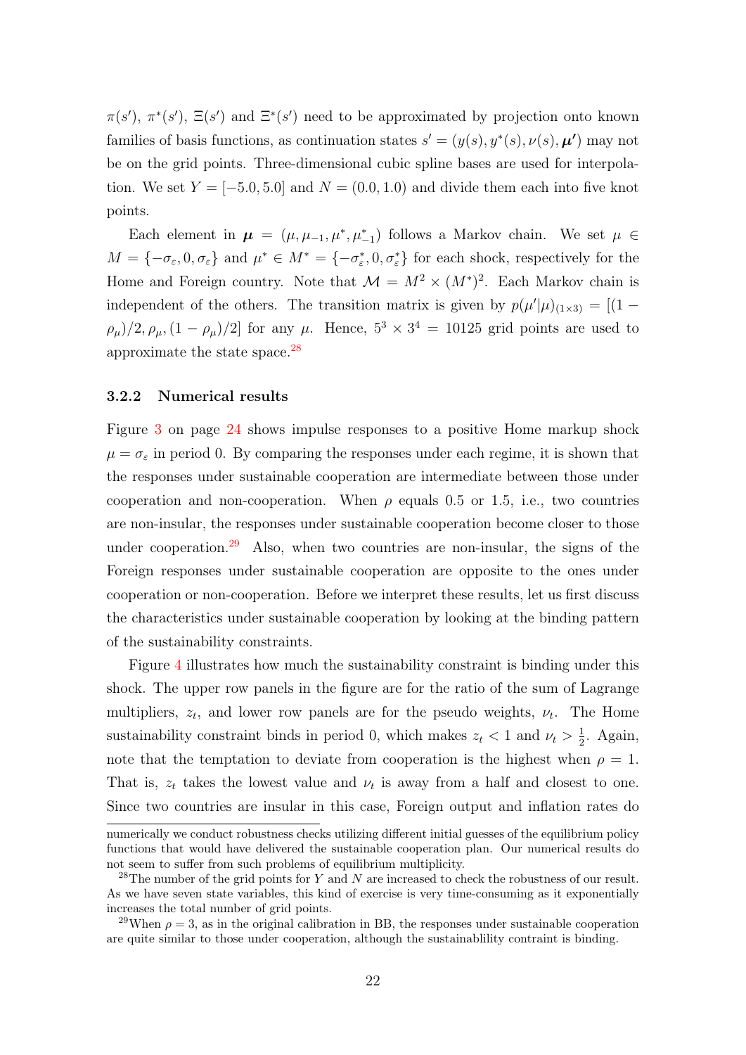$\pi(s')$, $\pi^*(s')$, $\Xi(s')$ and $\Xi^*(s')$ need to be approximated by projection onto known families of basis functions, as continuation states $s' = (y(s), y^*(s), \nu(s), \boldsymbol{\mu'})$ may not be on the grid points. Three-dimensional cubic spline bases are used for interpolation. We set $Y = [-5.0, 5.0]$ and $N = (0.0, 1.0)$ and divide them each into five knot points.

Each element in $\boldsymbol{\mu} = (\mu, \mu_{-1}, \mu^*, \mu^*_{-1})$ follows a Markov chain. We set $\mu \in M = \{-\sigma_\varepsilon, 0, \sigma_\varepsilon\}$ and $\mu^* \in M^* = \{-\sigma^*_\varepsilon, 0, \sigma^*_\varepsilon\}$ for each shock, respectively for the Home and Foreign country. Note that $\mathcal{M} = M^2 \times (M^*)^2$. Each Markov chain is independent of the others. The transition matrix is given by $p(\mu'|\mu)_{(1\times 3)} = [(1-\rho_\mu)/2, \rho_\mu, (1-\rho_\mu)/2]$ for any $\mu$. Hence, $5^3 \times 3^4 = 10125$ grid points are used to approximate the state space.[28]

### 3.2.2 Numerical results

Figure 3 on page 24 shows impulse responses to a positive Home markup shock $\mu = \sigma_\varepsilon$ in period 0. By comparing the responses under each regime, it is shown that the responses under sustainable cooperation are intermediate between those under cooperation and non-cooperation. When $\rho$ equals 0.5 or 1.5, i.e., two countries are non-insular, the responses under sustainable cooperation become closer to those under cooperation.[29] Also, when two countries are non-insular, the signs of the Foreign responses under sustainable cooperation are opposite to the ones under cooperation or non-cooperation. Before we interpret these results, let us first discuss the characteristics under sustainable cooperation by looking at the binding pattern of the sustainability constraints.

Figure 4 illustrates how much the sustainability constraint is binding under this shock. The upper row panels in the figure are for the ratio of the sum of Lagrange multipliers, $z_t$, and lower row panels are for the pseudo weights, $\nu_t$. The Home sustainability constraint binds in period 0, which makes $z_t < 1$ and $\nu_t > \frac{1}{2}$. Again, note that the temptation to deviate from cooperation is the highest when $\rho = 1$. That is, $z_t$ takes the lowest value and $\nu_t$ is away from a half and closest to one. Since two countries are insular in this case, Foreign output and inflation rates do

---

numerically we conduct robustness checks utilizing different initial guesses of the equilibrium policy functions that would have delivered the sustainable cooperation plan. Our numerical results do not seem to suffer from such problems of equilibrium multiplicity.

[28]The number of the grid points for $Y$ and $N$ are increased to check the robustness of our result. As we have seven state variables, this kind of exercise is very time-consuming as it exponentially increases the total number of grid points.

[29]When $\rho = 3$, as in the original calibration in BB, the responses under sustainable cooperation are quite similar to those under cooperation, although the sustainablility contraint is binding.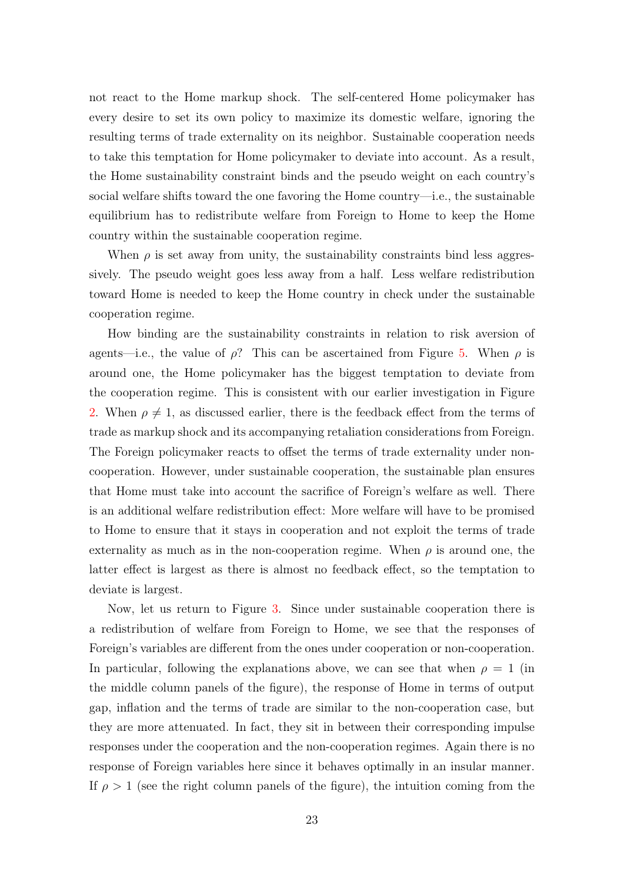not react to the Home markup shock. The self-centered Home policymaker has every desire to set its own policy to maximize its domestic welfare, ignoring the resulting terms of trade externality on its neighbor. Sustainable cooperation needs to take this temptation for Home policymaker to deviate into account. As a result, the Home sustainability constraint binds and the pseudo weight on each country's social welfare shifts toward the one favoring the Home country—i.e., the sustainable equilibrium has to redistribute welfare from Foreign to Home to keep the Home country within the sustainable cooperation regime.

When $\rho$ is set away from unity, the sustainability constraints bind less aggressively. The pseudo weight goes less away from a half. Less welfare redistribution toward Home is needed to keep the Home country in check under the sustainable cooperation regime.

How binding are the sustainability constraints in relation to risk aversion of agents—i.e., the value of $\rho$? This can be ascertained from Figure 5. When $\rho$ is around one, the Home policymaker has the biggest temptation to deviate from the cooperation regime. This is consistent with our earlier investigation in Figure 2. When $\rho \neq 1$, as discussed earlier, there is the feedback effect from the terms of trade as markup shock and its accompanying retaliation considerations from Foreign. The Foreign policymaker reacts to offset the terms of trade externality under non-cooperation. However, under sustainable cooperation, the sustainable plan ensures that Home must take into account the sacrifice of Foreign's welfare as well. There is an additional welfare redistribution effect: More welfare will have to be promised to Home to ensure that it stays in cooperation and not exploit the terms of trade externality as much as in the non-cooperation regime. When $\rho$ is around one, the latter effect is largest as there is almost no feedback effect, so the temptation to deviate is largest.

Now, let us return to Figure 3. Since under sustainable cooperation there is a redistribution of welfare from Foreign to Home, we see that the responses of Foreign's variables are different from the ones under cooperation or non-cooperation. In particular, following the explanations above, we can see that when $\rho = 1$ (in the middle column panels of the figure), the response of Home in terms of output gap, inflation and the terms of trade are similar to the non-cooperation case, but they are more attenuated. In fact, they sit in between their corresponding impulse responses under the cooperation and the non-cooperation regimes. Again there is no response of Foreign variables here since it behaves optimally in an insular manner. If $\rho > 1$ (see the right column panels of the figure), the intuition coming from the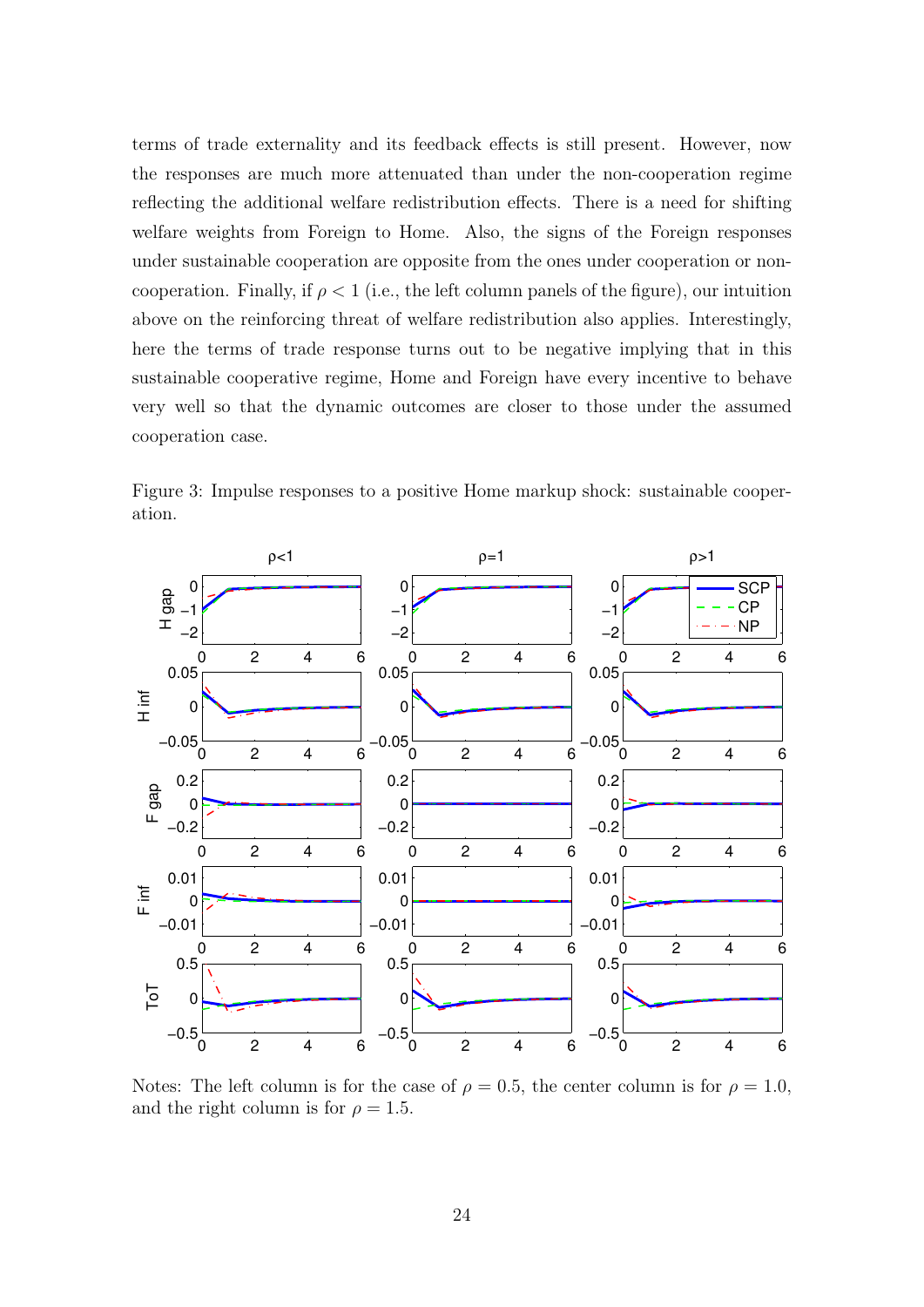terms of trade externality and its feedback effects is still present. However, now the responses are much more attenuated than under the non-cooperation regime reflecting the additional welfare redistribution effects. There is a need for shifting welfare weights from Foreign to Home. Also, the signs of the Foreign responses under sustainable cooperation are opposite from the ones under cooperation or non-cooperation. Finally, if $\rho < 1$ (i.e., the left column panels of the figure), our intuition above on the reinforcing threat of welfare redistribution also applies. Interestingly, here the terms of trade response turns out to be negative implying that in this sustainable cooperative regime, Home and Foreign have every incentive to behave very well so that the dynamic outcomes are closer to those under the assumed cooperation case.

Figure 3: Impulse responses to a positive Home markup shock: sustainable cooperation.

Notes: The left column is for the case of $\rho = 0.5$, the center column is for $\rho = 1.0$, and the right column is for $\rho = 1.5$.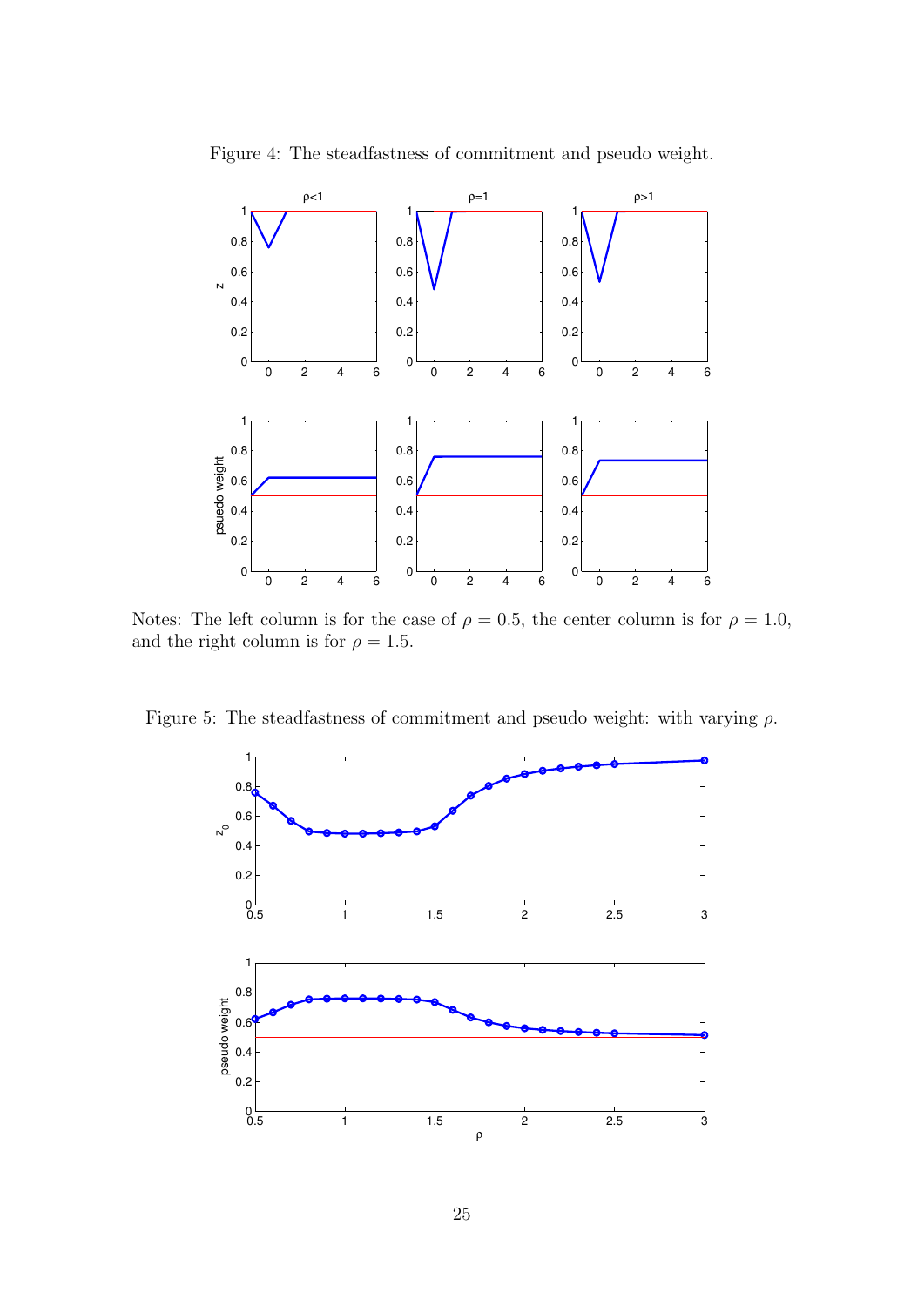Figure 4: The steadfastness of commitment and pseudo weight.

Notes: The left column is for the case of $\rho = 0.5$, the center column is for $\rho = 1.0$, and the right column is for $\rho = 1.5$.

Figure 5: The steadfastness of commitment and pseudo weight: with varying $\rho$.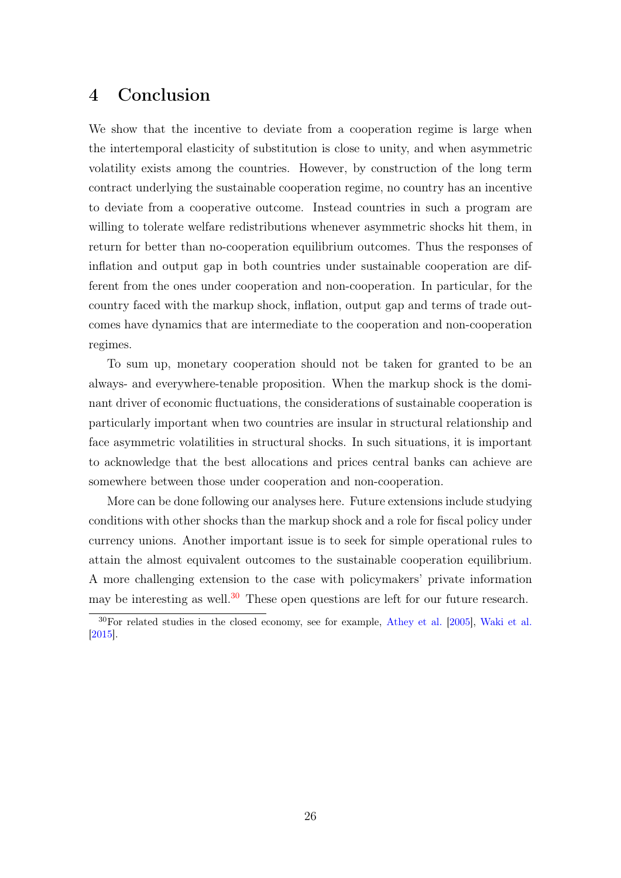## 4 Conclusion

We show that the incentive to deviate from a cooperation regime is large when the intertemporal elasticity of substitution is close to unity, and when asymmetric volatility exists among the countries. However, by construction of the long term contract underlying the sustainable cooperation regime, no country has an incentive to deviate from a cooperative outcome. Instead countries in such a program are willing to tolerate welfare redistributions whenever asymmetric shocks hit them, in return for better than no-cooperation equilibrium outcomes. Thus the responses of inflation and output gap in both countries under sustainable cooperation are different from the ones under cooperation and non-cooperation. In particular, for the country faced with the markup shock, inflation, output gap and terms of trade outcomes have dynamics that are intermediate to the cooperation and non-cooperation regimes.

To sum up, monetary cooperation should not be taken for granted to be an always- and everywhere-tenable proposition. When the markup shock is the dominant driver of economic fluctuations, the considerations of sustainable cooperation is particularly important when two countries are insular in structural relationship and face asymmetric volatilities in structural shocks. In such situations, it is important to acknowledge that the best allocations and prices central banks can achieve are somewhere between those under cooperation and non-cooperation.

More can be done following our analyses here. Future extensions include studying conditions with other shocks than the markup shock and a role for fiscal policy under currency unions. Another important issue is to seek for simple operational rules to attain the almost equivalent outcomes to the sustainable cooperation equilibrium. A more challenging extension to the case with policymakers' private information may be interesting as well.[30] These open questions are left for our future research.

[30] For related studies in the closed economy, see for example, Athey et al. [2005], Waki et al. [2015].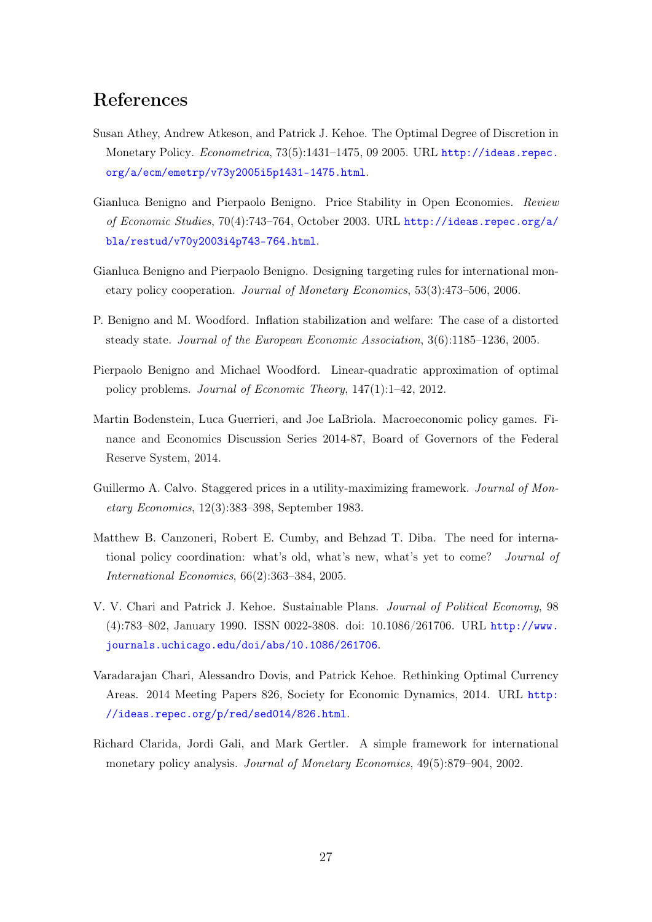# References

Susan Athey, Andrew Atkeson, and Patrick J. Kehoe. The Optimal Degree of Discretion in Monetary Policy. *Econometrica*, 73(5):1431–1475, 09 2005. URL http://ideas.repec.org/a/ecm/emetrp/v73y2005i5p1431-1475.html.

Gianluca Benigno and Pierpaolo Benigno. Price Stability in Open Economies. *Review of Economic Studies*, 70(4):743–764, October 2003. URL http://ideas.repec.org/a/bla/restud/v70y2003i4p743-764.html.

Gianluca Benigno and Pierpaolo Benigno. Designing targeting rules for international monetary policy cooperation. *Journal of Monetary Economics*, 53(3):473–506, 2006.

P. Benigno and M. Woodford. Inflation stabilization and welfare: The case of a distorted steady state. *Journal of the European Economic Association*, 3(6):1185–1236, 2005.

Pierpaolo Benigno and Michael Woodford. Linear-quadratic approximation of optimal policy problems. *Journal of Economic Theory*, 147(1):1–42, 2012.

Martin Bodenstein, Luca Guerrieri, and Joe LaBriola. Macroeconomic policy games. Finance and Economics Discussion Series 2014-87, Board of Governors of the Federal Reserve System, 2014.

Guillermo A. Calvo. Staggered prices in a utility-maximizing framework. *Journal of Monetary Economics*, 12(3):383–398, September 1983.

Matthew B. Canzoneri, Robert E. Cumby, and Behzad T. Diba. The need for international policy coordination: what's old, what's new, what's yet to come? *Journal of International Economics*, 66(2):363–384, 2005.

V. V. Chari and Patrick J. Kehoe. Sustainable Plans. *Journal of Political Economy*, 98 (4):783–802, January 1990. ISSN 0022-3808. doi: 10.1086/261706. URL http://www.journals.uchicago.edu/doi/abs/10.1086/261706.

Varadarajan Chari, Alessandro Dovis, and Patrick Kehoe. Rethinking Optimal Currency Areas. 2014 Meeting Papers 826, Society for Economic Dynamics, 2014. URL http://ideas.repec.org/p/red/sed014/826.html.

Richard Clarida, Jordi Gali, and Mark Gertler. A simple framework for international monetary policy analysis. *Journal of Monetary Economics*, 49(5):879–904, 2002.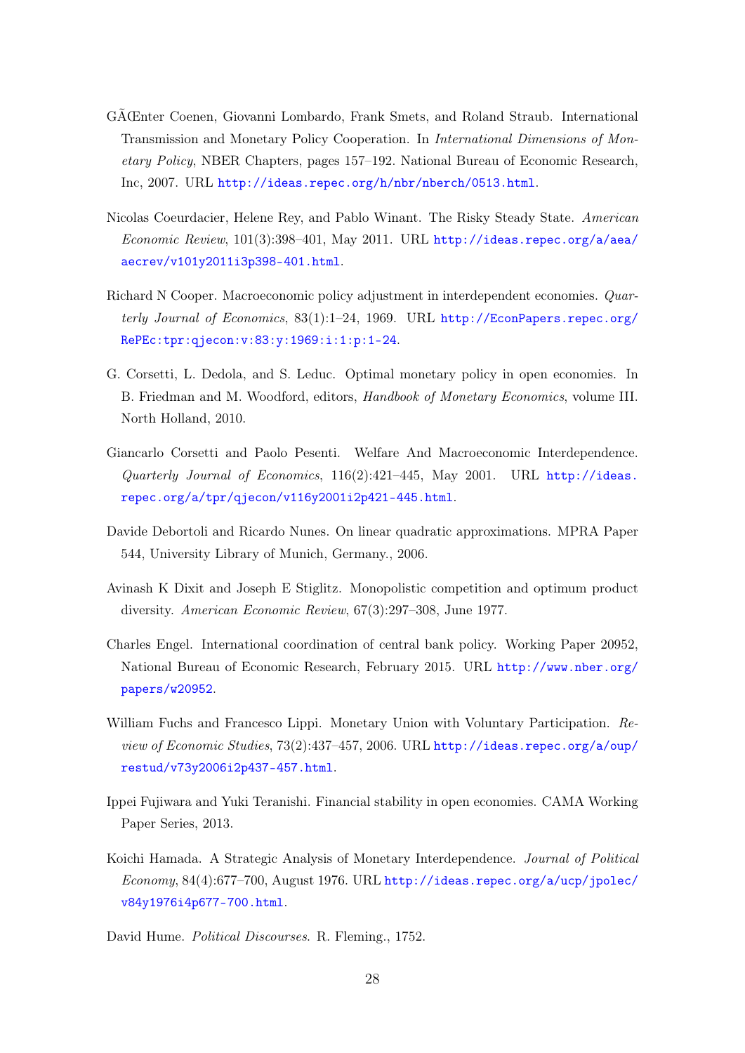GÃŒnter Coenen, Giovanni Lombardo, Frank Smets, and Roland Straub. International Transmission and Monetary Policy Cooperation. In *International Dimensions of Monetary Policy*, NBER Chapters, pages 157–192. National Bureau of Economic Research, Inc, 2007. URL http://ideas.repec.org/h/nbr/nberch/0513.html.

Nicolas Coeurdacier, Helene Rey, and Pablo Winant. The Risky Steady State. *American Economic Review*, 101(3):398–401, May 2011. URL http://ideas.repec.org/a/aea/aecrev/v101y2011i3p398-401.html.

Richard N Cooper. Macroeconomic policy adjustment in interdependent economies. *Quarterly Journal of Economics*, 83(1):1–24, 1969. URL http://EconPapers.repec.org/RePEc:tpr:qjecon:v:83:y:1969:i:1:p:1-24.

G. Corsetti, L. Dedola, and S. Leduc. Optimal monetary policy in open economies. In B. Friedman and M. Woodford, editors, *Handbook of Monetary Economics*, volume III. North Holland, 2010.

Giancarlo Corsetti and Paolo Pesenti. Welfare And Macroeconomic Interdependence. *Quarterly Journal of Economics*, 116(2):421–445, May 2001. URL http://ideas.repec.org/a/tpr/qjecon/v116y2001i2p421-445.html.

Davide Debortoli and Ricardo Nunes. On linear quadratic approximations. MPRA Paper 544, University Library of Munich, Germany., 2006.

Avinash K Dixit and Joseph E Stiglitz. Monopolistic competition and optimum product diversity. *American Economic Review*, 67(3):297–308, June 1977.

Charles Engel. International coordination of central bank policy. Working Paper 20952, National Bureau of Economic Research, February 2015. URL http://www.nber.org/papers/w20952.

William Fuchs and Francesco Lippi. Monetary Union with Voluntary Participation. *Review of Economic Studies*, 73(2):437–457, 2006. URL http://ideas.repec.org/a/oup/restud/v73y2006i2p437-457.html.

Ippei Fujiwara and Yuki Teranishi. Financial stability in open economies. CAMA Working Paper Series, 2013.

Koichi Hamada. A Strategic Analysis of Monetary Interdependence. *Journal of Political Economy*, 84(4):677–700, August 1976. URL http://ideas.repec.org/a/ucp/jpolec/v84y1976i4p677-700.html.

David Hume. *Political Discourses*. R. Fleming., 1752.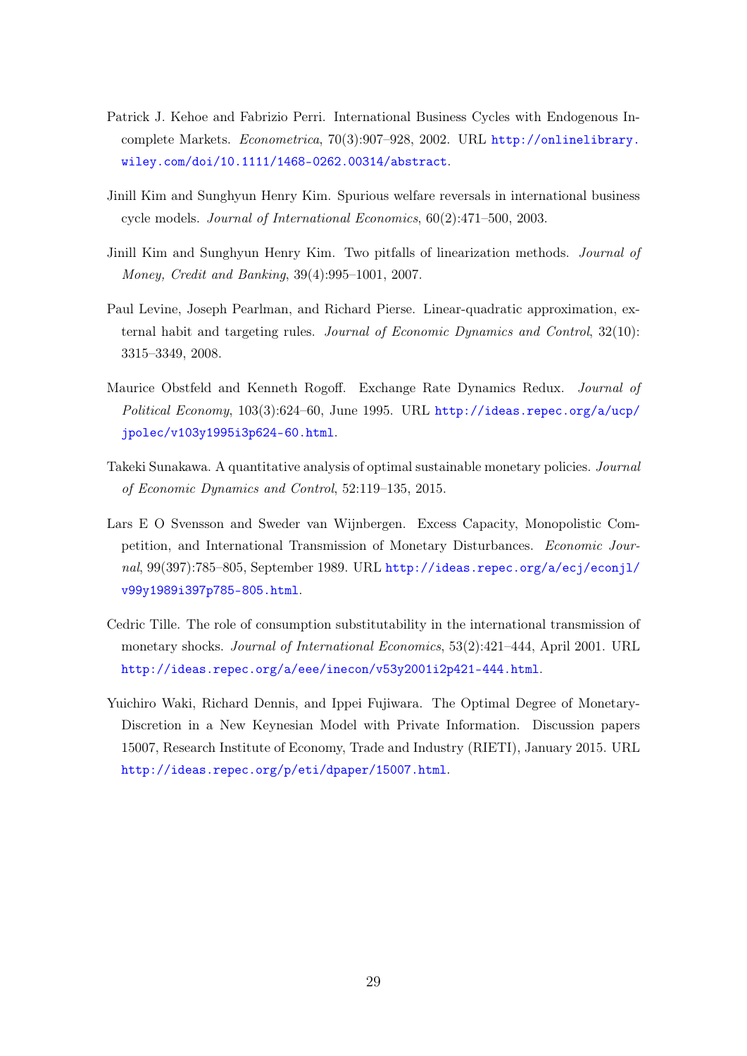Patrick J. Kehoe and Fabrizio Perri. International Business Cycles with Endogenous Incomplete Markets. *Econometrica*, 70(3):907–928, 2002. URL http://onlinelibrary.wiley.com/doi/10.1111/1468-0262.00314/abstract.

Jinill Kim and Sunghyun Henry Kim. Spurious welfare reversals in international business cycle models. *Journal of International Economics*, 60(2):471–500, 2003.

Jinill Kim and Sunghyun Henry Kim. Two pitfalls of linearization methods. *Journal of Money, Credit and Banking*, 39(4):995–1001, 2007.

Paul Levine, Joseph Pearlman, and Richard Pierse. Linear-quadratic approximation, external habit and targeting rules. *Journal of Economic Dynamics and Control*, 32(10): 3315–3349, 2008.

Maurice Obstfeld and Kenneth Rogoff. Exchange Rate Dynamics Redux. *Journal of Political Economy*, 103(3):624–60, June 1995. URL http://ideas.repec.org/a/ucp/jpolec/v103y1995i3p624-60.html.

Takeki Sunakawa. A quantitative analysis of optimal sustainable monetary policies. *Journal of Economic Dynamics and Control*, 52:119–135, 2015.

Lars E O Svensson and Sweder van Wijnbergen. Excess Capacity, Monopolistic Competition, and International Transmission of Monetary Disturbances. *Economic Journal*, 99(397):785–805, September 1989. URL http://ideas.repec.org/a/ecj/econjl/v99y1989i397p785-805.html.

Cedric Tille. The role of consumption substitutability in the international transmission of monetary shocks. *Journal of International Economics*, 53(2):421–444, April 2001. URL http://ideas.repec.org/a/eee/inecon/v53y2001i2p421-444.html.

Yuichiro Waki, Richard Dennis, and Ippei Fujiwara. The Optimal Degree of Monetary-Discretion in a New Keynesian Model with Private Information. Discussion papers 15007, Research Institute of Economy, Trade and Industry (RIETI), January 2015. URL http://ideas.repec.org/p/eti/dpaper/15007.html.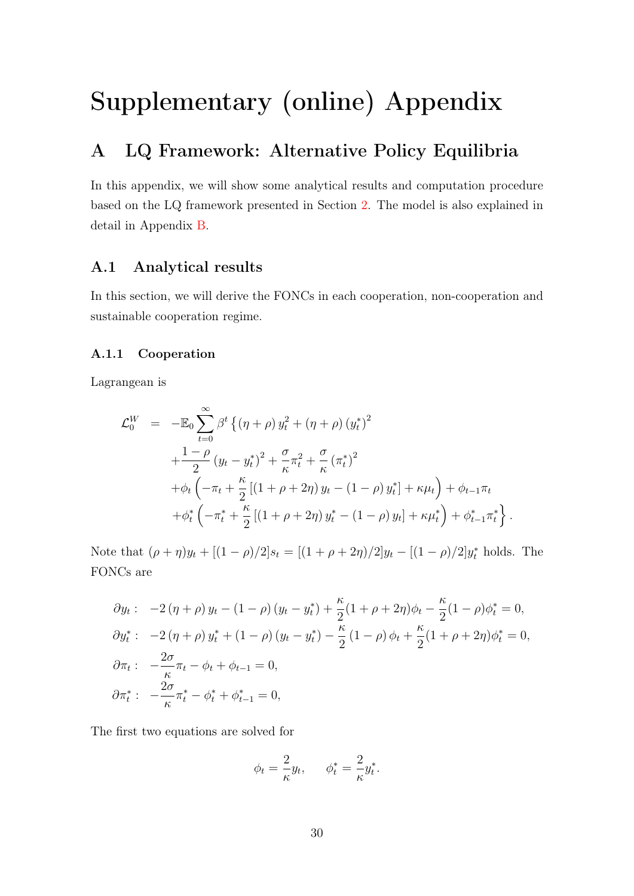# Supplementary (online) Appendix

## A LQ Framework: Alternative Policy Equilibria

In this appendix, we will show some analytical results and computation procedure based on the LQ framework presented in Section 2. The model is also explained in detail in Appendix B.

### A.1 Analytical results

In this section, we will derive the FONCs in each cooperation, non-cooperation and sustainable cooperation regime.

#### A.1.1 Cooperation

Lagrangean is

$$
\begin{aligned}
\mathcal{L}_0^W &= -\mathbb{E}_0 \sum_{t=0}^{\infty} \beta^t \Big\{ (\eta+\rho)\, y_t^2 + (\eta+\rho)\,(y_t^*)^2 \\
&\quad + \frac{1-\rho}{2}\,(y_t - y_t^*)^2 + \frac{\sigma}{\kappa}\pi_t^2 + \frac{\sigma}{\kappa}\,(\pi_t^*)^2 \\
&\quad + \phi_t \left( -\pi_t + \frac{\kappa}{2}\left[ (1+\rho+2\eta)\, y_t - (1-\rho)\, y_t^* \right] + \kappa\mu_t \right) + \phi_{t-1}\pi_t \\
&\quad + \phi_t^* \left( -\pi_t^* + \frac{\kappa}{2}\left[ (1+\rho+2\eta)\, y_t^* - (1-\rho)\, y_t \right] + \kappa\mu_t^* \right) + \phi_{t-1}^*\pi_t^* \Big\} .
\end{aligned}
$$

Note that $(\rho+\eta)y_t + [(1-\rho)/2]s_t = [(1+\rho+2\eta)/2]y_t - [(1-\rho)/2]y_t^*$ holds. The FONCs are

$$
\begin{aligned}
\partial y_t &: \quad -2\,(\eta+\rho)\, y_t - (1-\rho)\,(y_t - y_t^*) + \frac{\kappa}{2}(1+\rho+2\eta)\phi_t - \frac{\kappa}{2}(1-\rho)\phi_t^* = 0, \\
\partial y_t^* &: \quad -2\,(\eta+\rho)\, y_t^* + (1-\rho)\,(y_t - y_t^*) - \frac{\kappa}{2}\,(1-\rho)\,\phi_t + \frac{\kappa}{2}(1+\rho+2\eta)\phi_t^* = 0, \\
\partial \pi_t &: \quad -\frac{2\sigma}{\kappa}\pi_t - \phi_t + \phi_{t-1} = 0, \\
\partial \pi_t^* &: \quad -\frac{2\sigma}{\kappa}\pi_t^* - \phi_t^* + \phi_{t-1}^* = 0,
\end{aligned}
$$

The first two equations are solved for

$$
\phi_t = \frac{2}{\kappa} y_t, \qquad \phi_t^* = \frac{2}{\kappa} y_t^* .
$$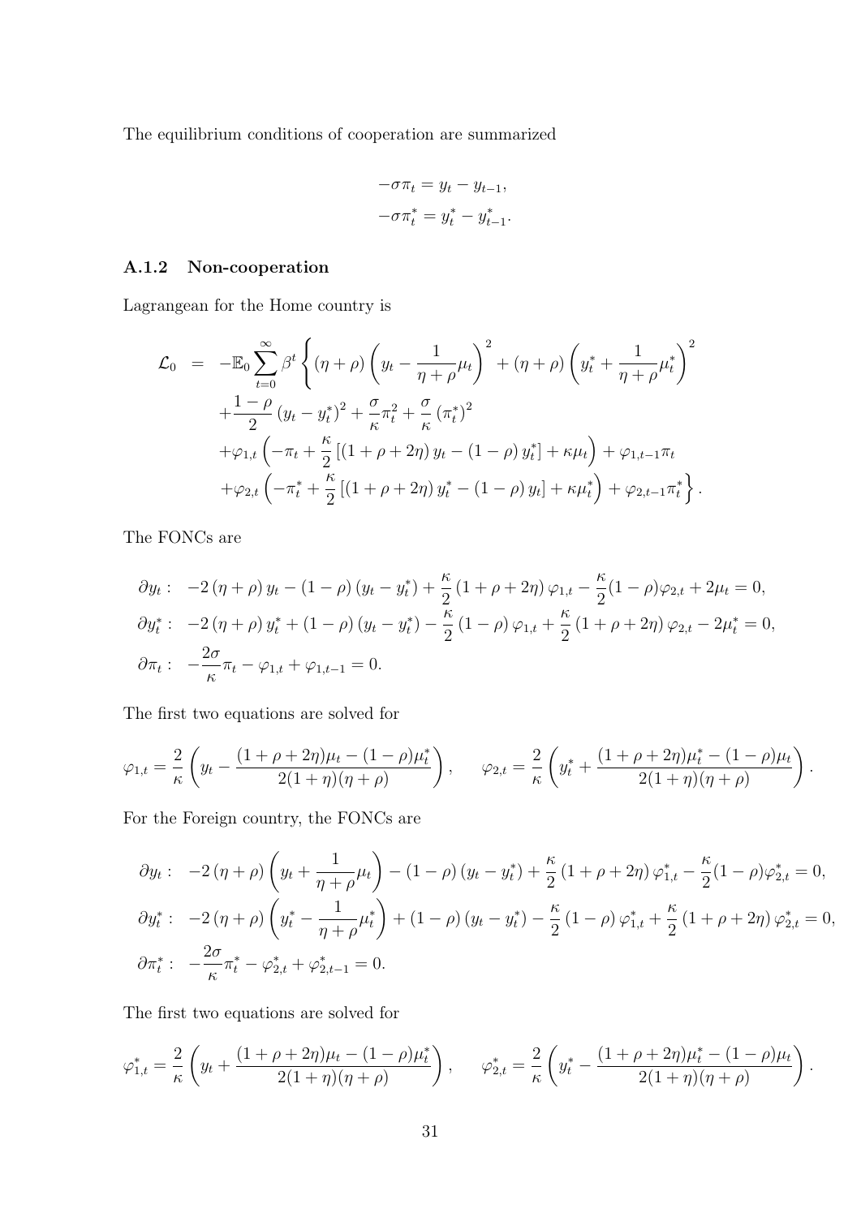The equilibrium conditions of cooperation are summarized

$$
\begin{aligned}
-\sigma \pi_t &= y_t - y_{t-1}, \\
-\sigma \pi_t^* &= y_t^* - y_{t-1}^*.
\end{aligned}
$$

### A.1.2 Non-cooperation

Lagrangean for the Home country is

$$
\begin{aligned}
\mathcal{L}_0 = & -\mathbb{E}_0 \sum_{t=0}^{\infty} \beta^t \left\{ (\eta+\rho) \left( y_t - \frac{1}{\eta+\rho} \mu_t \right)^2 + (\eta+\rho) \left( y_t^* + \frac{1}{\eta+\rho} \mu_t^* \right)^2 \right. \\
& + \frac{1-\rho}{2} \left( y_t - y_t^* \right)^2 + \frac{\sigma}{\kappa} \pi_t^2 + \frac{\sigma}{\kappa} \left( \pi_t^* \right)^2 \\
& + \varphi_{1,t} \left( -\pi_t + \frac{\kappa}{2} \left[ (1+\rho+2\eta) y_t - (1-\rho) y_t^* \right] + \kappa \mu_t \right) + \varphi_{1,t-1} \pi_t \\
& \left. + \varphi_{2,t} \left( -\pi_t^* + \frac{\kappa}{2} \left[ (1+\rho+2\eta) y_t^* - (1-\rho) y_t \right] + \kappa \mu_t^* \right) + \varphi_{2,t-1} \pi_t^* \right\}.
\end{aligned}
$$

The FONCs are

$$
\begin{aligned}
\partial y_t: &\quad -2(\eta+\rho) y_t - (1-\rho)(y_t - y_t^*) + \frac{\kappa}{2}(1+\rho+2\eta) \varphi_{1,t} - \frac{\kappa}{2}(1-\rho) \varphi_{2,t} + 2\mu_t = 0, \\
\partial y_t^*: &\quad -2(\eta+\rho) y_t^* + (1-\rho)(y_t - y_t^*) - \frac{\kappa}{2}(1-\rho) \varphi_{1,t} + \frac{\kappa}{2}(1+\rho+2\eta) \varphi_{2,t} - 2\mu_t^* = 0, \\
\partial \pi_t: &\quad -\frac{2\sigma}{\kappa} \pi_t - \varphi_{1,t} + \varphi_{1,t-1} = 0.
\end{aligned}
$$

The first two equations are solved for

$$
\varphi_{1,t} = \frac{2}{\kappa} \left( y_t - \frac{(1+\rho+2\eta)\mu_t - (1-\rho)\mu_t^*}{2(1+\eta)(\eta+\rho)} \right), \qquad \varphi_{2,t} = \frac{2}{\kappa} \left( y_t^* + \frac{(1+\rho+2\eta)\mu_t^* - (1-\rho)\mu_t}{2(1+\eta)(\eta+\rho)} \right).
$$

For the Foreign country, the FONCs are

$$
\begin{aligned}
\partial y_t: &\quad -2(\eta+\rho) \left( y_t + \frac{1}{\eta+\rho} \mu_t \right) - (1-\rho)(y_t - y_t^*) + \frac{\kappa}{2}(1+\rho+2\eta) \varphi_{1,t}^* - \frac{\kappa}{2}(1-\rho) \varphi_{2,t}^* = 0, \\
\partial y_t^*: &\quad -2(\eta+\rho) \left( y_t^* - \frac{1}{\eta+\rho} \mu_t^* \right) + (1-\rho)(y_t - y_t^*) - \frac{\kappa}{2}(1-\rho) \varphi_{1,t}^* + \frac{\kappa}{2}(1+\rho+2\eta) \varphi_{2,t}^* = 0, \\
\partial \pi_t^*: &\quad -\frac{2\sigma}{\kappa} \pi_t^* - \varphi_{2,t}^* + \varphi_{2,t-1}^* = 0.
\end{aligned}
$$

The first two equations are solved for

$$
\varphi_{1,t}^* = \frac{2}{\kappa} \left( y_t + \frac{(1+\rho+2\eta)\mu_t - (1-\rho)\mu_t^*}{2(1+\eta)(\eta+\rho)} \right), \qquad \varphi_{2,t}^* = \frac{2}{\kappa} \left( y_t^* - \frac{(1+\rho+2\eta)\mu_t^* - (1-\rho)\mu_t}{2(1+\eta)(\eta+\rho)} \right).
$$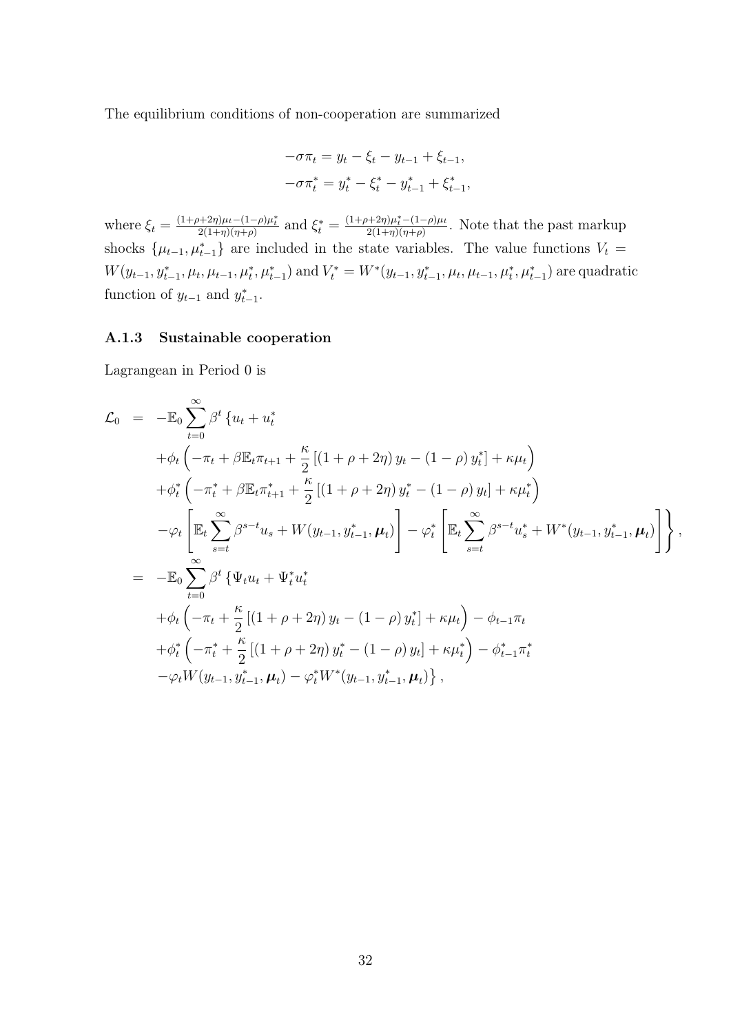The equilibrium conditions of non-cooperation are summarized

$$
\begin{aligned}
-\sigma \pi_t &= y_t - \xi_t - y_{t-1} + \xi_{t-1}, \\
-\sigma \pi_t^* &= y_t^* - \xi_t^* - y_{t-1}^* + \xi_{t-1}^*,
\end{aligned}
$$

where $\xi_t = \frac{(1+\rho+2\eta)\mu_t - (1-\rho)\mu_t^*}{2(1+\eta)(\eta+\rho)}$ and $\xi_t^* = \frac{(1+\rho+2\eta)\mu_t^* - (1-\rho)\mu_t}{2(1+\eta)(\eta+\rho)}$. Note that the past markup shocks $\{\mu_{t-1}, \mu_{t-1}^*\}$ are included in the state variables. The value functions $V_t = W(y_{t-1}, y_{t-1}^*, \mu_t, \mu_{t-1}, \mu_t^*, \mu_{t-1}^*)$ and $V_t^* = W^*(y_{t-1}, y_{t-1}^*, \mu_t, \mu_{t-1}, \mu_t^*, \mu_{t-1}^*)$ are quadratic function of $y_{t-1}$ and $y_{t-1}^*$.

### A.1.3 Sustainable cooperation

Lagrangean in Period 0 is

$$
\begin{aligned}
\mathcal{L}_0 &= -\mathbb{E}_0 \sum_{t=0}^{\infty} \beta^t \Big\{ u_t + u_t^* \\
&\quad + \phi_t \left( -\pi_t + \beta \mathbb{E}_t \pi_{t+1} + \frac{\kappa}{2} \left[ (1+\rho+2\eta) y_t - (1-\rho) y_t^* \right] + \kappa \mu_t \right) \\
&\quad + \phi_t^* \left( -\pi_t^* + \beta \mathbb{E}_t \pi_{t+1}^* + \frac{\kappa}{2} \left[ (1+\rho+2\eta) y_t^* - (1-\rho) y_t \right] + \kappa \mu_t^* \right) \\
&\quad - \varphi_t \left[ \mathbb{E}_t \sum_{s=t}^{\infty} \beta^{s-t} u_s + W(y_{t-1}, y_{t-1}^*, \boldsymbol{\mu}_t) \right] - \varphi_t^* \left[ \mathbb{E}_t \sum_{s=t}^{\infty} \beta^{s-t} u_s^* + W^*(y_{t-1}, y_{t-1}^*, \boldsymbol{\mu}_t) \right] \Big\}, \\
&= -\mathbb{E}_0 \sum_{t=0}^{\infty} \beta^t \Big\{ \Psi_t u_t + \Psi_t^* u_t^* \\
&\quad + \phi_t \left( -\pi_t + \frac{\kappa}{2} \left[ (1+\rho+2\eta) y_t - (1-\rho) y_t^* \right] + \kappa \mu_t \right) - \phi_{t-1} \pi_t \\
&\quad + \phi_t^* \left( -\pi_t^* + \frac{\kappa}{2} \left[ (1+\rho+2\eta) y_t^* - (1-\rho) y_t \right] + \kappa \mu_t^* \right) - \phi_{t-1}^* \pi_t^* \\
&\quad - \varphi_t W(y_{t-1}, y_{t-1}^*, \boldsymbol{\mu}_t) - \varphi_t^* W^*(y_{t-1}, y_{t-1}^*, \boldsymbol{\mu}_t) \Big\},
\end{aligned}
$$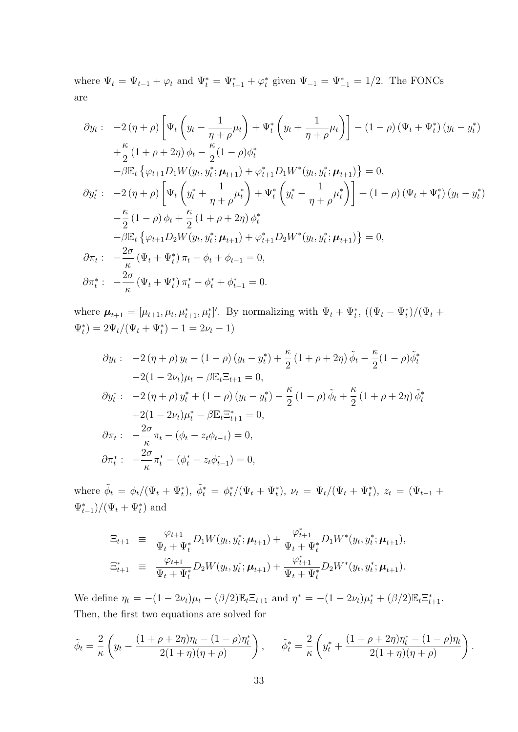where $\Psi_t = \Psi_{t-1} + \varphi_t$ and $\Psi_t^* = \Psi_{t-1}^* + \varphi_t^*$ given $\Psi_{-1} = \Psi_{-1}^* = 1/2$. The FONCs are

$$
\begin{aligned}
\partial y_t: \quad & -2(\eta+\rho)\left[\Psi_t\left(y_t - \frac{1}{\eta+\rho}\mu_t\right) + \Psi_t^*\left(y_t + \frac{1}{\eta+\rho}\mu_t\right)\right] - (1-\rho)(\Psi_t + \Psi_t^*)(y_t - y_t^*) \\
& + \frac{\kappa}{2}(1+\rho+2\eta)\phi_t - \frac{\kappa}{2}(1-\rho)\phi_t^* \\
& - \beta \mathbb{E}_t\left\{\varphi_{t+1} D_1 W(y_t, y_t^*; \boldsymbol{\mu}_{t+1}) + \varphi_{t+1}^* D_1 W^*(y_t, y_t^*; \boldsymbol{\mu}_{t+1})\right\} = 0, \\
\partial y_t^*: \quad & -2(\eta+\rho)\left[\Psi_t\left(y_t^* + \frac{1}{\eta+\rho}\mu_t^*\right) + \Psi_t^*\left(y_t^* - \frac{1}{\eta+\rho}\mu_t^*\right)\right] + (1-\rho)(\Psi_t + \Psi_t^*)(y_t - y_t^*) \\
& - \frac{\kappa}{2}(1-\rho)\phi_t + \frac{\kappa}{2}(1+\rho+2\eta)\phi_t^* \\
& - \beta \mathbb{E}_t\left\{\varphi_{t+1} D_2 W(y_t, y_t^*; \boldsymbol{\mu}_{t+1}) + \varphi_{t+1}^* D_2 W^*(y_t, y_t^*; \boldsymbol{\mu}_{t+1})\right\} = 0, \\
\partial \pi_t: \quad & -\frac{2\sigma}{\kappa}(\Psi_t + \Psi_t^*)\pi_t - \phi_t + \phi_{t-1} = 0, \\
\partial \pi_t^*: \quad & -\frac{2\sigma}{\kappa}(\Psi_t + \Psi_t^*)\pi_t^* - \phi_t^* + \phi_{t-1}^* = 0.
\end{aligned}
$$

where $\boldsymbol{\mu}_{t+1} = [\mu_{t+1}, \mu_t, \mu_{t+1}^*, \mu_t^*]'$. By normalizing with $\Psi_t + \Psi_t^*$, $((\Psi_t - \Psi_t^*)/(\Psi_t + \Psi_t^*) = 2\Psi_t/(\Psi_t + \Psi_t^*) - 1 = 2\nu_t - 1)$

$$
\begin{aligned}
\partial y_t: \quad & -2(\eta+\rho)y_t - (1-\rho)(y_t - y_t^*) + \frac{\kappa}{2}(1+\rho+2\eta)\tilde{\phi}_t - \frac{\kappa}{2}(1-\rho)\tilde{\phi}_t^* \\
& -2(1-2\nu_t)\mu_t - \beta\mathbb{E}_t\Xi_{t+1} = 0, \\
\partial y_t^*: \quad & -2(\eta+\rho)y_t^* + (1-\rho)(y_t - y_t^*) - \frac{\kappa}{2}(1-\rho)\tilde{\phi}_t + \frac{\kappa}{2}(1+\rho+2\eta)\tilde{\phi}_t^* \\
& +2(1-2\nu_t)\mu_t^* - \beta\mathbb{E}_t\Xi_{t+1}^* = 0, \\
\partial \pi_t: \quad & -\frac{2\sigma}{\kappa}\pi_t - (\phi_t - z_t\phi_{t-1}) = 0, \\
\partial \pi_t^*: \quad & -\frac{2\sigma}{\kappa}\pi_t^* - (\phi_t^* - z_t\phi_{t-1}^*) = 0,
\end{aligned}
$$

where $\tilde{\phi}_t = \phi_t/(\Psi_t + \Psi_t^*)$, $\tilde{\phi}_t^* = \phi_t^*/(\Psi_t + \Psi_t^*)$, $\nu_t = \Psi_t/(\Psi_t + \Psi_t^*)$, $z_t = (\Psi_{t-1} + \Psi_{t-1}^*)/(\Psi_t + \Psi_t^*)$ and

$$
\begin{aligned}
\Xi_{t+1} &\equiv \frac{\varphi_{t+1}}{\Psi_t + \Psi_t^*} D_1 W(y_t, y_t^*; \boldsymbol{\mu}_{t+1}) + \frac{\varphi_{t+1}^*}{\Psi_t + \Psi_t^*} D_1 W^*(y_t, y_t^*; \boldsymbol{\mu}_{t+1}), \\
\Xi_{t+1}^* &\equiv \frac{\varphi_{t+1}}{\Psi_t + \Psi_t^*} D_2 W(y_t, y_t^*; \boldsymbol{\mu}_{t+1}) + \frac{\varphi_{t+1}^*}{\Psi_t + \Psi_t^*} D_2 W^*(y_t, y_t^*; \boldsymbol{\mu}_{t+1}).
\end{aligned}
$$

We define $\eta_t = -(1-2\nu_t)\mu_t - (\beta/2)\mathbb{E}_t\Xi_{t+1}$ and $\eta^* = -(1-2\nu_t)\mu_t^* + (\beta/2)\mathbb{E}_t\Xi_{t+1}^*$. Then, the first two equations are solved for

$$
\tilde{\phi}_t = \frac{2}{\kappa}\left(y_t - \frac{(1+\rho+2\eta)\eta_t - (1-\rho)\eta_t^*}{2(1+\eta)(\eta+\rho)}\right), \qquad \tilde{\phi}_t^* = \frac{2}{\kappa}\left(y_t^* + \frac{(1+\rho+2\eta)\eta_t^* - (1-\rho)\eta_t}{2(1+\eta)(\eta+\rho)}\right).
$$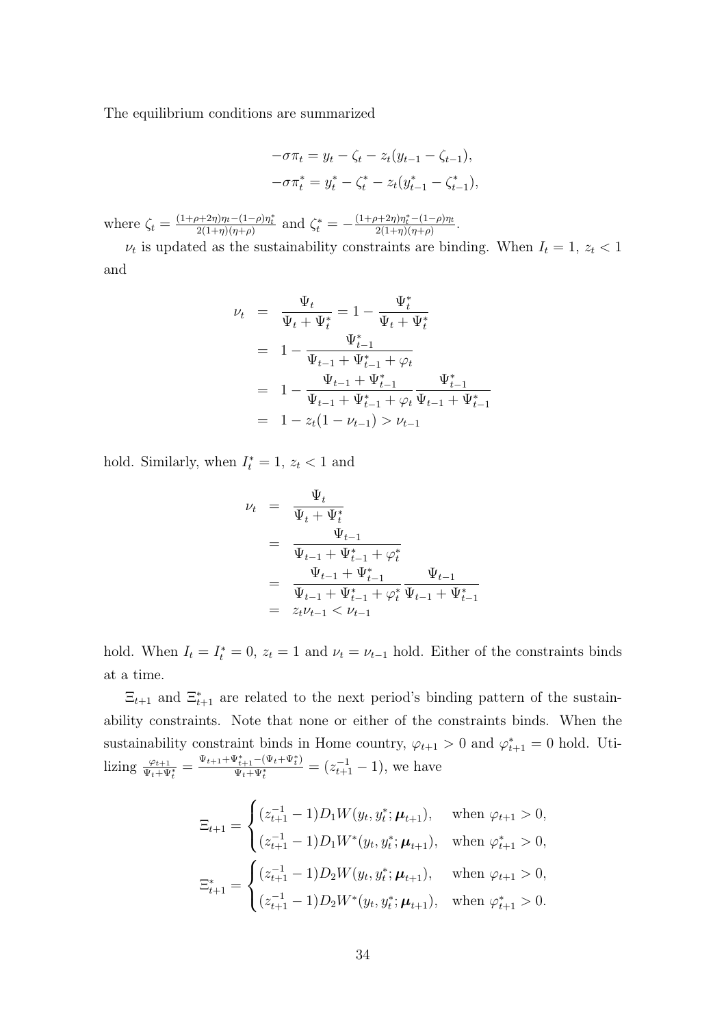The equilibrium conditions are summarized

$$-\sigma\pi_t = y_t - \zeta_t - z_t(y_{t-1} - \zeta_{t-1}),$$
$$-\sigma\pi_t^* = y_t^* - \zeta_t^* - z_t(y_{t-1}^* - \zeta_{t-1}^*),$$

where $\zeta_t = \frac{(1+\rho+2\eta)\eta_t - (1-\rho)\eta_t^*}{2(1+\eta)(\eta+\rho)}$ and $\zeta_t^* = -\frac{(1+\rho+2\eta)\eta_t^* - (1-\rho)\eta_t}{2(1+\eta)(\eta+\rho)}$.

$\nu_t$ is updated as the sustainability constraints are binding. When $I_t = 1$, $z_t < 1$ and

$$\begin{aligned}
\nu_t &= \frac{\Psi_t}{\Psi_t + \Psi_t^*} = 1 - \frac{\Psi_t^*}{\Psi_t + \Psi_t^*} \\
&= 1 - \frac{\Psi_{t-1}^*}{\Psi_{t-1} + \Psi_{t-1}^* + \varphi_t} \\
&= 1 - \frac{\Psi_{t-1} + \Psi_{t-1}^*}{\Psi_{t-1} + \Psi_{t-1}^* + \varphi_t} \frac{\Psi_{t-1}^*}{\Psi_{t-1} + \Psi_{t-1}^*} \\
&= 1 - z_t(1 - \nu_{t-1}) > \nu_{t-1}
\end{aligned}$$

hold. Similarly, when $I_t^* = 1$, $z_t < 1$ and

$$\begin{aligned}
\nu_t &= \frac{\Psi_t}{\Psi_t + \Psi_t^*} \\
&= \frac{\Psi_{t-1}}{\Psi_{t-1} + \Psi_{t-1}^* + \varphi_t^*} \\
&= \frac{\Psi_{t-1} + \Psi_{t-1}^*}{\Psi_{t-1} + \Psi_{t-1}^* + \varphi_t^*} \frac{\Psi_{t-1}}{\Psi_{t-1} + \Psi_{t-1}^*} \\
&= z_t \nu_{t-1} < \nu_{t-1}
\end{aligned}$$

hold. When $I_t = I_t^* = 0$, $z_t = 1$ and $\nu_t = \nu_{t-1}$ hold. Either of the constraints binds at a time.

$\Xi_{t+1}$ and $\Xi_{t+1}^*$ are related to the next period's binding pattern of the sustainability constraints. Note that none or either of the constraints binds. When the sustainability constraint binds in Home country, $\varphi_{t+1} > 0$ and $\varphi_{t+1}^* = 0$ hold. Utilizing $\frac{\varphi_{t+1}}{\Psi_t + \Psi_t^*} = \frac{\Psi_{t+1} + \Psi_{t+1}^* - (\Psi_t + \Psi_t^*)}{\Psi_t + \Psi_t^*} = (z_{t+1}^{-1} - 1)$, we have

$$\Xi_{t+1} = \begin{cases} (z_{t+1}^{-1} - 1) D_1 W(y_t, y_t^*; \boldsymbol{\mu}_{t+1}), & \text{when } \varphi_{t+1} > 0, \\ (z_{t+1}^{-1} - 1) D_1 W^*(y_t, y_t^*; \boldsymbol{\mu}_{t+1}), & \text{when } \varphi_{t+1}^* > 0, \end{cases}$$

$$\Xi_{t+1}^* = \begin{cases} (z_{t+1}^{-1} - 1) D_2 W(y_t, y_t^*; \boldsymbol{\mu}_{t+1}), & \text{when } \varphi_{t+1} > 0, \\ (z_{t+1}^{-1} - 1) D_2 W^*(y_t, y_t^*; \boldsymbol{\mu}_{t+1}), & \text{when } \varphi_{t+1}^* > 0. \end{cases}$$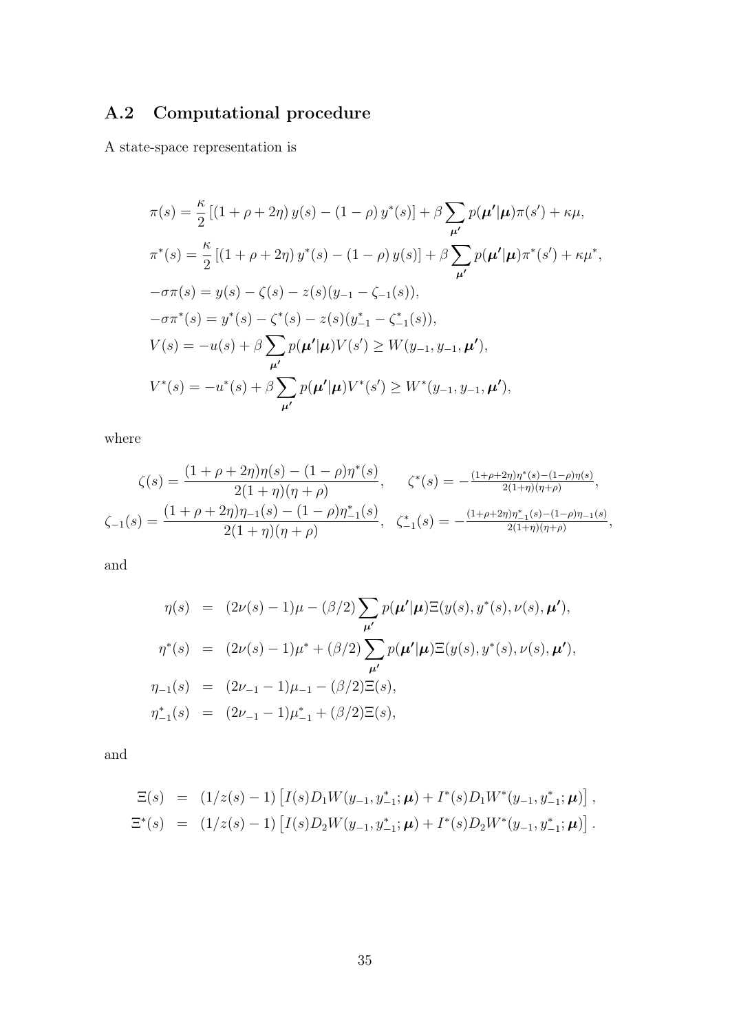## A.2 Computational procedure

A state-space representation is

$$
\begin{aligned}
\pi(s) &= \frac{\kappa}{2}\left[(1+\rho+2\eta)\, y(s) - (1-\rho)\, y^*(s)\right] + \beta \sum_{\boldsymbol{\mu}'} p(\boldsymbol{\mu}'|\boldsymbol{\mu})\pi(s') + \kappa\mu, \\
\pi^*(s) &= \frac{\kappa}{2}\left[(1+\rho+2\eta)\, y^*(s) - (1-\rho)\, y(s)\right] + \beta \sum_{\boldsymbol{\mu}'} p(\boldsymbol{\mu}'|\boldsymbol{\mu})\pi^*(s') + \kappa\mu^*, \\
-\sigma\pi(s) &= y(s) - \zeta(s) - z(s)(y_{-1} - \zeta_{-1}(s)), \\
-\sigma\pi^*(s) &= y^*(s) - \zeta^*(s) - z(s)(y^*_{-1} - \zeta^*_{-1}(s)), \\
V(s) &= -u(s) + \beta \sum_{\boldsymbol{\mu}'} p(\boldsymbol{\mu}'|\boldsymbol{\mu}) V(s') \geq W(y_{-1}, y_{-1}, \boldsymbol{\mu}'), \\
V^*(s) &= -u^*(s) + \beta \sum_{\boldsymbol{\mu}'} p(\boldsymbol{\mu}'|\boldsymbol{\mu}) V^*(s') \geq W^*(y_{-1}, y_{-1}, \boldsymbol{\mu}'),
\end{aligned}
$$

where

$$
\begin{aligned}
\zeta(s) &= \frac{(1+\rho+2\eta)\eta(s) - (1-\rho)\eta^*(s)}{2(1+\eta)(\eta+\rho)}, \quad \zeta^*(s) = -\frac{(1+\rho+2\eta)\eta^*(s) - (1-\rho)\eta(s)}{2(1+\eta)(\eta+\rho)}, \\
\zeta_{-1}(s) &= \frac{(1+\rho+2\eta)\eta_{-1}(s) - (1-\rho)\eta^*_{-1}(s)}{2(1+\eta)(\eta+\rho)}, \quad \zeta^*_{-1}(s) = -\frac{(1+\rho+2\eta)\eta^*_{-1}(s) - (1-\rho)\eta_{-1}(s)}{2(1+\eta)(\eta+\rho)},
\end{aligned}
$$

and

$$
\begin{aligned}
\eta(s) &= (2\nu(s) - 1)\mu - (\beta/2) \sum_{\boldsymbol{\mu}'} p(\boldsymbol{\mu}'|\boldsymbol{\mu}) \Xi(y(s), y^*(s), \nu(s), \boldsymbol{\mu}'), \\
\eta^*(s) &= (2\nu(s) - 1)\mu^* + (\beta/2) \sum_{\boldsymbol{\mu}'} p(\boldsymbol{\mu}'|\boldsymbol{\mu}) \Xi(y(s), y^*(s), \nu(s), \boldsymbol{\mu}'), \\
\eta_{-1}(s) &= (2\nu_{-1} - 1)\mu_{-1} - (\beta/2)\Xi(s), \\
\eta^*_{-1}(s) &= (2\nu_{-1} - 1)\mu^*_{-1} + (\beta/2)\Xi(s),
\end{aligned}
$$

and

$$
\begin{aligned}
\Xi(s) &= (1/z(s) - 1)\left[I(s) D_1 W(y_{-1}, y^*_{-1}; \boldsymbol{\mu}) + I^*(s) D_1 W^*(y_{-1}, y^*_{-1}; \boldsymbol{\mu})\right], \\
\Xi^*(s) &= (1/z(s) - 1)\left[I(s) D_2 W(y_{-1}, y^*_{-1}; \boldsymbol{\mu}) + I^*(s) D_2 W^*(y_{-1}, y^*_{-1}; \boldsymbol{\mu})\right].
\end{aligned}
$$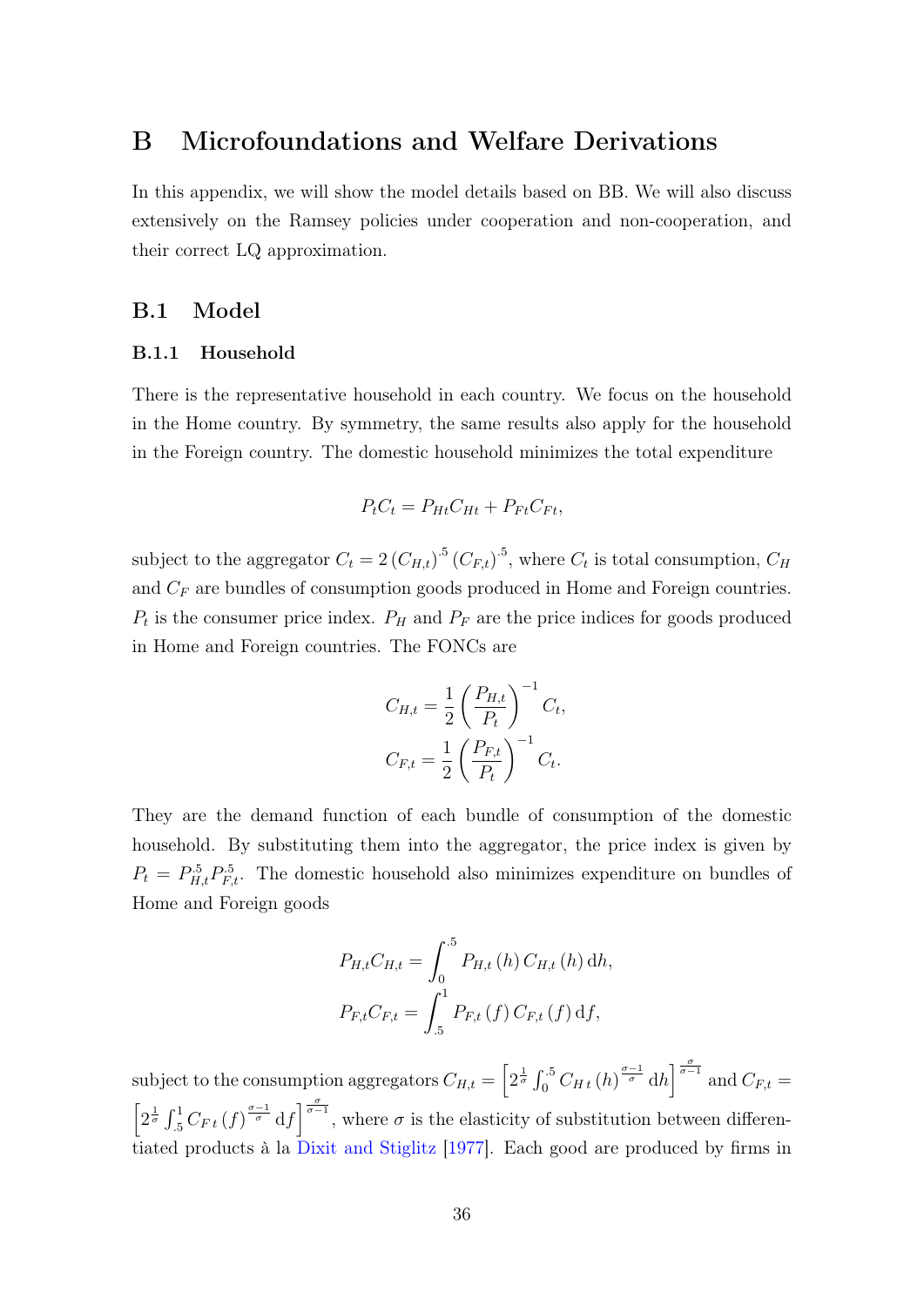# B Microfoundations and Welfare Derivations

In this appendix, we will show the model details based on BB. We will also discuss extensively on the Ramsey policies under cooperation and non-cooperation, and their correct LQ approximation.

## B.1 Model

### B.1.1 Household

There is the representative household in each country. We focus on the household in the Home country. By symmetry, the same results also apply for the household in the Foreign country. The domestic household minimizes the total expenditure

$$P_t C_t = P_{Ht} C_{Ht} + P_{Ft} C_{Ft},$$

subject to the aggregator $C_t = 2\left(C_{H,t}\right)^{.5}\left(C_{F,t}\right)^{.5}$, where $C_t$ is total consumption, $C_H$ and $C_F$ are bundles of consumption goods produced in Home and Foreign countries. $P_t$ is the consumer price index. $P_H$ and $P_F$ are the price indices for goods produced in Home and Foreign countries. The FONCs are

$$C_{H,t} = \frac{1}{2}\left(\frac{P_{H,t}}{P_t}\right)^{-1} C_t,$$
$$C_{F,t} = \frac{1}{2}\left(\frac{P_{F,t}}{P_t}\right)^{-1} C_t.$$

They are the demand function of each bundle of consumption of the domestic household. By substituting them into the aggregator, the price index is given by $P_t = P_{H,t}^{.5} P_{F,t}^{.5}$. The domestic household also minimizes expenditure on bundles of Home and Foreign goods

$$P_{H,t} C_{H,t} = \int_0^{.5} P_{H,t}(h)\, C_{H,t}(h)\, \mathrm{d}h,$$
$$P_{F,t} C_{F,t} = \int_{.5}^{1} P_{F,t}(f)\, C_{F,t}(f)\, \mathrm{d}f,$$

subject to the consumption aggregators $C_{H,t} = \left[2^{\frac{1}{\sigma}} \int_0^{.5} C_{H\,t}(h)^{\frac{\sigma-1}{\sigma}}\, \mathrm{d}h\right]^{\frac{\sigma}{\sigma-1}}$ and $C_{F,t} = \left[2^{\frac{1}{\sigma}} \int_{.5}^{1} C_{F\,t}(f)^{\frac{\sigma-1}{\sigma}}\, \mathrm{d}f\right]^{\frac{\sigma}{\sigma-1}}$, where $\sigma$ is the elasticity of substitution between differentiated products à la Dixit and Stiglitz [1977]. Each good are produced by firms in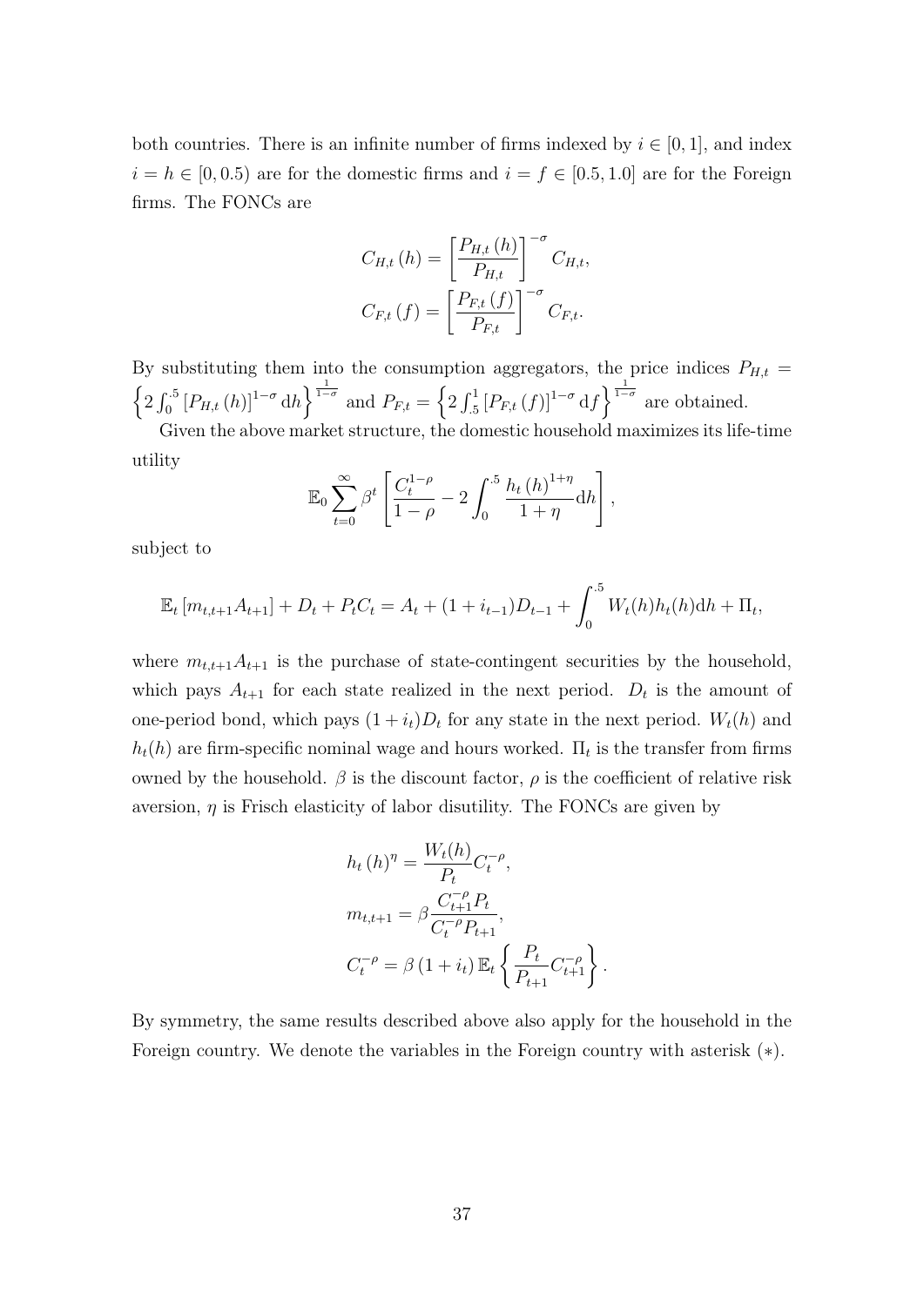both countries. There is an infinite number of firms indexed by $i \in [0,1]$, and index $i = h \in [0, 0.5)$ are for the domestic firms and $i = f \in [0.5, 1.0]$ are for the Foreign firms. The FONCs are

$$
\begin{aligned}
C_{H,t}(h) &= \left[\frac{P_{H,t}(h)}{P_{H,t}}\right]^{-\sigma} C_{H,t}, \\
C_{F,t}(f) &= \left[\frac{P_{F,t}(f)}{P_{F,t}}\right]^{-\sigma} C_{F,t}.
\end{aligned}
$$

By substituting them into the consumption aggregators, the price indices $P_{H,t} = \left\{2\int_0^{.5} [P_{H,t}(h)]^{1-\sigma} \mathrm{d}h\right\}^{\frac{1}{1-\sigma}}$ and $P_{F,t} = \left\{2\int_{.5}^{1} [P_{F,t}(f)]^{1-\sigma} \mathrm{d}f\right\}^{\frac{1}{1-\sigma}}$ are obtained.

Given the above market structure, the domestic household maximizes its life-time utility

$$
\mathbb{E}_0 \sum_{t=0}^{\infty} \beta^t \left[\frac{C_t^{1-\rho}}{1-\rho} - 2\int_0^{.5} \frac{h_t(h)^{1+\eta}}{1+\eta} \mathrm{d}h\right],
$$

subject to

$$
\mathbb{E}_t [m_{t,t+1} A_{t+1}] + D_t + P_t C_t = A_t + (1 + i_{t-1}) D_{t-1} + \int_0^{.5} W_t(h) h_t(h) \mathrm{d}h + \Pi_t,
$$

where $m_{t,t+1}A_{t+1}$ is the purchase of state-contingent securities by the household, which pays $A_{t+1}$ for each state realized in the next period. $D_t$ is the amount of one-period bond, which pays $(1+i_t)D_t$ for any state in the next period. $W_t(h)$ and $h_t(h)$ are firm-specific nominal wage and hours worked. $\Pi_t$ is the transfer from firms owned by the household. $\beta$ is the discount factor, $\rho$ is the coefficient of relative risk aversion, $\eta$ is Frisch elasticity of labor disutility. The FONCs are given by

$$
\begin{aligned}
h_t(h)^{\eta} &= \frac{W_t(h)}{P_t} C_t^{-\rho}, \\
m_{t,t+1} &= \beta \frac{C_{t+1}^{-\rho} P_t}{C_t^{-\rho} P_{t+1}}, \\
C_t^{-\rho} &= \beta (1 + i_t) \mathbb{E}_t \left\{\frac{P_t}{P_{t+1}} C_{t+1}^{-\rho}\right\}.
\end{aligned}
$$

By symmetry, the same results described above also apply for the household in the Foreign country. We denote the variables in the Foreign country with asterisk $(*)$.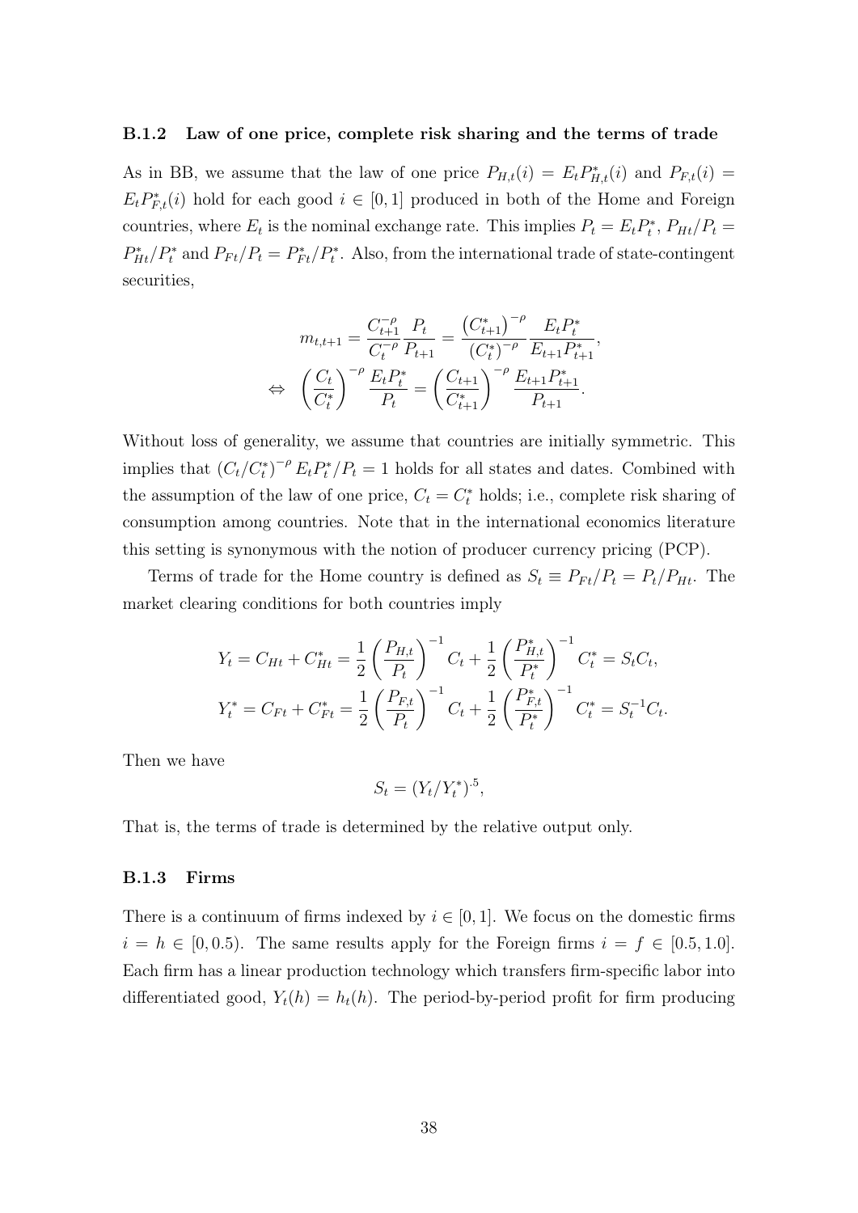### B.1.2 Law of one price, complete risk sharing and the terms of trade

As in BB, we assume that the law of one price $P_{H,t}(i) = E_t P^*_{H,t}(i)$ and $P_{F,t}(i) = E_t P^*_{F,t}(i)$ hold for each good $i \in [0,1]$ produced in both of the Home and Foreign countries, where $E_t$ is the nominal exchange rate. This implies $P_t = E_t P^*_t$, $P_{Ht}/P_t = P^*_{Ht}/P^*_t$ and $P_{Ft}/P_t = P^*_{Ft}/P^*_t$. Also, from the international trade of state-contingent securities,

$$
\begin{aligned}
m_{t,t+1} = \frac{C_{t+1}^{-\rho}}{C_t^{-\rho}} \frac{P_t}{P_{t+1}} &= \frac{\left(C^*_{t+1}\right)^{-\rho}}{\left(C^*_t\right)^{-\rho}} \frac{E_t P^*_t}{E_{t+1} P^*_{t+1}}, \\
\Leftrightarrow \quad \left(\frac{C_t}{C^*_t}\right)^{-\rho} \frac{E_t P^*_t}{P_t} &= \left(\frac{C_{t+1}}{C^*_{t+1}}\right)^{-\rho} \frac{E_{t+1} P^*_{t+1}}{P_{t+1}}.
\end{aligned}
$$

Without loss of generality, we assume that countries are initially symmetric. This implies that $\left(C_t/C^*_t\right)^{-\rho} E_t P^*_t / P_t = 1$ holds for all states and dates. Combined with the assumption of the law of one price, $C_t = C^*_t$ holds; i.e., complete risk sharing of consumption among countries. Note that in the international economics literature this setting is synonymous with the notion of producer currency pricing (PCP).

Terms of trade for the Home country is defined as $S_t \equiv P_{Ft}/P_t = P_t/P_{Ht}$. The market clearing conditions for both countries imply

$$
\begin{aligned}
Y_t = C_{Ht} + C^*_{Ht} &= \frac{1}{2}\left(\frac{P_{H,t}}{P_t}\right)^{-1} C_t + \frac{1}{2}\left(\frac{P^*_{H,t}}{P^*_t}\right)^{-1} C^*_t = S_t C_t, \\
Y^*_t = C_{Ft} + C^*_{Ft} &= \frac{1}{2}\left(\frac{P_{F,t}}{P_t}\right)^{-1} C_t + \frac{1}{2}\left(\frac{P^*_{F,t}}{P^*_t}\right)^{-1} C^*_t = S_t^{-1} C_t.
\end{aligned}
$$

Then we have

$$
S_t = \left(Y_t / Y^*_t\right)^{.5},
$$

That is, the terms of trade is determined by the relative output only.

### B.1.3 Firms

There is a continuum of firms indexed by $i \in [0,1]$. We focus on the domestic firms $i = h \in [0, 0.5)$. The same results apply for the Foreign firms $i = f \in [0.5, 1.0]$. Each firm has a linear production technology which transfers firm-specific labor into differentiated good, $Y_t(h) = h_t(h)$. The period-by-period profit for firm producing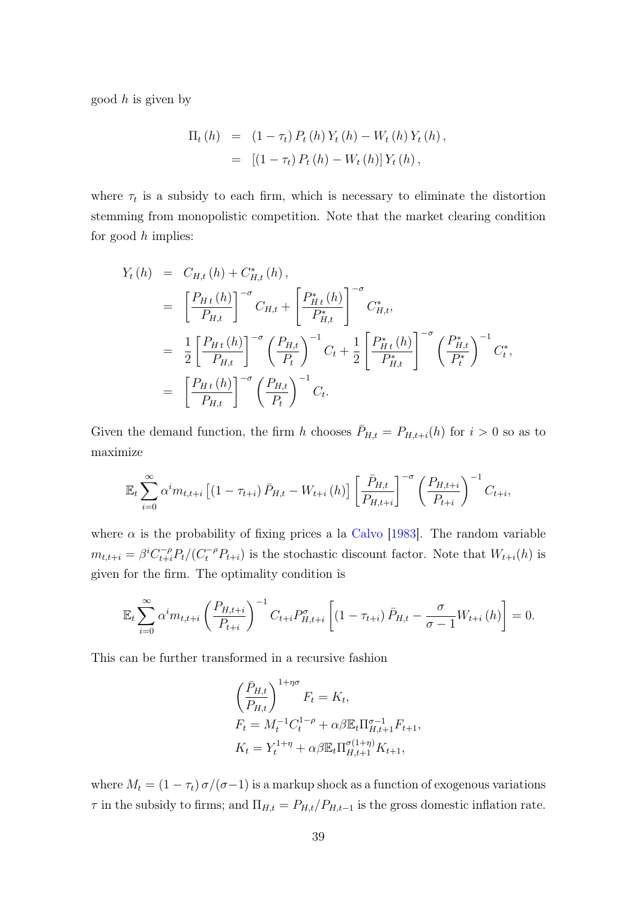good $h$ is given by

$$
\begin{aligned}
\Pi_t(h) &= (1-\tau_t) P_t(h) Y_t(h) - W_t(h) Y_t(h), \\
&= [(1-\tau_t) P_t(h) - W_t(h)] Y_t(h),
\end{aligned}
$$

where $\tau_t$ is a subsidy to each firm, which is necessary to eliminate the distortion stemming from monopolistic competition. Note that the market clearing condition for good $h$ implies:

$$
\begin{aligned}
Y_t(h) &= C_{H,t}(h) + C^*_{H,t}(h), \\
&= \left[\frac{P_{H\,t}(h)}{P_{H,t}}\right]^{-\sigma} C_{H,t} + \left[\frac{P^*_{H\,t}(h)}{P^*_{H,t}}\right]^{-\sigma} C^*_{H,t}, \\
&= \frac{1}{2}\left[\frac{P_{H\,t}(h)}{P_{H,t}}\right]^{-\sigma}\left(\frac{P_{H,t}}{P_t}\right)^{-1} C_t + \frac{1}{2}\left[\frac{P^*_{H\,t}(h)}{P^*_{H,t}}\right]^{-\sigma}\left(\frac{P^*_{H,t}}{P^*_t}\right)^{-1} C^*_t, \\
&= \left[\frac{P_{H\,t}(h)}{P_{H,t}}\right]^{-\sigma}\left(\frac{P_{H,t}}{P_t}\right)^{-1} C_t.
\end{aligned}
$$

Given the demand function, the firm $h$ chooses $\bar{P}_{H,t} = P_{H,t+i}(h)$ for $i > 0$ so as to maximize

$$
\mathbb{E}_t \sum_{i=0}^{\infty} \alpha^i m_{t,t+i}\left[(1-\tau_{t+i})\bar{P}_{H,t} - W_{t+i}(h)\right]\left[\frac{\bar{P}_{H,t}}{P_{H,t+i}}\right]^{-\sigma}\left(\frac{P_{H,t+i}}{P_{t+i}}\right)^{-1} C_{t+i},
$$

where $\alpha$ is the probability of fixing prices a la Calvo [1983]. The random variable $m_{t,t+i} = \beta^i C_{t+i}^{-\rho} P_t / (C_t^{-\rho} P_{t+i})$ is the stochastic discount factor. Note that $W_{t+i}(h)$ is given for the firm. The optimality condition is

$$
\mathbb{E}_t \sum_{i=0}^{\infty} \alpha^i m_{t,t+i}\left(\frac{P_{H,t+i}}{P_{t+i}}\right)^{-1} C_{t+i} P^{\sigma}_{H,t+i}\left[(1-\tau_{t+i})\bar{P}_{H,t} - \frac{\sigma}{\sigma-1} W_{t+i}(h)\right] = 0.
$$

This can be further transformed in a recursive fashion

$$
\begin{aligned}
&\left(\frac{\bar{P}_{H,t}}{P_{H,t}}\right)^{1+\eta\sigma} F_t = K_t, \\
&F_t = M_t^{-1} C_t^{1-\rho} + \alpha\beta \mathbb{E}_t \Pi^{\sigma-1}_{H,t+1} F_{t+1}, \\
&K_t = Y_t^{1+\eta} + \alpha\beta \mathbb{E}_t \Pi^{\sigma(1+\eta)}_{H,t+1} K_{t+1},
\end{aligned}
$$

where $M_t = (1-\tau_t)\,\sigma/(\sigma-1)$ is a markup shock as a function of exogenous variations $\tau$ in the subsidy to firms; and $\Pi_{H,t} = P_{H,t}/P_{H,t-1}$ is the gross domestic inflation rate.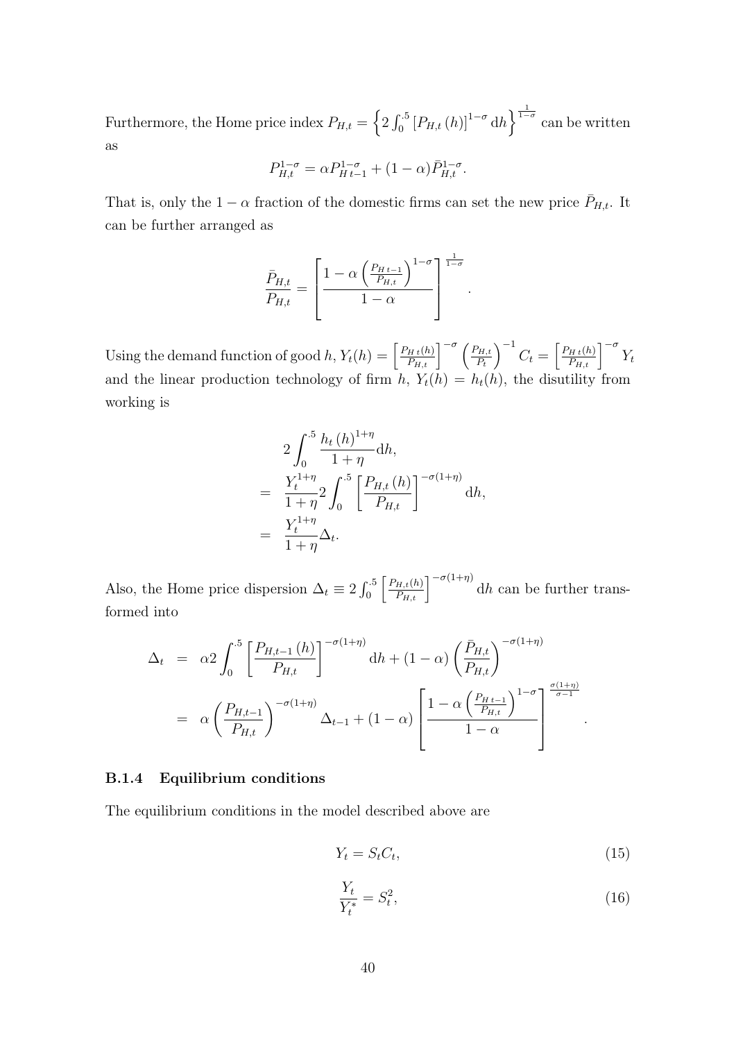Furthermore, the Home price index $P_{H,t} = \left\{ 2 \int_0^{.5} \left[ P_{H,t}(h) \right]^{1-\sigma} \mathrm{d}h \right\}^{\frac{1}{1-\sigma}}$ can be written as

$$P_{H,t}^{1-\sigma} = \alpha P_{H\,t-1}^{1-\sigma} + (1-\alpha) \bar{P}_{H,t}^{1-\sigma}.$$

That is, only the $1-\alpha$ fraction of the domestic firms can set the new price $\bar{P}_{H,t}$. It can be further arranged as

$$\frac{\bar{P}_{H,t}}{P_{H,t}} = \left[ \frac{1 - \alpha \left( \frac{P_{H\,t-1}}{P_{H,t}} \right)^{1-\sigma}}{1-\alpha} \right]^{\frac{1}{1-\sigma}}.$$

Using the demand function of good $h$, $Y_t(h) = \left[ \frac{P_{H\,t}(h)}{P_{H,t}} \right]^{-\sigma} \left( \frac{P_{H,t}}{P_t} \right)^{-1} C_t = \left[ \frac{P_{H\,t}(h)}{P_{H,t}} \right]^{-\sigma} Y_t$ and the linear production technology of firm $h$, $Y_t(h) = h_t(h)$, the disutility from working is

$$\begin{aligned}
& 2 \int_0^{.5} \frac{h_t(h)^{1+\eta}}{1+\eta} \mathrm{d}h, \\
= \; & \frac{Y_t^{1+\eta}}{1+\eta} 2 \int_0^{.5} \left[ \frac{P_{H,t}(h)}{P_{H,t}} \right]^{-\sigma(1+\eta)} \mathrm{d}h, \\
= \; & \frac{Y_t^{1+\eta}}{1+\eta} \Delta_t.
\end{aligned}$$

Also, the Home price dispersion $\Delta_t \equiv 2 \int_0^{.5} \left[ \frac{P_{H,t}(h)}{P_{H,t}} \right]^{-\sigma(1+\eta)} \mathrm{d}h$ can be further transformed into

$$\begin{aligned}
\Delta_t &= \alpha 2 \int_0^{.5} \left[ \frac{P_{H,t-1}(h)}{P_{H,t}} \right]^{-\sigma(1+\eta)} \mathrm{d}h + (1-\alpha) \left( \frac{\bar{P}_{H,t}}{P_{H,t}} \right)^{-\sigma(1+\eta)} \\
&= \alpha \left( \frac{P_{H,t-1}}{P_{H,t}} \right)^{-\sigma(1+\eta)} \Delta_{t-1} + (1-\alpha) \left[ \frac{1 - \alpha \left( \frac{P_{H\,t-1}}{P_{H,t}} \right)^{1-\sigma}}{1-\alpha} \right]^{\frac{\sigma(1+\eta)}{\sigma-1}}.
\end{aligned}$$

### B.1.4 Equilibrium conditions

The equilibrium conditions in the model described above are

$$Y_t = S_t C_t, \tag{15}$$

$$\frac{Y_t}{Y_t^*} = S_t^2, \tag{16}$$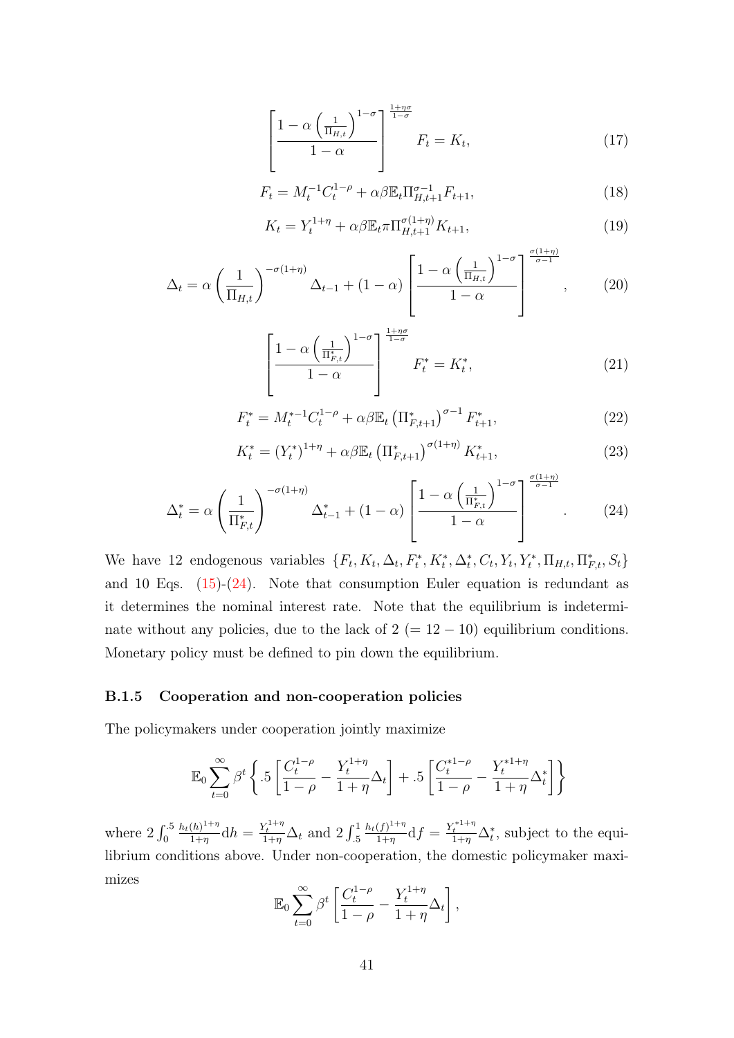$$\left[\frac{1-\alpha\left(\frac{1}{\Pi_{H,t}}\right)^{1-\sigma}}{1-\alpha}\right]^{\frac{1+\eta\sigma}{1-\sigma}} F_t = K_t, \tag{17}$$

$$F_t = M_t^{-1} C_t^{1-\rho} + \alpha\beta \mathbb{E}_t \Pi_{H,t+1}^{\sigma-1} F_{t+1}, \tag{18}$$

$$K_t = Y_t^{1+\eta} + \alpha\beta \mathbb{E}_t \pi \Pi_{H,t+1}^{\sigma(1+\eta)} K_{t+1}, \tag{19}$$

$$\Delta_t = \alpha \left(\frac{1}{\Pi_{H,t}}\right)^{-\sigma(1+\eta)} \Delta_{t-1} + (1-\alpha)\left[\frac{1-\alpha\left(\frac{1}{\Pi_{H,t}}\right)^{1-\sigma}}{1-\alpha}\right]^{\frac{\sigma(1+\eta)}{\sigma-1}}, \tag{20}$$

$$\left[\frac{1-\alpha\left(\frac{1}{\Pi_{F,t}^*}\right)^{1-\sigma}}{1-\alpha}\right]^{\frac{1+\eta\sigma}{1-\sigma}} F_t^* = K_t^*, \tag{21}$$

$$F_t^* = M_t^{*-1} C_t^{1-\rho} + \alpha\beta \mathbb{E}_t \left(\Pi_{F,t+1}^*\right)^{\sigma-1} F_{t+1}^*, \tag{22}$$

$$K_t^* = \left(Y_t^*\right)^{1+\eta} + \alpha\beta \mathbb{E}_t \left(\Pi_{F,t+1}^*\right)^{\sigma(1+\eta)} K_{t+1}^*, \tag{23}$$

$$\Delta_t^* = \alpha \left(\frac{1}{\Pi_{F,t}^*}\right)^{-\sigma(1+\eta)} \Delta_{t-1}^* + (1-\alpha)\left[\frac{1-\alpha\left(\frac{1}{\Pi_{F,t}^*}\right)^{1-\sigma}}{1-\alpha}\right]^{\frac{\sigma(1+\eta)}{\sigma-1}}. \tag{24}$$

We have 12 endogenous variables $\{F_t, K_t, \Delta_t, F_t^*, K_t^*, \Delta_t^*, C_t, Y_t, Y_t^*, \Pi_{H,t}, \Pi_{F,t}^*, S_t\}$ and 10 Eqs. (15)-(24). Note that consumption Euler equation is redundant as it determines the nominal interest rate. Note that the equilibrium is indeterminate without any policies, due to the lack of 2 ($= 12 - 10$) equilibrium conditions. Monetary policy must be defined to pin down the equilibrium.

### B.1.5 Cooperation and non-cooperation policies

The policymakers under cooperation jointly maximize

$$\mathbb{E}_0 \sum_{t=0}^{\infty} \beta^t \left\{ .5\left[\frac{C_t^{1-\rho}}{1-\rho} - \frac{Y_t^{1+\eta}}{1+\eta}\Delta_t\right] + .5\left[\frac{C_t^{*1-\rho}}{1-\rho} - \frac{Y_t^{*1+\eta}}{1+\eta}\Delta_t^*\right]\right\}$$

where $2\int_0^{.5} \frac{h_t(h)^{1+\eta}}{1+\eta} \mathrm{d}h = \frac{Y_t^{1+\eta}}{1+\eta}\Delta_t$ and $2\int_{.5}^{1} \frac{h_t(f)^{1+\eta}}{1+\eta} \mathrm{d}f = \frac{Y_t^{*1+\eta}}{1+\eta}\Delta_t^*$, subject to the equilibrium conditions above. Under non-cooperation, the domestic policymaker maximizes

$$\mathbb{E}_0 \sum_{t=0}^{\infty} \beta^t \left[\frac{C_t^{1-\rho}}{1-\rho} - \frac{Y_t^{1+\eta}}{1+\eta}\Delta_t\right],$$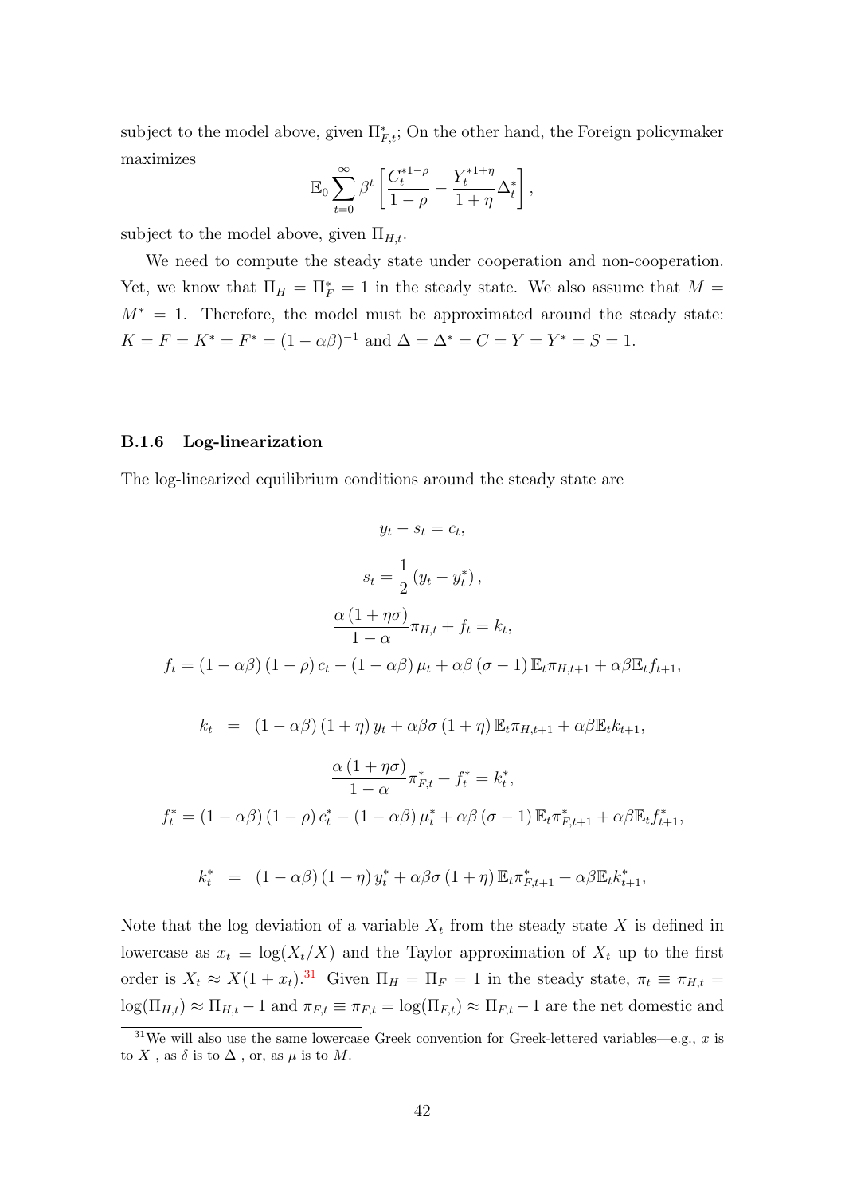subject to the model above, given $\Pi^*_{F,t}$; On the other hand, the Foreign policymaker maximizes

$$\mathbb{E}_0 \sum_{t=0}^{\infty} \beta^t \left[ \frac{C_t^{*1-\rho}}{1-\rho} - \frac{Y_t^{*1+\eta}}{1+\eta} \Delta_t^* \right],$$

subject to the model above, given $\Pi_{H,t}$.

We need to compute the steady state under cooperation and non-cooperation. Yet, we know that $\Pi_H = \Pi^*_F = 1$ in the steady state. We also assume that $M = M^* = 1$. Therefore, the model must be approximated around the steady state: $K = F = K^* = F^* = (1-\alpha\beta)^{-1}$ and $\Delta = \Delta^* = C = Y = Y^* = S = 1$.

### B.1.6 Log-linearization

The log-linearized equilibrium conditions around the steady state are

$$y_t - s_t = c_t,$$

$$s_t = \frac{1}{2}\left(y_t - y_t^*\right),$$

$$\frac{\alpha\left(1+\eta\sigma\right)}{1-\alpha}\pi_{H,t} + f_t = k_t,$$

$$f_t = \left(1-\alpha\beta\right)\left(1-\rho\right)c_t - \left(1-\alpha\beta\right)\mu_t + \alpha\beta\left(\sigma-1\right)\mathbb{E}_t\pi_{H,t+1} + \alpha\beta\mathbb{E}_t f_{t+1},$$

$$k_t = \left(1-\alpha\beta\right)\left(1+\eta\right)y_t + \alpha\beta\sigma\left(1+\eta\right)\mathbb{E}_t\pi_{H,t+1} + \alpha\beta\mathbb{E}_t k_{t+1},$$

$$\frac{\alpha\left(1+\eta\sigma\right)}{1-\alpha}\pi^*_{F,t} + f^*_t = k^*_t,$$

$$f^*_t = \left(1-\alpha\beta\right)\left(1-\rho\right)c^*_t - \left(1-\alpha\beta\right)\mu^*_t + \alpha\beta\left(\sigma-1\right)\mathbb{E}_t\pi^*_{F,t+1} + \alpha\beta\mathbb{E}_t f^*_{t+1},$$

$$k^*_t = \left(1-\alpha\beta\right)\left(1+\eta\right)y^*_t + \alpha\beta\sigma\left(1+\eta\right)\mathbb{E}_t\pi^*_{F,t+1} + \alpha\beta\mathbb{E}_t k^*_{t+1},$$

Note that the log deviation of a variable $X_t$ from the steady state $X$ is defined in lowercase as $x_t \equiv \log(X_t/X)$ and the Taylor approximation of $X_t$ up to the first order is $X_t \approx X(1+x_t)$.[31] Given $\Pi_H = \Pi_F = 1$ in the steady state, $\pi_t \equiv \pi_{H,t} = \log(\Pi_{H,t}) \approx \Pi_{H,t} - 1$ and $\pi_{F,t} \equiv \pi_{F,t} = \log(\Pi_{F,t}) \approx \Pi_{F,t} - 1$ are the net domestic and

[31] We will also use the same lowercase Greek convention for Greek-lettered variables—e.g., $x$ is to $X$ , as $\delta$ is to $\Delta$ , or, as $\mu$ is to $M$.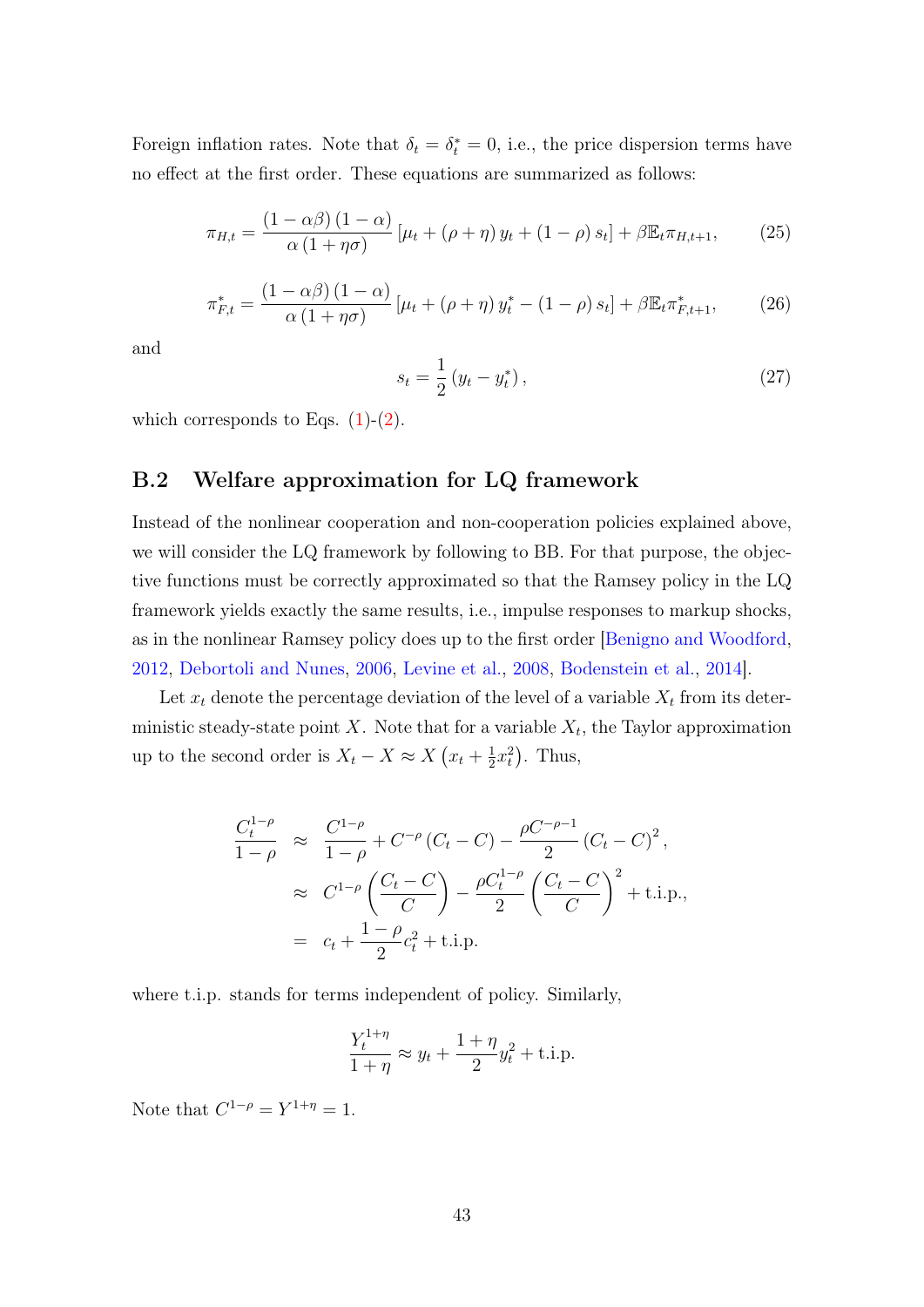Foreign inflation rates. Note that $\delta_t = \delta_t^* = 0$, i.e., the price dispersion terms have no effect at the first order. These equations are summarized as follows:

$$\pi_{H,t} = \frac{(1-\alpha\beta)(1-\alpha)}{\alpha(1+\eta\sigma)}\left[\mu_t + (\rho+\eta)y_t + (1-\rho)s_t\right] + \beta\mathbb{E}_t\pi_{H,t+1}, \tag{25}$$

$$\pi_{F,t}^* = \frac{(1-\alpha\beta)(1-\alpha)}{\alpha(1+\eta\sigma)}\left[\mu_t + (\rho+\eta)y_t^* - (1-\rho)s_t\right] + \beta\mathbb{E}_t\pi_{F,t+1}^*, \tag{26}$$

and

$$s_t = \frac{1}{2}(y_t - y_t^*), \tag{27}$$

which corresponds to Eqs. (1)-(2).

## B.2 Welfare approximation for LQ framework

Instead of the nonlinear cooperation and non-cooperation policies explained above, we will consider the LQ framework by following to BB. For that purpose, the objective functions must be correctly approximated so that the Ramsey policy in the LQ framework yields exactly the same results, i.e., impulse responses to markup shocks, as in the nonlinear Ramsey policy does up to the first order [Benigno and Woodford, 2012, Debortoli and Nunes, 2006, Levine et al., 2008, Bodenstein et al., 2014].

Let $x_t$ denote the percentage deviation of the level of a variable $X_t$ from its deterministic steady-state point $X$. Note that for a variable $X_t$, the Taylor approximation up to the second order is $X_t - X \approx X\left(x_t + \frac{1}{2}x_t^2\right)$. Thus,

$$\begin{aligned}
\frac{C_t^{1-\rho}}{1-\rho} &\approx \frac{C^{1-\rho}}{1-\rho} + C^{-\rho}(C_t - C) - \frac{\rho C^{-\rho-1}}{2}(C_t - C)^2, \\
&\approx C^{1-\rho}\left(\frac{C_t - C}{C}\right) - \frac{\rho C_t^{1-\rho}}{2}\left(\frac{C_t - C}{C}\right)^2 + \text{t.i.p.}, \\
&= c_t + \frac{1-\rho}{2}c_t^2 + \text{t.i.p.}
\end{aligned}$$

where t.i.p. stands for terms independent of policy. Similarly,

$$\frac{Y_t^{1+\eta}}{1+\eta} \approx y_t + \frac{1+\eta}{2}y_t^2 + \text{t.i.p.}$$

Note that $C^{1-\rho} = Y^{1+\eta} = 1$.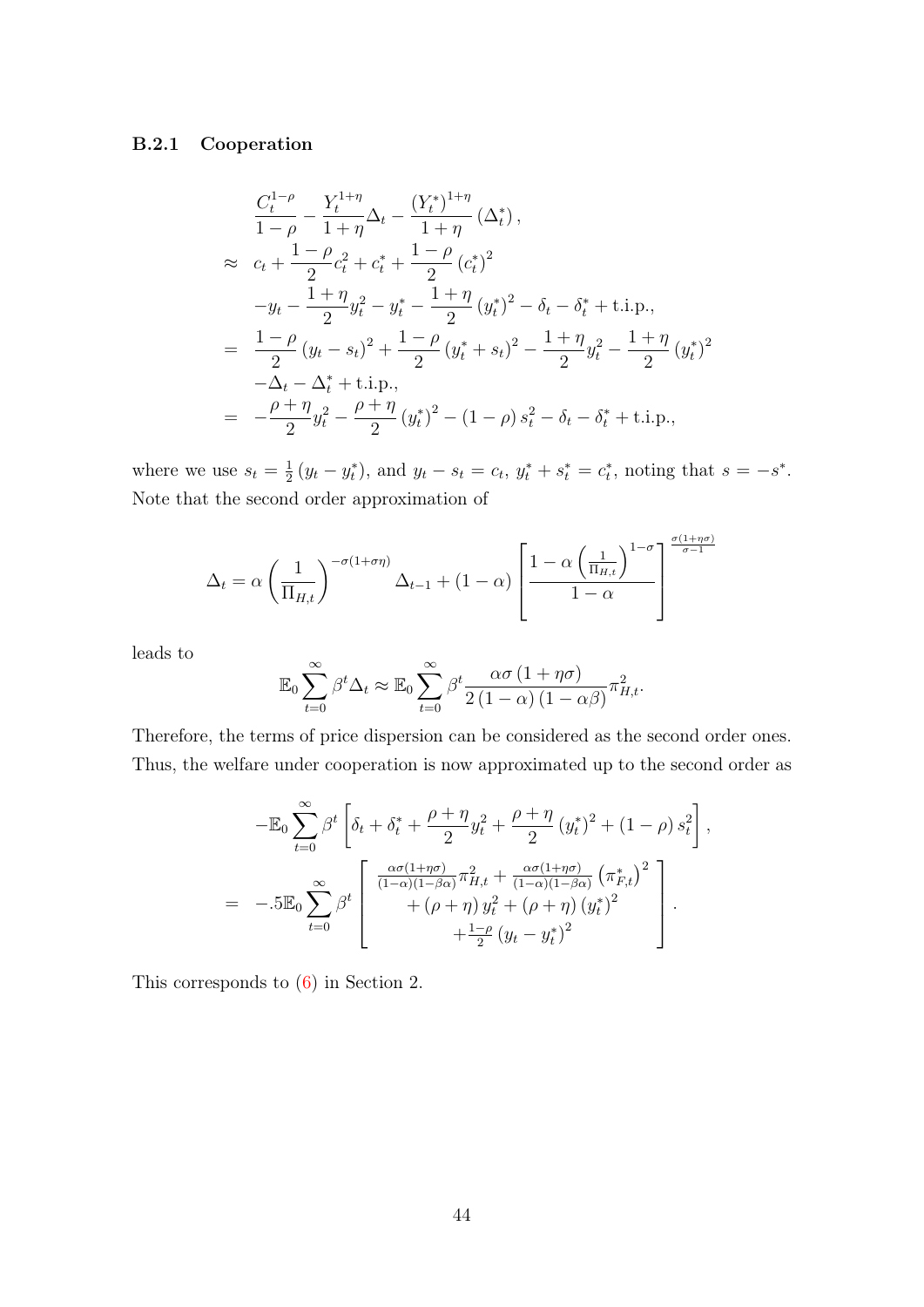### B.2.1 Cooperation

$$
\begin{aligned}
& \frac{C_t^{1-\rho}}{1-\rho} - \frac{Y_t^{1+\eta}}{1+\eta}\Delta_t - \frac{(Y_t^*)^{1+\eta}}{1+\eta}(\Delta_t^*), \\
\approx\; & c_t + \frac{1-\rho}{2}c_t^2 + c_t^* + \frac{1-\rho}{2}(c_t^*)^2 \\
& -y_t - \frac{1+\eta}{2}y_t^2 - y_t^* - \frac{1+\eta}{2}(y_t^*)^2 - \delta_t - \delta_t^* + \text{t.i.p.}, \\
=\; & \frac{1-\rho}{2}(y_t - s_t)^2 + \frac{1-\rho}{2}(y_t^* + s_t)^2 - \frac{1+\eta}{2}y_t^2 - \frac{1+\eta}{2}(y_t^*)^2 \\
& -\Delta_t - \Delta_t^* + \text{t.i.p.}, \\
=\; & -\frac{\rho+\eta}{2}y_t^2 - \frac{\rho+\eta}{2}(y_t^*)^2 - (1-\rho)s_t^2 - \delta_t - \delta_t^* + \text{t.i.p.},
\end{aligned}
$$

where we use $s_t = \frac{1}{2}(y_t - y_t^*)$, and $y_t - s_t = c_t$, $y_t^* + s_t^* = c_t^*$, noting that $s = -s^*$. Note that the second order approximation of

$$
\Delta_t = \alpha\left(\frac{1}{\Pi_{H,t}}\right)^{-\sigma(1+\sigma\eta)}\Delta_{t-1} + (1-\alpha)\left[\frac{1-\alpha\left(\frac{1}{\Pi_{H,t}}\right)^{1-\sigma}}{1-\alpha}\right]^{\frac{\sigma(1+\eta\sigma)}{\sigma-1}}
$$

leads to

$$
\mathbb{E}_0\sum_{t=0}^{\infty}\beta^t\Delta_t \approx \mathbb{E}_0\sum_{t=0}^{\infty}\beta^t\frac{\alpha\sigma(1+\eta\sigma)}{2(1-\alpha)(1-\alpha\beta)}\pi_{H,t}^2.
$$

Therefore, the terms of price dispersion can be considered as the second order ones. Thus, the welfare under cooperation is now approximated up to the second order as

$$
\begin{aligned}
& -\mathbb{E}_0\sum_{t=0}^{\infty}\beta^t\left[\delta_t + \delta_t^* + \frac{\rho+\eta}{2}y_t^2 + \frac{\rho+\eta}{2}(y_t^*)^2 + (1-\rho)s_t^2\right], \\
=\; & -.5\mathbb{E}_0\sum_{t=0}^{\infty}\beta^t\left[\begin{array}{c}\frac{\alpha\sigma(1+\eta\sigma)}{(1-\alpha)(1-\beta\alpha)}\pi_{H,t}^2 + \frac{\alpha\sigma(1+\eta\sigma)}{(1-\alpha)(1-\beta\alpha)}\left(\pi_{F,t}^*\right)^2 \\ +(\rho+\eta)y_t^2 + (\rho+\eta)(y_t^*)^2 \\ +\frac{1-\rho}{2}(y_t - y_t^*)^2\end{array}\right].
\end{aligned}
$$

This corresponds to (6) in Section 2.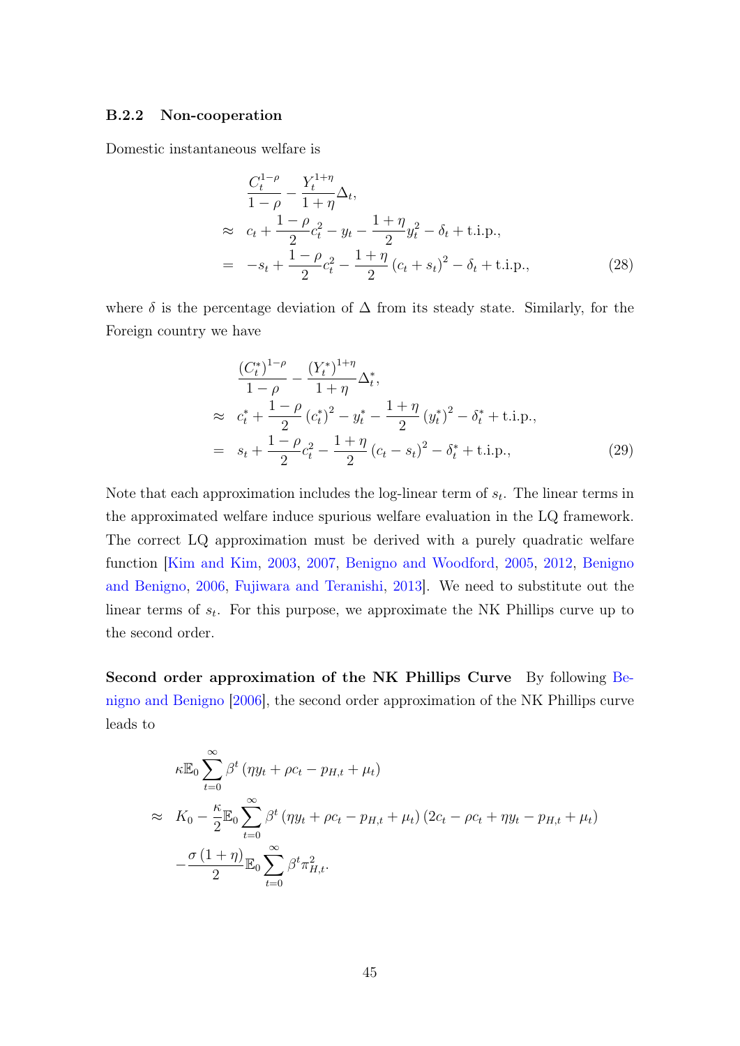### B.2.2 Non-cooperation

Domestic instantaneous welfare is

$$
\begin{aligned}
& \frac{C_t^{1-\rho}}{1-\rho} - \frac{Y_t^{1+\eta}}{1+\eta}\Delta_t, \\
\approx\ & c_t + \frac{1-\rho}{2}c_t^2 - y_t - \frac{1+\eta}{2}y_t^2 - \delta_t + \text{t.i.p.}, \\
=\ & -s_t + \frac{1-\rho}{2}c_t^2 - \frac{1+\eta}{2}\left(c_t + s_t\right)^2 - \delta_t + \text{t.i.p.},
\end{aligned} \tag{28}
$$

where $\delta$ is the percentage deviation of $\Delta$ from its steady state. Similarly, for the Foreign country we have

$$
\begin{aligned}
& \frac{(C_t^*)^{1-\rho}}{1-\rho} - \frac{(Y_t^*)^{1+\eta}}{1+\eta}\Delta_t^*, \\
\approx\ & c_t^* + \frac{1-\rho}{2}\left(c_t^*\right)^2 - y_t^* - \frac{1+\eta}{2}\left(y_t^*\right)^2 - \delta_t^* + \text{t.i.p.}, \\
=\ & s_t + \frac{1-\rho}{2}c_t^2 - \frac{1+\eta}{2}\left(c_t - s_t\right)^2 - \delta_t^* + \text{t.i.p.},
\end{aligned} \tag{29}
$$

Note that each approximation includes the log-linear term of $s_t$. The linear terms in the approximated welfare induce spurious welfare evaluation in the LQ framework. The correct LQ approximation must be derived with a purely quadratic welfare function [Kim and Kim, 2003, 2007, Benigno and Woodford, 2005, 2012, Benigno and Benigno, 2006, Fujiwara and Teranishi, 2013]. We need to substitute out the linear terms of $s_t$. For this purpose, we approximate the NK Phillips curve up to the second order.

**Second order approximation of the NK Phillips Curve** By following Benigno and Benigno [2006], the second order approximation of the NK Phillips curve leads to

$$
\begin{aligned}
& \kappa \mathbb{E}_0 \sum_{t=0}^{\infty} \beta^t \left(\eta y_t + \rho c_t - p_{H,t} + \mu_t\right) \\
\approx\ & K_0 - \frac{\kappa}{2}\mathbb{E}_0 \sum_{t=0}^{\infty} \beta^t \left(\eta y_t + \rho c_t - p_{H,t} + \mu_t\right)\left(2c_t - \rho c_t + \eta y_t - p_{H,t} + \mu_t\right) \\
& - \frac{\sigma(1+\eta)}{2}\mathbb{E}_0 \sum_{t=0}^{\infty} \beta^t \pi_{H,t}^2.
\end{aligned}
$$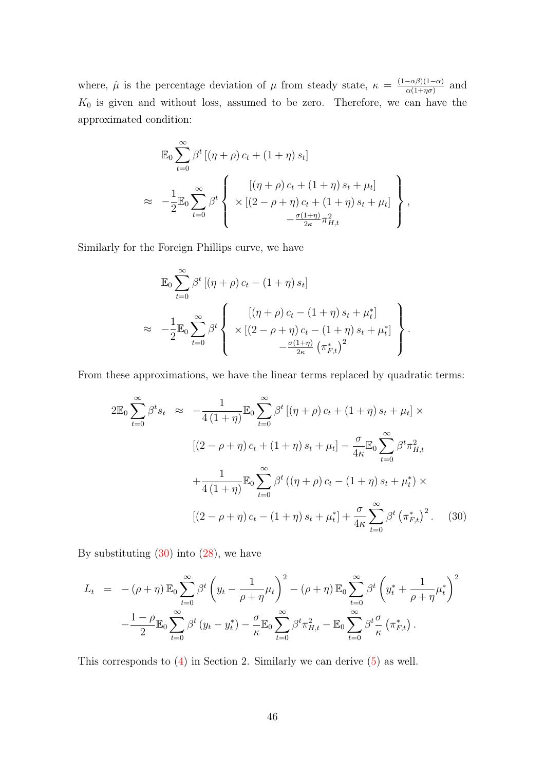where, $\hat{\mu}$ is the percentage deviation of $\mu$ from steady state, $\kappa = \frac{(1-\alpha\beta)(1-\alpha)}{\alpha(1+\eta\sigma)}$ and $K_0$ is given and without loss, assumed to be zero. Therefore, we can have the approximated condition:

$$
\begin{aligned}
& \mathbb{E}_0 \sum_{t=0}^{\infty} \beta^t \left[ (\eta + \rho) c_t + (1+\eta) s_t \right] \\
\approx \quad & -\frac{1}{2} \mathbb{E}_0 \sum_{t=0}^{\infty} \beta^t \left\{ \begin{array}{c} \left[ (\eta + \rho) c_t + (1+\eta) s_t + \mu_t \right] \\ \times \left[ (2 - \rho + \eta) c_t + (1+\eta) s_t + \mu_t \right] \\ -\frac{\sigma(1+\eta)}{2\kappa} \pi_{H,t}^2 \end{array} \right\},
\end{aligned}
$$

Similarly for the Foreign Phillips curve, we have

$$
\begin{aligned}
& \mathbb{E}_0 \sum_{t=0}^{\infty} \beta^t \left[ (\eta + \rho) c_t - (1+\eta) s_t \right] \\
\approx \quad & -\frac{1}{2} \mathbb{E}_0 \sum_{t=0}^{\infty} \beta^t \left\{ \begin{array}{c} \left[ (\eta + \rho) c_t - (1+\eta) s_t + \mu_t^* \right] \\ \times \left[ (2 - \rho + \eta) c_t - (1+\eta) s_t + \mu_t^* \right] \\ -\frac{\sigma(1+\eta)}{2\kappa} \left( \pi_{F,t}^* \right)^2 \end{array} \right\}.
\end{aligned}
$$

From these approximations, we have the linear terms replaced by quadratic terms:

$$
\begin{aligned}
2\mathbb{E}_0 \sum_{t=0}^{\infty} \beta^t s_t \quad \approx \quad & -\frac{1}{4(1+\eta)} \mathbb{E}_0 \sum_{t=0}^{\infty} \beta^t \left[ (\eta + \rho) c_t + (1+\eta) s_t + \mu_t \right] \times \\
& \left[ (2 - \rho + \eta) c_t + (1+\eta) s_t + \mu_t \right] - \frac{\sigma}{4\kappa} \mathbb{E}_0 \sum_{t=0}^{\infty} \beta^t \pi_{H,t}^2 \\
& + \frac{1}{4(1+\eta)} \mathbb{E}_0 \sum_{t=0}^{\infty} \beta^t \left( (\eta + \rho) c_t - (1+\eta) s_t + \mu_t^* \right) \times \\
& \left[ (2 - \rho + \eta) c_t - (1+\eta) s_t + \mu_t^* \right] + \frac{\sigma}{4\kappa} \sum_{t=0}^{\infty} \beta^t \left( \pi_{F,t}^* \right)^2 . \qquad (30)
\end{aligned}
$$

By substituting (30) into (28), we have

$$
\begin{aligned}
L_t \quad = \quad & -(\rho + \eta) \mathbb{E}_0 \sum_{t=0}^{\infty} \beta^t \left( y_t - \frac{1}{\rho + \eta} \mu_t \right)^2 - (\rho + \eta) \mathbb{E}_0 \sum_{t=0}^{\infty} \beta^t \left( y_t^* + \frac{1}{\rho + \eta} \mu_t^* \right)^2 \\
& - \frac{1 - \rho}{2} \mathbb{E}_0 \sum_{t=0}^{\infty} \beta^t \left( y_t - y_t^* \right) - \frac{\sigma}{\kappa} \mathbb{E}_0 \sum_{t=0}^{\infty} \beta^t \pi_{H,t}^2 - \mathbb{E}_0 \sum_{t=0}^{\infty} \beta^t \frac{\sigma}{\kappa} \left( \pi_{F,t}^* \right) .
\end{aligned}
$$

This corresponds to (4) in Section 2. Similarly we can derive (5) as well.